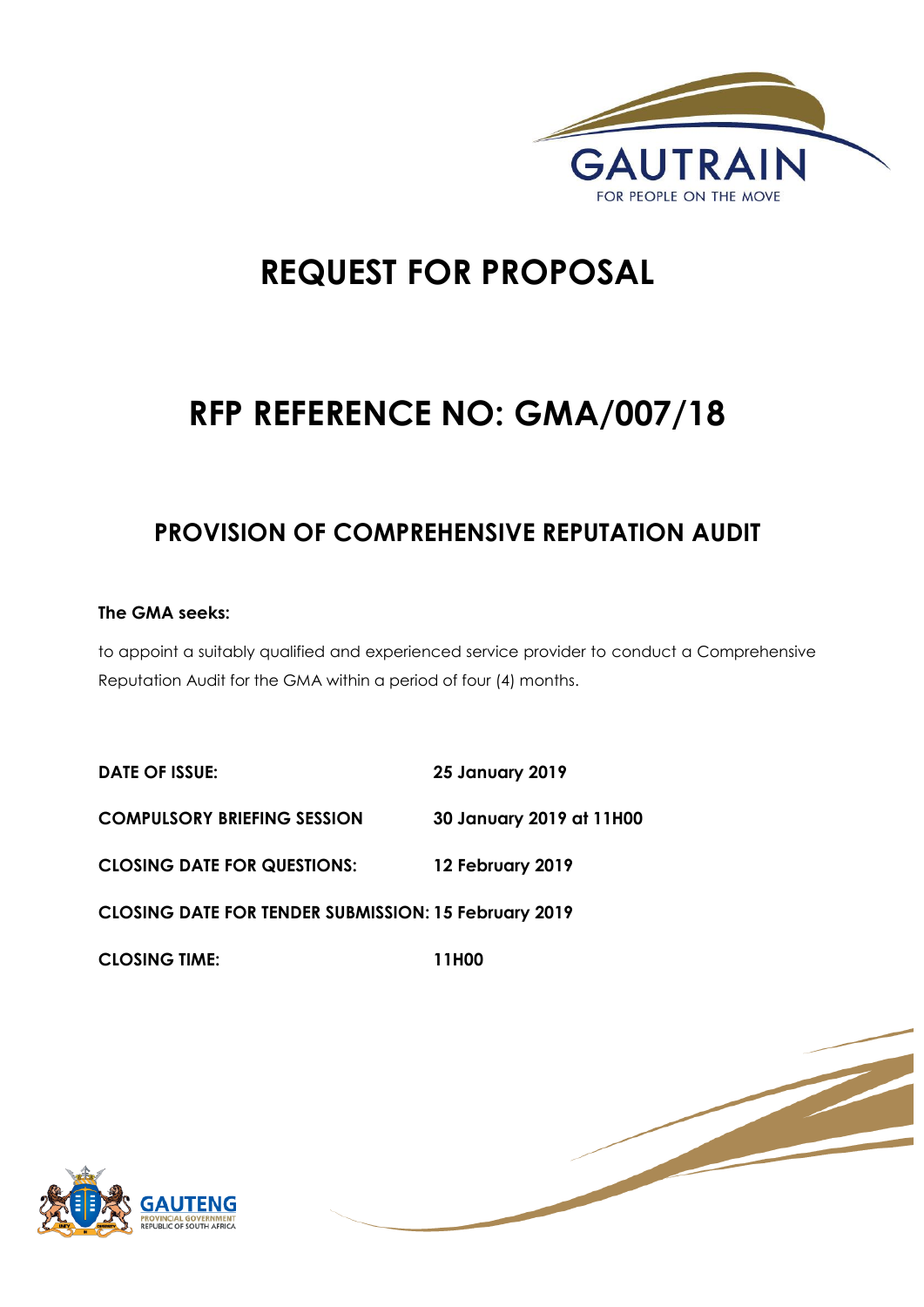GAUTRAIN

FOR PEOPLE ON THE MOVE

# REQUEST FOR PROPOSAL

# RFP REFERENCE NO: GMA/007/18

## PROVISION OF COMPREHENSIVE REPUTATION AUDIT

**The GMA seeks:**

to appoint a suitably qualified and experienced service provider to conduct a Comprehensive Reputation Audit for the GMA within a period of four (4) months.

| | |
|---|---|
| **DATE OF ISSUE:** | **25 January 2019** |
| **COMPULSORY BRIEFING SESSION** | **30 January 2019 at 11H00** |
| **CLOSING DATE FOR QUESTIONS:** | **12 February 2019** |
| **CLOSING DATE FOR TENDER SUBMISSION:** | **15 February 2019** |
| **CLOSING TIME:** | **11H00** |

GAUTENG PROVINCIAL GOVERNMENT

REPUBLIC OF SOUTH AFRICA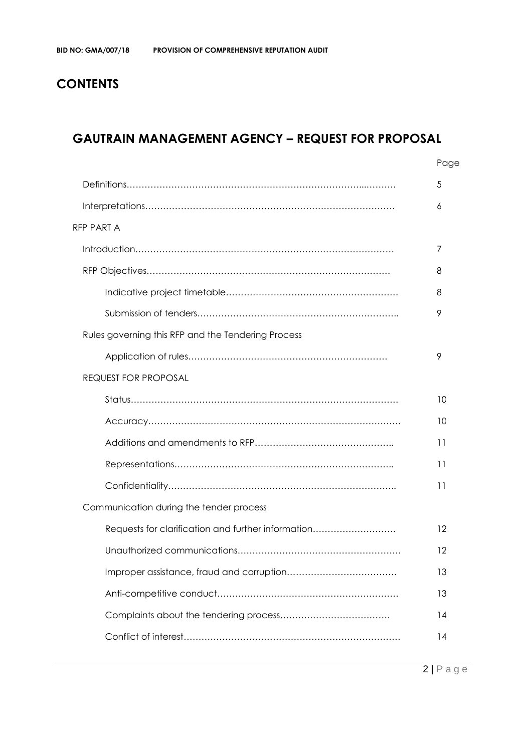# CONTENTS

## GAUTRAIN MANAGEMENT AGENCY – REQUEST FOR PROPOSAL

| | Page |
|---|---|
| Definitions | 5 |
| Interpretations | 6 |
| RFP PART A | |
| Introduction | 7 |
| RFP Objectives | 8 |
| Indicative project timetable | 8 |
| Submission of tenders | 9 |
| Rules governing this RFP and the Tendering Process | |
| Application of rules | 9 |
| REQUEST FOR PROPOSAL | |
| Status | 10 |
| Accuracy | 10 |
| Additions and amendments to RFP | 11 |
| Representations | 11 |
| Confidentiality | 11 |
| Communication during the tender process | |
| Requests for clarification and further information | 12 |
| Unauthorized communications | 12 |
| Improper assistance, fraud and corruption | 13 |
| Anti-competitive conduct | 13 |
| Complaints about the tendering process | 14 |
| Conflict of interest | 14 |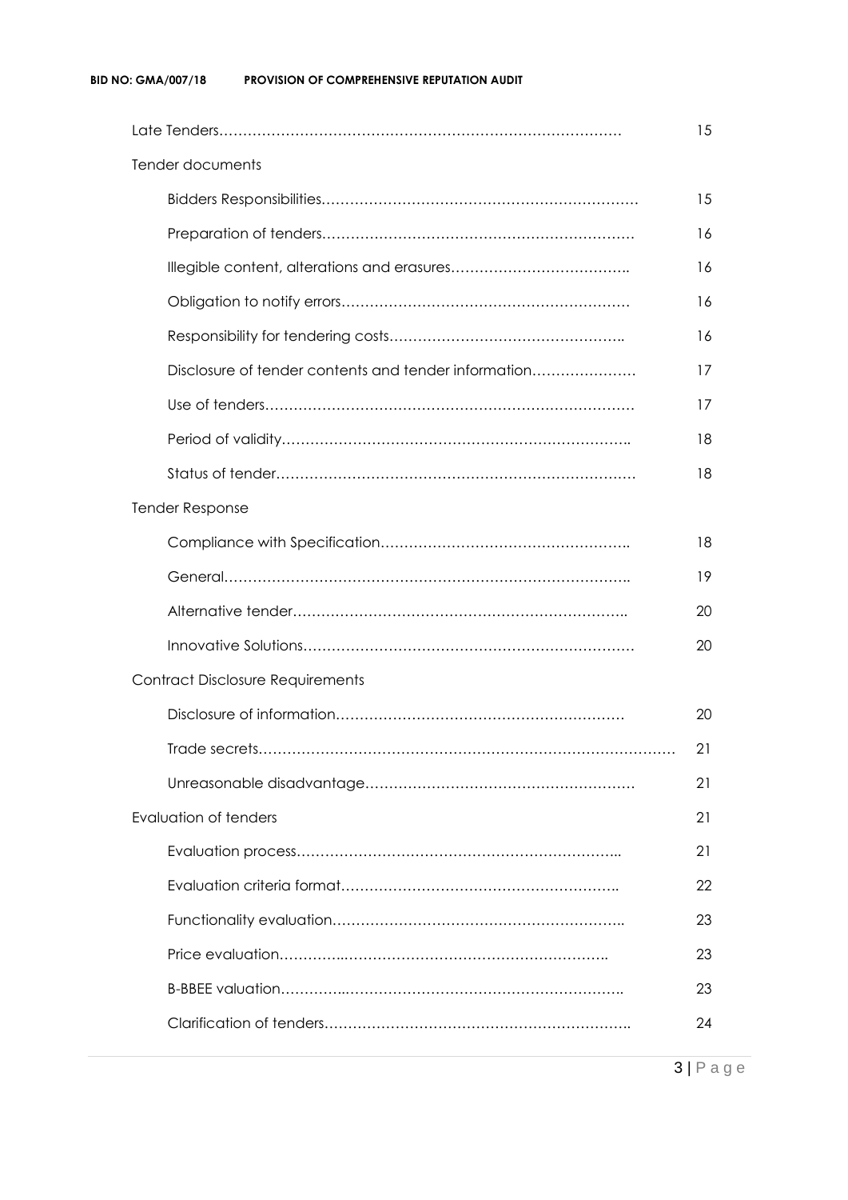| | |
|---|---|
| Late Tenders………………………………………………………………………… | 15 |
| Tender documents | |
| Bidders Responsibilities………………………………………………………… | 15 |
| Preparation of tenders………………………………………………………… | 16 |
| Illegible content, alterations and erasures……………………………….. | 16 |
| Obligation to notify errors…………………………………………………… | 16 |
| Responsibility for tendering costs………………………………………….. | 16 |
| Disclosure of tender contents and tender information…………………. | 17 |
| Use of tenders…………………………………………………………………. | 17 |
| Period of validity……………………………………………………………….. | 18 |
| Status of tender………………………………………………………………… | 18 |
| Tender Response | |
| Compliance with Specification…………………………………………….. | 18 |
| General………………………………………………………………………….. | 19 |
| Alternative tender…………………………………………………………….. | 20 |
| Innovative Solutions…………………………………………………………… | 20 |
| Contract Disclosure Requirements | |
| Disclosure of information…………………………………………………… | 20 |
| Trade secrets…………………………………………………………………………… | 21 |
| Unreasonable disadvantage……………………………………………….. | 21 |
| Evaluation of tenders | 21 |
| Evaluation process………………………………………………………….. | 21 |
| Evaluation criteria format………………………………………………….. | 22 |
| Functionality evaluation…………………………………………………….. | 23 |
| Price evaluation…………..………………………………………………….. | 23 |
| B-BBEE valuation…………..…………………………………………………….. | 23 |
| Clarification of tenders……………………………………………………….. | 24 |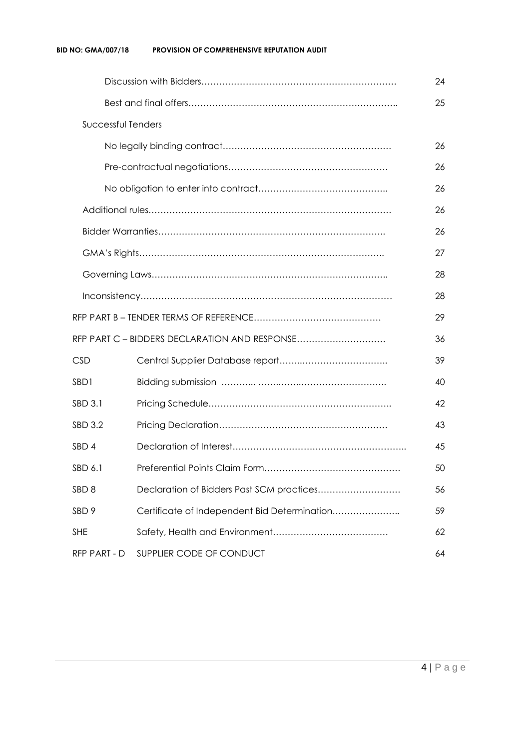| | | |
|---|---|---|
| | Discussion with Bidders………………………………………………………… | 24 |
| | Best and final offers…………………………………………………………….. | 25 |
| Successful Tenders | | |
| | No legally binding contract………………………………………………… | 26 |
| | Pre-contractual negotiations……………………………………………… | 26 |
| | No obligation to enter into contract…………………………………….. | 26 |
| Additional rules………………………………………………………………………… | | 26 |
| Bidder Warranties…………………………………………………………………. | | 26 |
| GMA's Rights……………………………………………………………………….. | | 27 |
| Governing Laws…………………………………………………………………….. | | 28 |
| Inconsistency…………………………………………………………………………… | | 28 |
| RFP PART B – TENDER TERMS OF REFERENCE…………………………………… | | 29 |
| RFP PART C – BIDDERS DECLARATION AND RESPONSE………………………… | | 36 |
| CSD | Central Supplier Database report……..……………………….. | 39 |
| SBD1 | Bidding submission ……….. ……..……..………………………. | 40 |
| SBD 3.1 | Pricing Schedule……………………………………………………. | 42 |
| SBD 3.2 | Pricing Declaration………………………………………………… | 43 |
| SBD 4 | Declaration of Interest………………………………………………….. | 45 |
| SBD 6.1 | Preferential Points Claim Form……………………………………… | 50 |
| SBD 8 | Declaration of Bidders Past SCM practices……………………… | 56 |
| SBD 9 | Certificate of Independent Bid Determination………………….. | 59 |
| SHE | Safety, Health and Environment………………………………… | 62 |
| RFP PART - D | SUPPLIER CODE OF CONDUCT | 64 |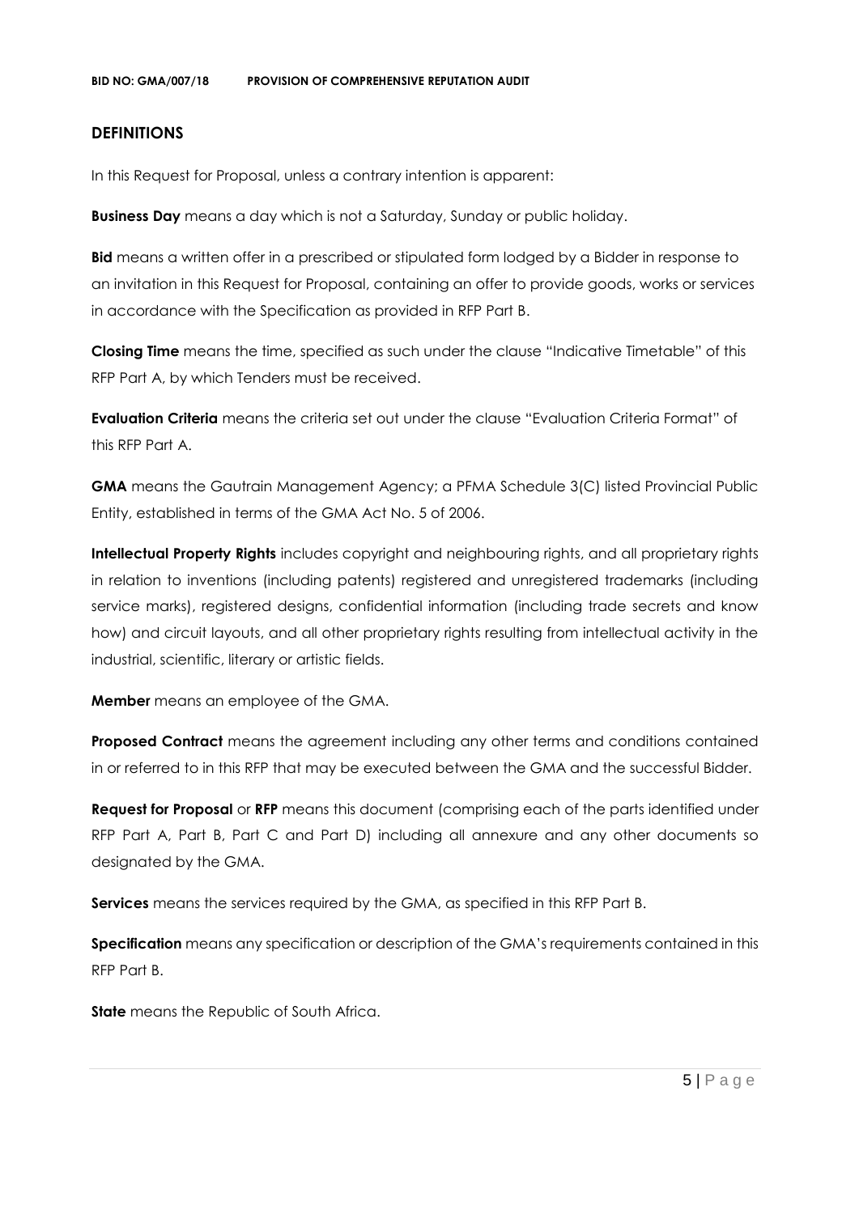## DEFINITIONS

In this Request for Proposal, unless a contrary intention is apparent:

**Business Day** means a day which is not a Saturday, Sunday or public holiday.

**Bid** means a written offer in a prescribed or stipulated form lodged by a Bidder in response to an invitation in this Request for Proposal, containing an offer to provide goods, works or services in accordance with the Specification as provided in RFP Part B.

**Closing Time** means the time, specified as such under the clause "Indicative Timetable" of this RFP Part A, by which Tenders must be received.

**Evaluation Criteria** means the criteria set out under the clause "Evaluation Criteria Format" of this RFP Part A.

**GMA** means the Gautrain Management Agency; a PFMA Schedule 3(C) listed Provincial Public Entity, established in terms of the GMA Act No. 5 of 2006.

**Intellectual Property Rights** includes copyright and neighbouring rights, and all proprietary rights in relation to inventions (including patents) registered and unregistered trademarks (including service marks), registered designs, confidential information (including trade secrets and know how) and circuit layouts, and all other proprietary rights resulting from intellectual activity in the industrial, scientific, literary or artistic fields.

**Member** means an employee of the GMA.

**Proposed Contract** means the agreement including any other terms and conditions contained in or referred to in this RFP that may be executed between the GMA and the successful Bidder.

**Request for Proposal** or **RFP** means this document (comprising each of the parts identified under RFP Part A, Part B, Part C and Part D) including all annexure and any other documents so designated by the GMA.

**Services** means the services required by the GMA, as specified in this RFP Part B.

**Specification** means any specification or description of the GMA's requirements contained in this RFP Part B.

**State** means the Republic of South Africa.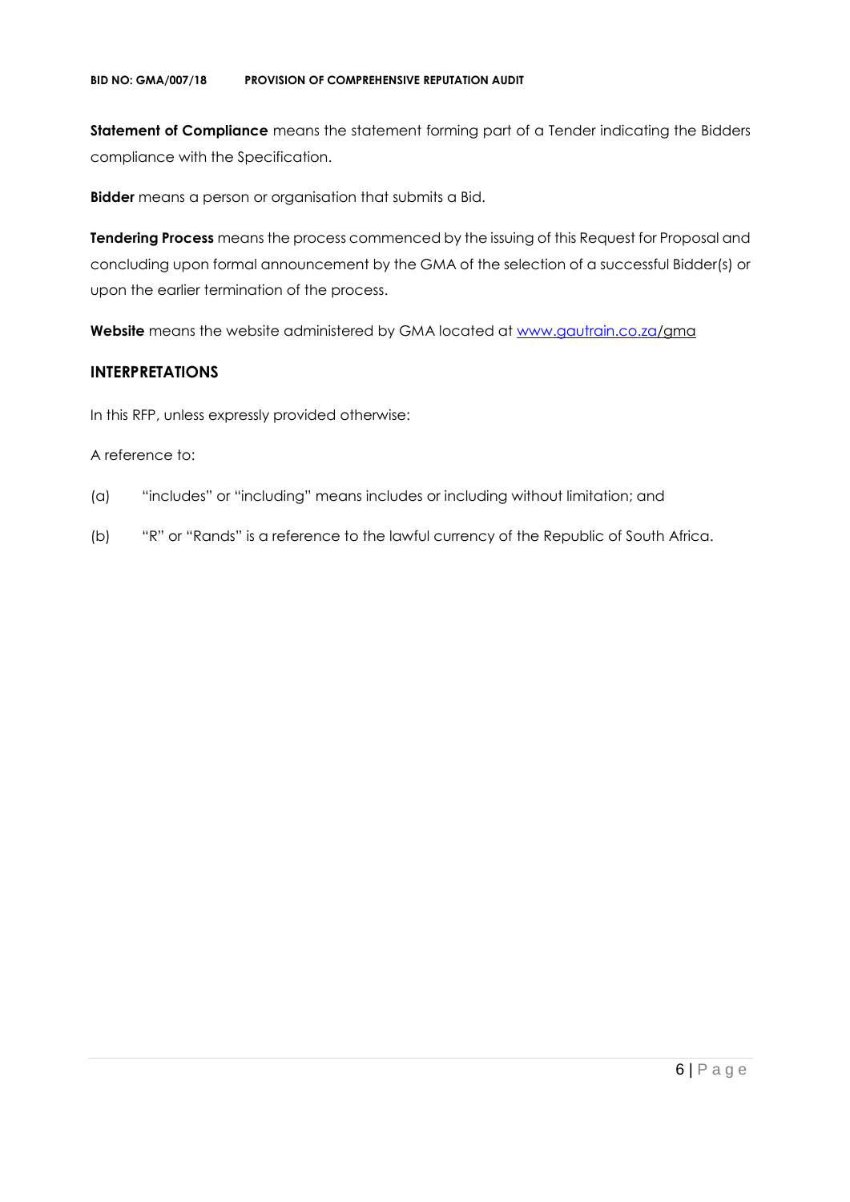**Statement of Compliance** means the statement forming part of a Tender indicating the Bidders compliance with the Specification.

**Bidder** means a person or organisation that submits a Bid.

**Tendering Process** means the process commenced by the issuing of this Request for Proposal and concluding upon formal announcement by the GMA of the selection of a successful Bidder(s) or upon the earlier termination of the process.

**Website** means the website administered by GMA located at www.gautrain.co.za/gma

## INTERPRETATIONS

In this RFP, unless expressly provided otherwise:

A reference to:

(a) "includes" or "including" means includes or including without limitation; and

(b) "R" or "Rands" is a reference to the lawful currency of the Republic of South Africa.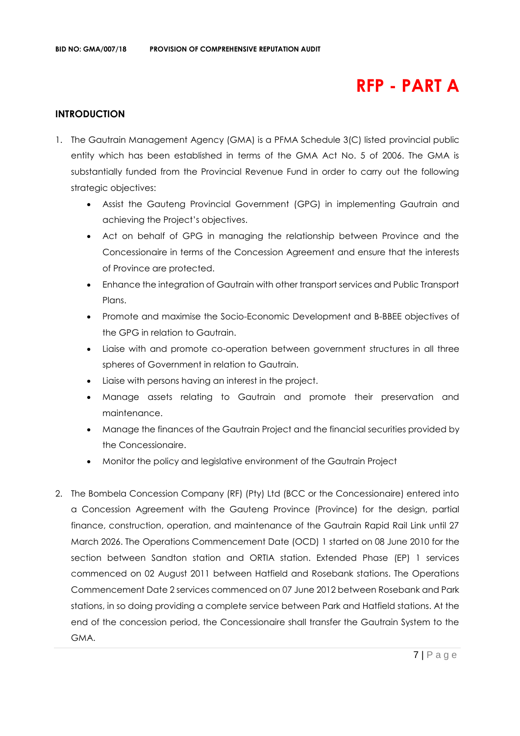# RFP - PART A

## INTRODUCTION

1. The Gautrain Management Agency (GMA) is a PFMA Schedule 3(C) listed provincial public entity which has been established in terms of the GMA Act No. 5 of 2006. The GMA is substantially funded from the Provincial Revenue Fund in order to carry out the following strategic objectives:
   - Assist the Gauteng Provincial Government (GPG) in implementing Gautrain and achieving the Project's objectives.
   - Act on behalf of GPG in managing the relationship between Province and the Concessionaire in terms of the Concession Agreement and ensure that the interests of Province are protected.
   - Enhance the integration of Gautrain with other transport services and Public Transport Plans.
   - Promote and maximise the Socio-Economic Development and B-BBEE objectives of the GPG in relation to Gautrain.
   - Liaise with and promote co-operation between government structures in all three spheres of Government in relation to Gautrain.
   - Liaise with persons having an interest in the project.
   - Manage assets relating to Gautrain and promote their preservation and maintenance.
   - Manage the finances of the Gautrain Project and the financial securities provided by the Concessionaire.
   - Monitor the policy and legislative environment of the Gautrain Project

2. The Bombela Concession Company (RF) (Pty) Ltd (BCC or the Concessionaire) entered into a Concession Agreement with the Gauteng Province (Province) for the design, partial finance, construction, operation, and maintenance of the Gautrain Rapid Rail Link until 27 March 2026. The Operations Commencement Date (OCD) 1 started on 08 June 2010 for the section between Sandton station and ORTIA station. Extended Phase (EP) 1 services commenced on 02 August 2011 between Hatfield and Rosebank stations. The Operations Commencement Date 2 services commenced on 07 June 2012 between Rosebank and Park stations, in so doing providing a complete service between Park and Hatfield stations. At the end of the concession period, the Concessionaire shall transfer the Gautrain System to the GMA.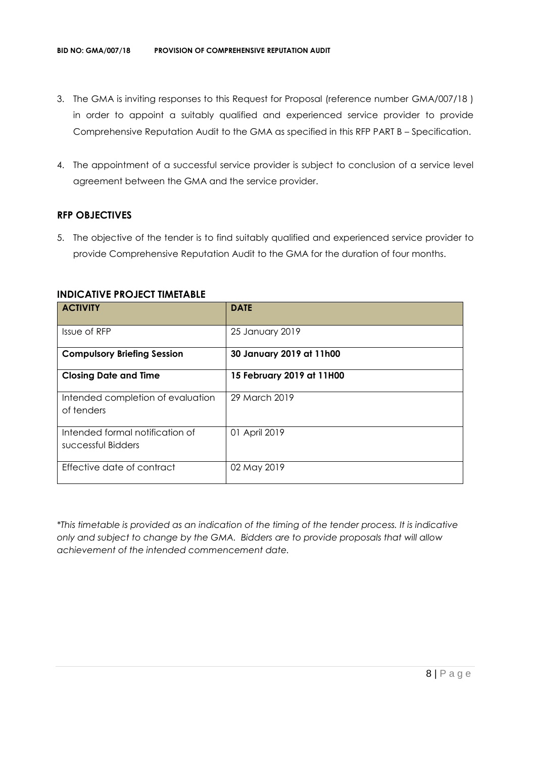3. The GMA is inviting responses to this Request for Proposal (reference number GMA/007/18 ) in order to appoint a suitably qualified and experienced service provider to provide Comprehensive Reputation Audit to the GMA as specified in this RFP PART B – Specification.

4. The appointment of a successful service provider is subject to conclusion of a service level agreement between the GMA and the service provider.

## RFP OBJECTIVES

5. The objective of the tender is to find suitably qualified and experienced service provider to provide Comprehensive Reputation Audit to the GMA for the duration of four months.

## INDICATIVE PROJECT TIMETABLE

| ACTIVITY | DATE |
|---|---|
| Issue of RFP | 25 January 2019 |
| **Compulsory Briefing Session** | **30 January 2019 at 11h00** |
| **Closing Date and Time** | **15 February 2019 at 11H00** |
| Intended completion of evaluation of tenders | 29 March 2019 |
| Intended formal notification of successful Bidders | 01 April 2019 |
| Effective date of contract | 02 May 2019 |

*\*This timetable is provided as an indication of the timing of the tender process. It is indicative only and subject to change by the GMA. Bidders are to provide proposals that will allow achievement of the intended commencement date.*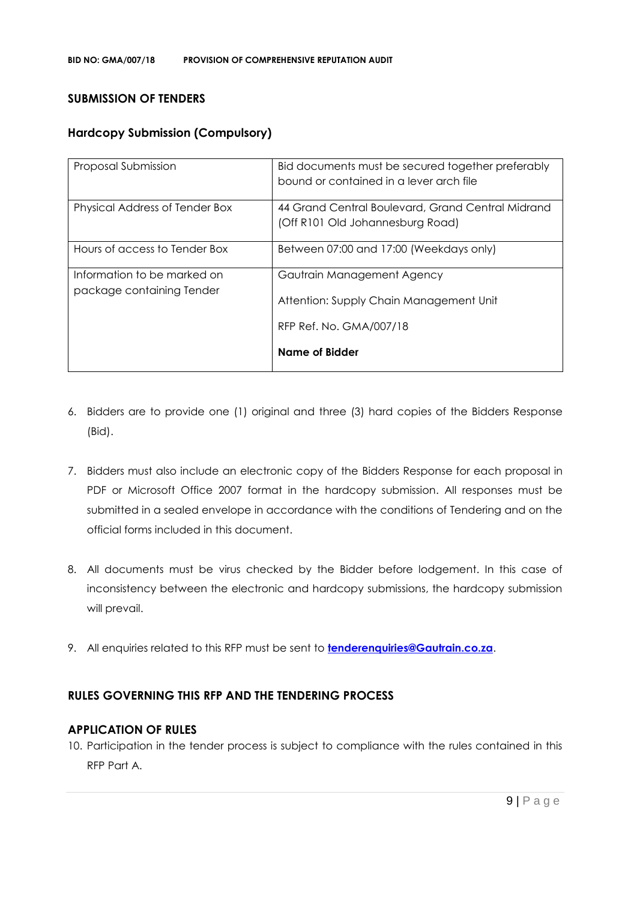## SUBMISSION OF TENDERS

### Hardcopy Submission (Compulsory)

| | |
|---|---|
| Proposal Submission | Bid documents must be secured together preferably bound or contained in a lever arch file |
| Physical Address of Tender Box | 44 Grand Central Boulevard, Grand Central Midrand (Off R101 Old Johannesburg Road) |
| Hours of access to Tender Box | Between 07:00 and 17:00 (Weekdays only) |
| Information to be marked on package containing Tender | Gautrain Management Agency<br><br>Attention: Supply Chain Management Unit<br><br>RFP Ref. No. GMA/007/18<br><br>**Name of Bidder** |

6. Bidders are to provide one (1) original and three (3) hard copies of the Bidders Response (Bid).

7. Bidders must also include an electronic copy of the Bidders Response for each proposal in PDF or Microsoft Office 2007 format in the hardcopy submission. All responses must be submitted in a sealed envelope in accordance with the conditions of Tendering and on the official forms included in this document.

8. All documents must be virus checked by the Bidder before lodgement. In this case of inconsistency between the electronic and hardcopy submissions, the hardcopy submission will prevail.

9. All enquiries related to this RFP must be sent to **tenderenquiries@Gautrain.co.za**.

## RULES GOVERNING THIS RFP AND THE TENDERING PROCESS

### APPLICATION OF RULES

10. Participation in the tender process is subject to compliance with the rules contained in this RFP Part A.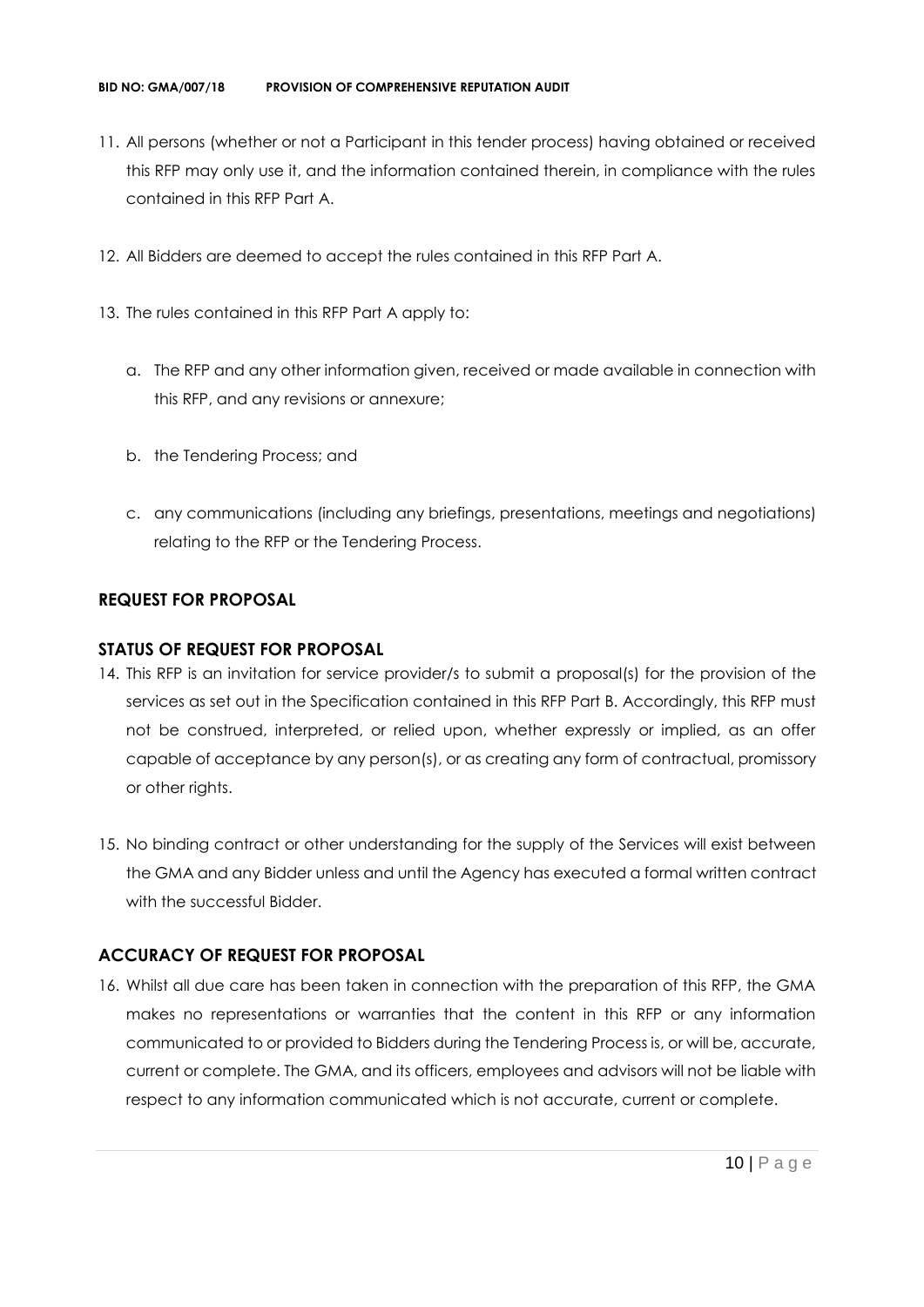11. All persons (whether or not a Participant in this tender process) having obtained or received this RFP may only use it, and the information contained therein, in compliance with the rules contained in this RFP Part A.

12. All Bidders are deemed to accept the rules contained in this RFP Part A.

13. The rules contained in this RFP Part A apply to:

    a. The RFP and any other information given, received or made available in connection with this RFP, and any revisions or annexure;

    b. the Tendering Process; and

    c. any communications (including any briefings, presentations, meetings and negotiations) relating to the RFP or the Tendering Process.

## REQUEST FOR PROPOSAL

### STATUS OF REQUEST FOR PROPOSAL

14. This RFP is an invitation for service provider/s to submit a proposal(s) for the provision of the services as set out in the Specification contained in this RFP Part B. Accordingly, this RFP must not be construed, interpreted, or relied upon, whether expressly or implied, as an offer capable of acceptance by any person(s), or as creating any form of contractual, promissory or other rights.

15. No binding contract or other understanding for the supply of the Services will exist between the GMA and any Bidder unless and until the Agency has executed a formal written contract with the successful Bidder.

### ACCURACY OF REQUEST FOR PROPOSAL

16. Whilst all due care has been taken in connection with the preparation of this RFP, the GMA makes no representations or warranties that the content in this RFP or any information communicated to or provided to Bidders during the Tendering Process is, or will be, accurate, current or complete. The GMA, and its officers, employees and advisors will not be liable with respect to any information communicated which is not accurate, current or complete.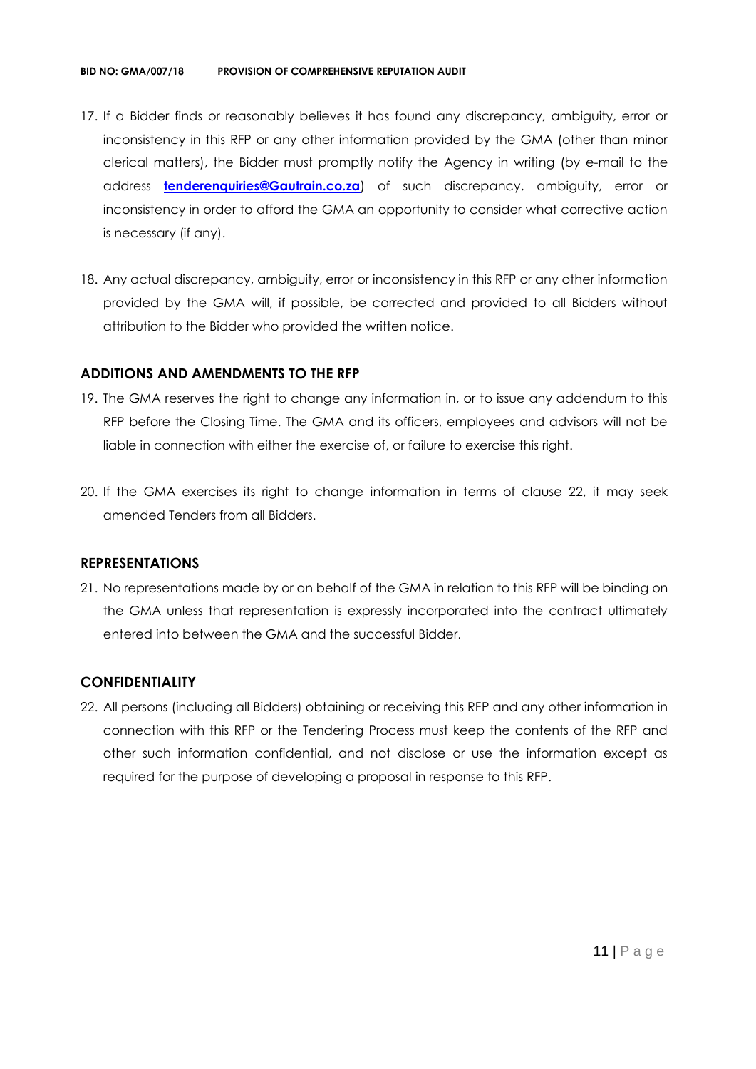17. If a Bidder finds or reasonably believes it has found any discrepancy, ambiguity, error or inconsistency in this RFP or any other information provided by the GMA (other than minor clerical matters), the Bidder must promptly notify the Agency in writing (by e-mail to the address **tenderenquiries@Gautrain.co.za**) of such discrepancy, ambiguity, error or inconsistency in order to afford the GMA an opportunity to consider what corrective action is necessary (if any).

18. Any actual discrepancy, ambiguity, error or inconsistency in this RFP or any other information provided by the GMA will, if possible, be corrected and provided to all Bidders without attribution to the Bidder who provided the written notice.

## ADDITIONS AND AMENDMENTS TO THE RFP

19. The GMA reserves the right to change any information in, or to issue any addendum to this RFP before the Closing Time. The GMA and its officers, employees and advisors will not be liable in connection with either the exercise of, or failure to exercise this right.

20. If the GMA exercises its right to change information in terms of clause 22, it may seek amended Tenders from all Bidders.

## REPRESENTATIONS

21. No representations made by or on behalf of the GMA in relation to this RFP will be binding on the GMA unless that representation is expressly incorporated into the contract ultimately entered into between the GMA and the successful Bidder.

## CONFIDENTIALITY

22. All persons (including all Bidders) obtaining or receiving this RFP and any other information in connection with this RFP or the Tendering Process must keep the contents of the RFP and other such information confidential, and not disclose or use the information except as required for the purpose of developing a proposal in response to this RFP.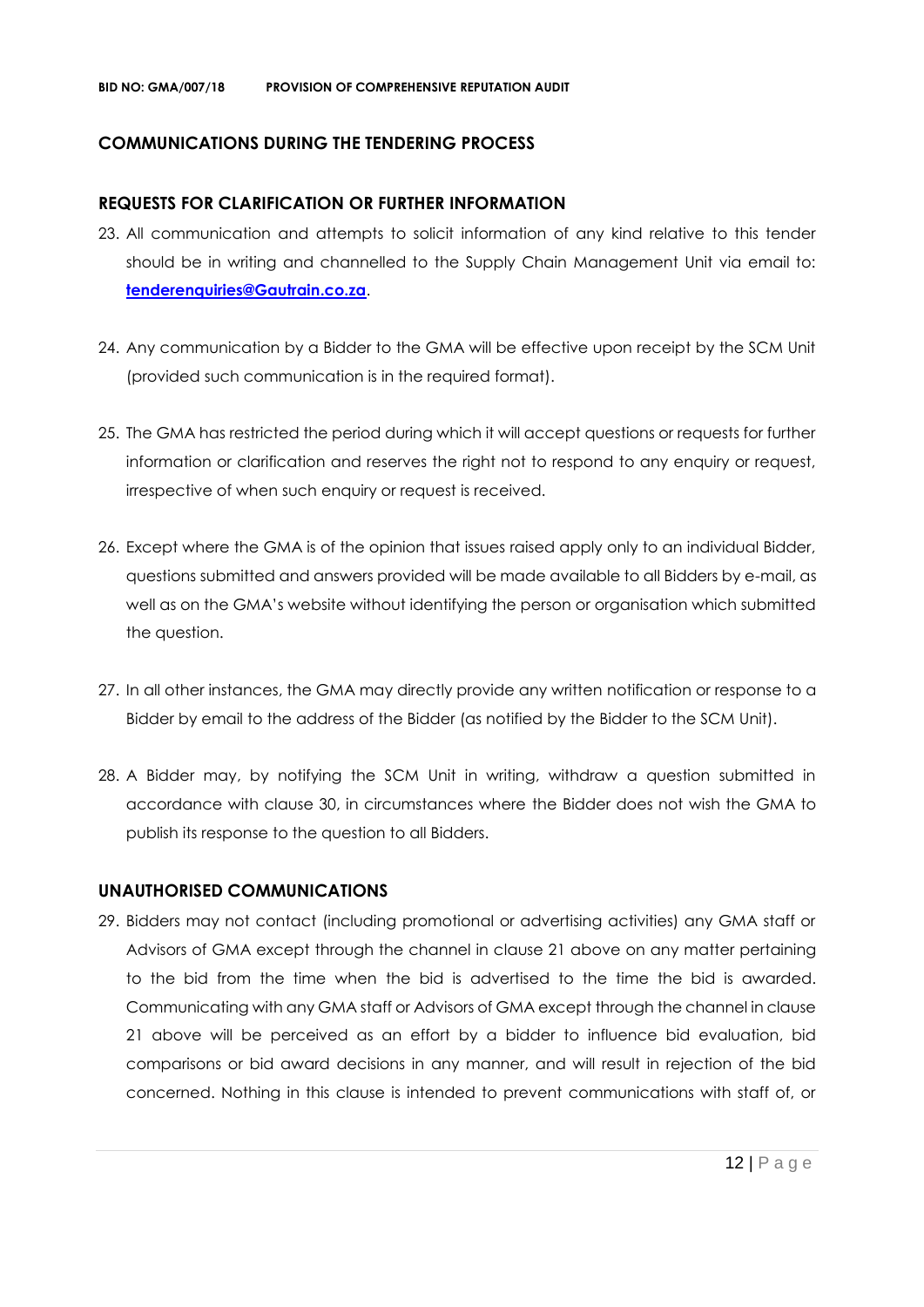## COMMUNICATIONS DURING THE TENDERING PROCESS

### REQUESTS FOR CLARIFICATION OR FURTHER INFORMATION

23. All communication and attempts to solicit information of any kind relative to this tender should be in writing and channelled to the Supply Chain Management Unit via email to: **tenderenquiries@Gautrain.co.za**.

24. Any communication by a Bidder to the GMA will be effective upon receipt by the SCM Unit (provided such communication is in the required format).

25. The GMA has restricted the period during which it will accept questions or requests for further information or clarification and reserves the right not to respond to any enquiry or request, irrespective of when such enquiry or request is received.

26. Except where the GMA is of the opinion that issues raised apply only to an individual Bidder, questions submitted and answers provided will be made available to all Bidders by e-mail, as well as on the GMA's website without identifying the person or organisation which submitted the question.

27. In all other instances, the GMA may directly provide any written notification or response to a Bidder by email to the address of the Bidder (as notified by the Bidder to the SCM Unit).

28. A Bidder may, by notifying the SCM Unit in writing, withdraw a question submitted in accordance with clause 30, in circumstances where the Bidder does not wish the GMA to publish its response to the question to all Bidders.

### UNAUTHORISED COMMUNICATIONS

29. Bidders may not contact (including promotional or advertising activities) any GMA staff or Advisors of GMA except through the channel in clause 21 above on any matter pertaining to the bid from the time when the bid is advertised to the time the bid is awarded. Communicating with any GMA staff or Advisors of GMA except through the channel in clause 21 above will be perceived as an effort by a bidder to influence bid evaluation, bid comparisons or bid award decisions in any manner, and will result in rejection of the bid concerned. Nothing in this clause is intended to prevent communications with staff of, or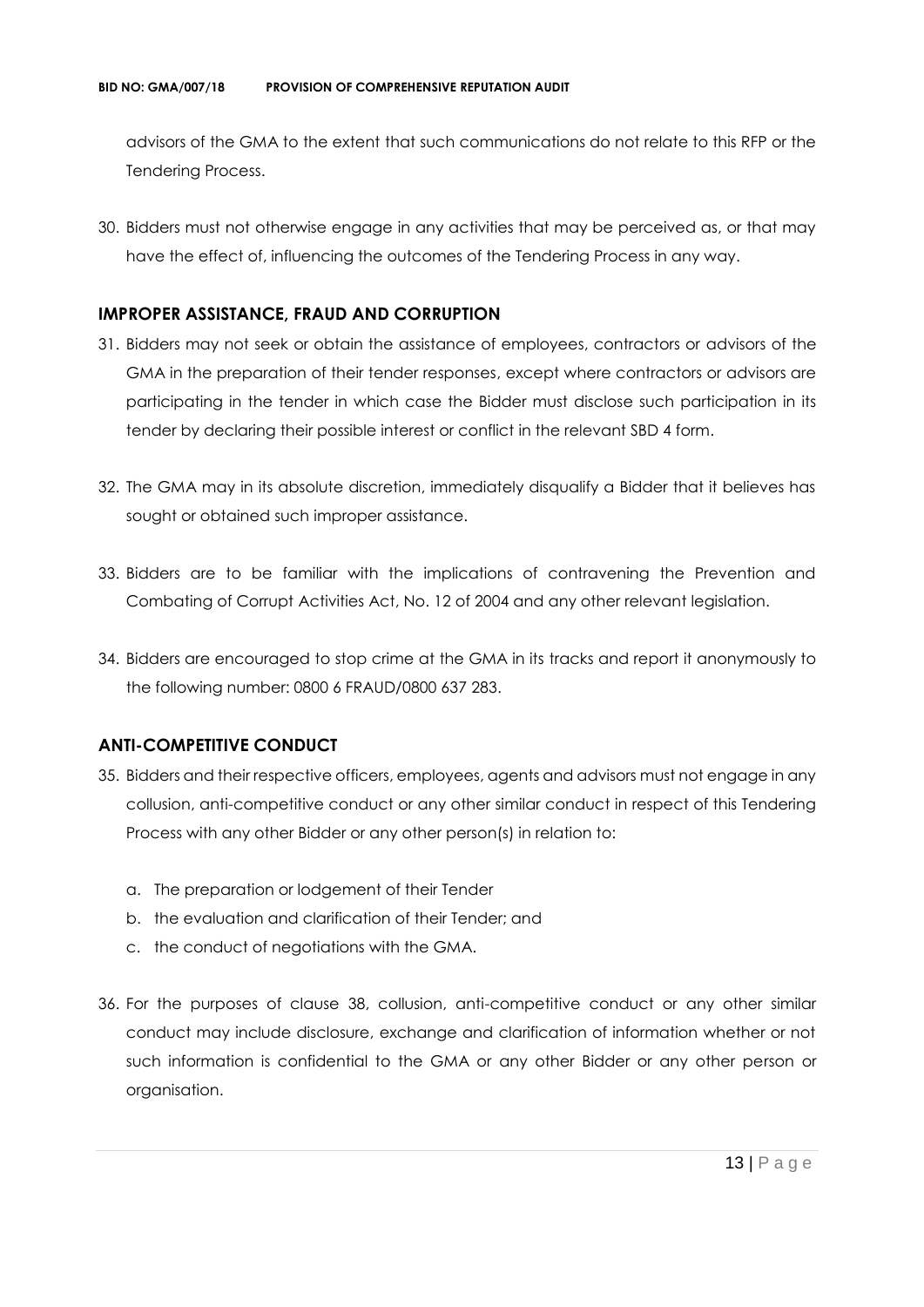advisors of the GMA to the extent that such communications do not relate to this RFP or the Tendering Process.

30. Bidders must not otherwise engage in any activities that may be perceived as, or that may have the effect of, influencing the outcomes of the Tendering Process in any way.

## IMPROPER ASSISTANCE, FRAUD AND CORRUPTION

31. Bidders may not seek or obtain the assistance of employees, contractors or advisors of the GMA in the preparation of their tender responses, except where contractors or advisors are participating in the tender in which case the Bidder must disclose such participation in its tender by declaring their possible interest or conflict in the relevant SBD 4 form.

32. The GMA may in its absolute discretion, immediately disqualify a Bidder that it believes has sought or obtained such improper assistance.

33. Bidders are to be familiar with the implications of contravening the Prevention and Combating of Corrupt Activities Act, No. 12 of 2004 and any other relevant legislation.

34. Bidders are encouraged to stop crime at the GMA in its tracks and report it anonymously to the following number: 0800 6 FRAUD/0800 637 283.

## ANTI-COMPETITIVE CONDUCT

35. Bidders and their respective officers, employees, agents and advisors must not engage in any collusion, anti-competitive conduct or any other similar conduct in respect of this Tendering Process with any other Bidder or any other person(s) in relation to:

    a. The preparation or lodgement of their Tender
    b. the evaluation and clarification of their Tender; and
    c. the conduct of negotiations with the GMA.

36. For the purposes of clause 38, collusion, anti-competitive conduct or any other similar conduct may include disclosure, exchange and clarification of information whether or not such information is confidential to the GMA or any other Bidder or any other person or organisation.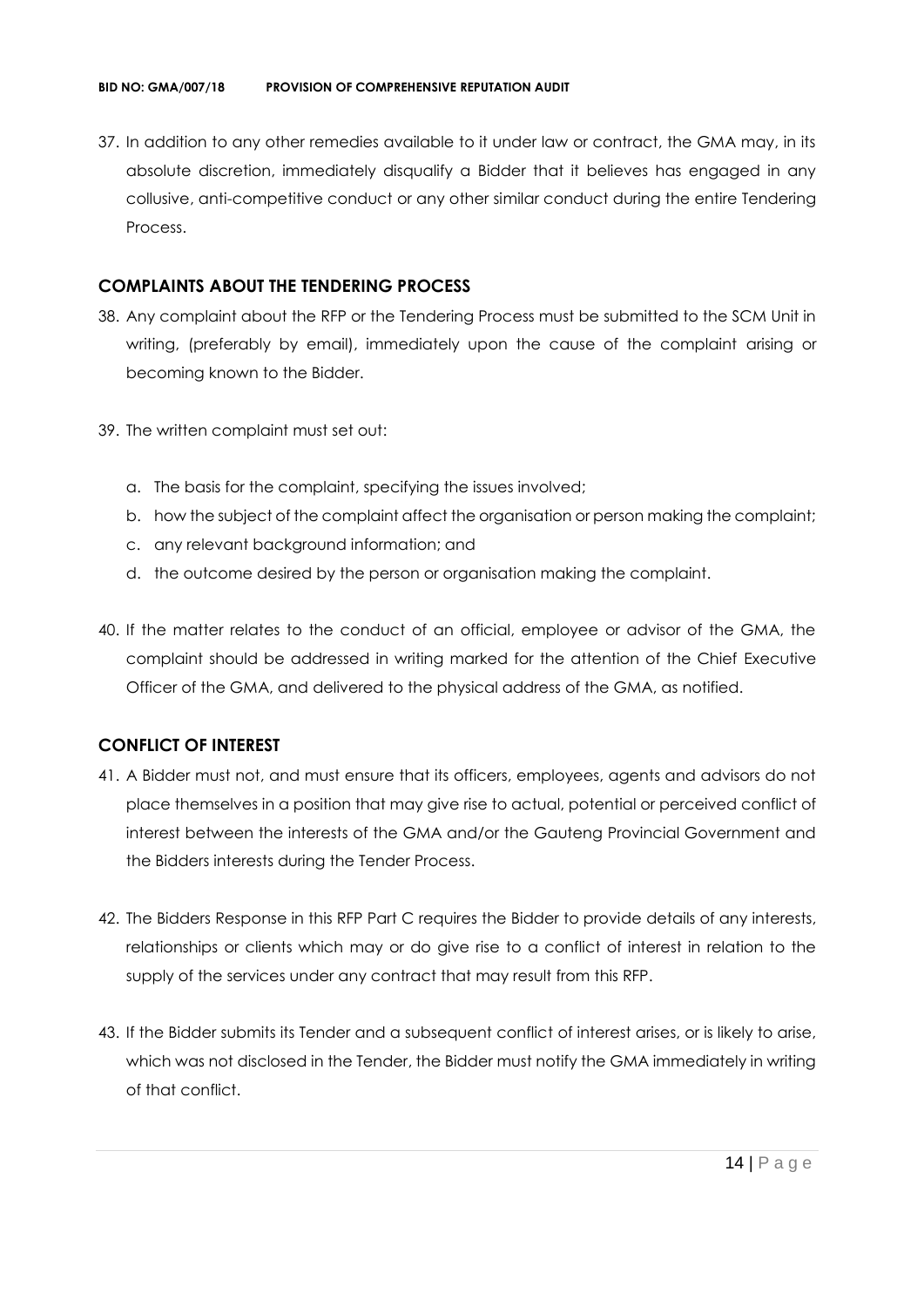37. In addition to any other remedies available to it under law or contract, the GMA may, in its absolute discretion, immediately disqualify a Bidder that it believes has engaged in any collusive, anti-competitive conduct or any other similar conduct during the entire Tendering Process.

## COMPLAINTS ABOUT THE TENDERING PROCESS

38. Any complaint about the RFP or the Tendering Process must be submitted to the SCM Unit in writing, (preferably by email), immediately upon the cause of the complaint arising or becoming known to the Bidder.

39. The written complaint must set out:

    a. The basis for the complaint, specifying the issues involved;
    b. how the subject of the complaint affect the organisation or person making the complaint;
    c. any relevant background information; and
    d. the outcome desired by the person or organisation making the complaint.

40. If the matter relates to the conduct of an official, employee or advisor of the GMA, the complaint should be addressed in writing marked for the attention of the Chief Executive Officer of the GMA, and delivered to the physical address of the GMA, as notified.

## CONFLICT OF INTEREST

41. A Bidder must not, and must ensure that its officers, employees, agents and advisors do not place themselves in a position that may give rise to actual, potential or perceived conflict of interest between the interests of the GMA and/or the Gauteng Provincial Government and the Bidders interests during the Tender Process.

42. The Bidders Response in this RFP Part C requires the Bidder to provide details of any interests, relationships or clients which may or do give rise to a conflict of interest in relation to the supply of the services under any contract that may result from this RFP.

43. If the Bidder submits its Tender and a subsequent conflict of interest arises, or is likely to arise, which was not disclosed in the Tender, the Bidder must notify the GMA immediately in writing of that conflict.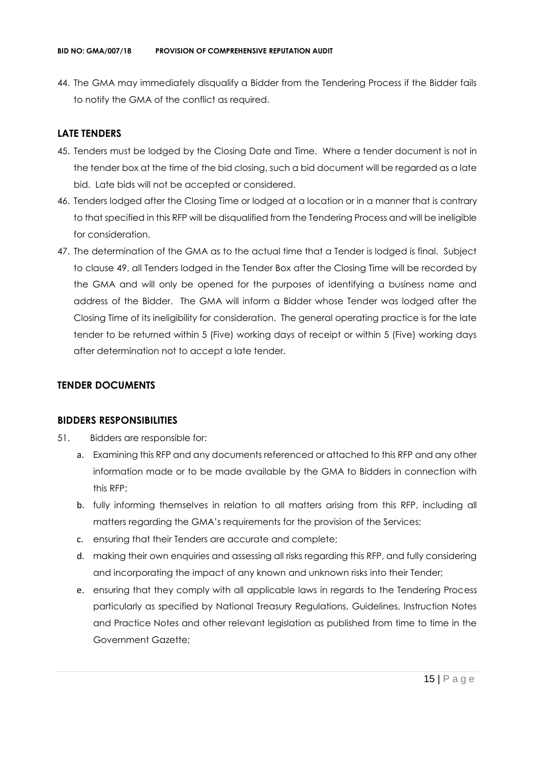44. The GMA may immediately disqualify a Bidder from the Tendering Process if the Bidder fails to notify the GMA of the conflict as required.

## LATE TENDERS

45. Tenders must be lodged by the Closing Date and Time. Where a tender document is not in the tender box at the time of the bid closing, such a bid document will be regarded as a late bid. Late bids will not be accepted or considered.
46. Tenders lodged after the Closing Time or lodged at a location or in a manner that is contrary to that specified in this RFP will be disqualified from the Tendering Process and will be ineligible for consideration.
47. The determination of the GMA as to the actual time that a Tender is lodged is final. Subject to clause 49, all Tenders lodged in the Tender Box after the Closing Time will be recorded by the GMA and will only be opened for the purposes of identifying a business name and address of the Bidder. The GMA will inform a Bidder whose Tender was lodged after the Closing Time of its ineligibility for consideration. The general operating practice is for the late tender to be returned within 5 (Five) working days of receipt or within 5 (Five) working days after determination not to accept a late tender.

## TENDER DOCUMENTS

## BIDDERS RESPONSIBILITIES

51. Bidders are responsible for:
    a. Examining this RFP and any documents referenced or attached to this RFP and any other information made or to be made available by the GMA to Bidders in connection with this RFP;
    b. fully informing themselves in relation to all matters arising from this RFP, including all matters regarding the GMA's requirements for the provision of the Services;
    c. ensuring that their Tenders are accurate and complete;
    d. making their own enquiries and assessing all risks regarding this RFP, and fully considering and incorporating the impact of any known and unknown risks into their Tender;
    e. ensuring that they comply with all applicable laws in regards to the Tendering Process particularly as specified by National Treasury Regulations, Guidelines, Instruction Notes and Practice Notes and other relevant legislation as published from time to time in the Government Gazette;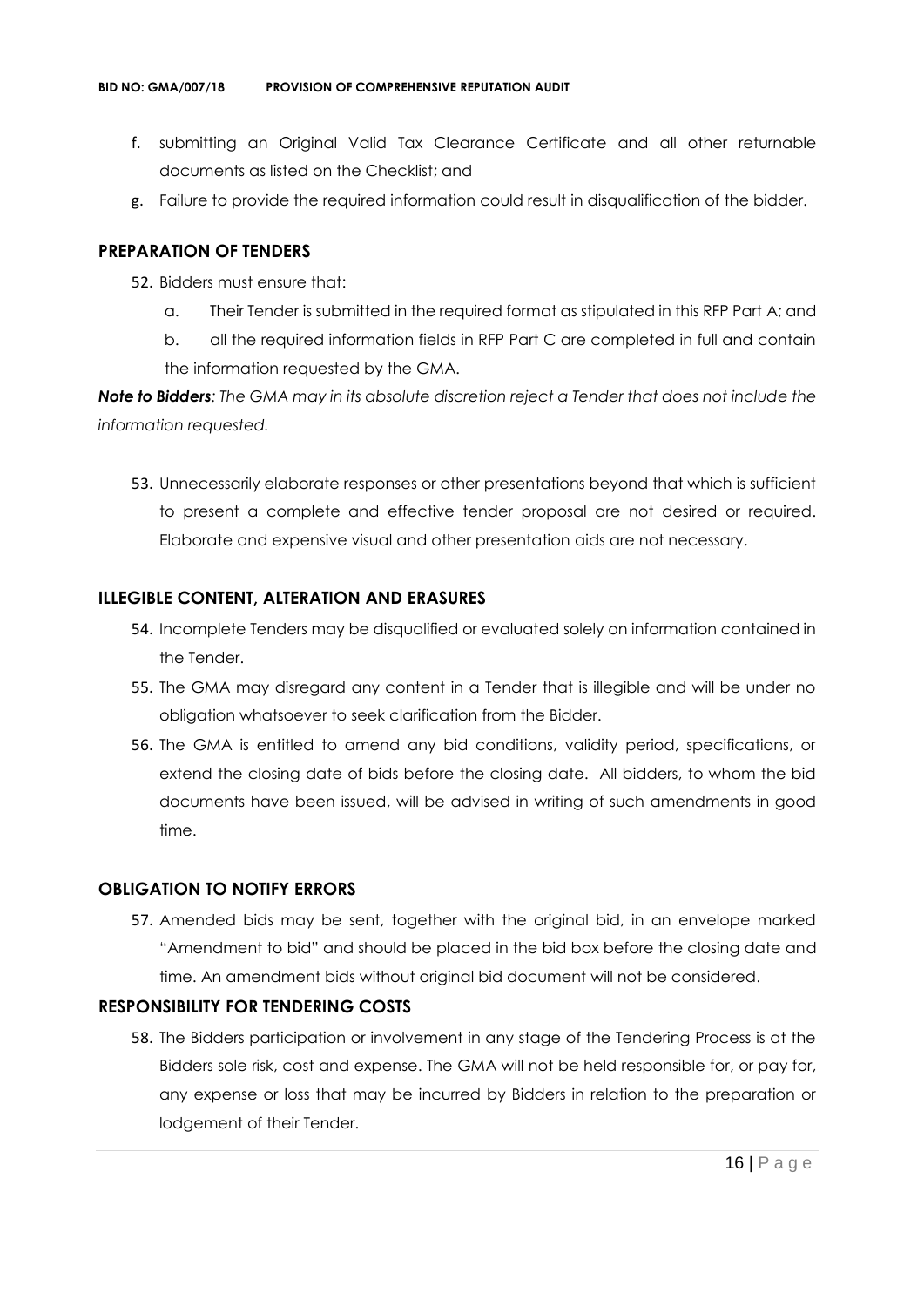f. submitting an Original Valid Tax Clearance Certificate and all other returnable documents as listed on the Checklist; and
g. Failure to provide the required information could result in disqualification of the bidder.

## PREPARATION OF TENDERS

52. Bidders must ensure that:
    a. Their Tender is submitted in the required format as stipulated in this RFP Part A; and
    b. all the required information fields in RFP Part C are completed in full and contain the information requested by the GMA.

***Note to Bidders**: The GMA may in its absolute discretion reject a Tender that does not include the information requested.*

53. Unnecessarily elaborate responses or other presentations beyond that which is sufficient to present a complete and effective tender proposal are not desired or required. Elaborate and expensive visual and other presentation aids are not necessary.

## ILLEGIBLE CONTENT, ALTERATION AND ERASURES

54. Incomplete Tenders may be disqualified or evaluated solely on information contained in the Tender.
55. The GMA may disregard any content in a Tender that is illegible and will be under no obligation whatsoever to seek clarification from the Bidder.
56. The GMA is entitled to amend any bid conditions, validity period, specifications, or extend the closing date of bids before the closing date. All bidders, to whom the bid documents have been issued, will be advised in writing of such amendments in good time.

## OBLIGATION TO NOTIFY ERRORS

57. Amended bids may be sent, together with the original bid, in an envelope marked "Amendment to bid" and should be placed in the bid box before the closing date and time. An amendment bids without original bid document will not be considered.

## RESPONSIBILITY FOR TENDERING COSTS

58. The Bidders participation or involvement in any stage of the Tendering Process is at the Bidders sole risk, cost and expense. The GMA will not be held responsible for, or pay for, any expense or loss that may be incurred by Bidders in relation to the preparation or lodgement of their Tender.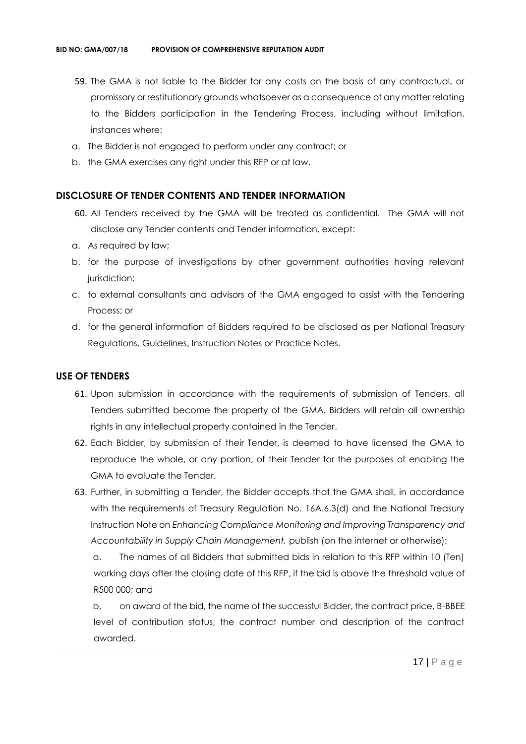59. The GMA is not liable to the Bidder for any costs on the basis of any contractual, or promissory or restitutionary grounds whatsoever as a consequence of any matter relating to the Bidders participation in the Tendering Process, including without limitation, instances where:

a. The Bidder is not engaged to perform under any contract; or
b. the GMA exercises any right under this RFP or at law.

## DISCLOSURE OF TENDER CONTENTS AND TENDER INFORMATION

60. All Tenders received by the GMA will be treated as confidential. The GMA will not disclose any Tender contents and Tender information, except:

a. As required by law;
b. for the purpose of investigations by other government authorities having relevant jurisdiction;
c. to external consultants and advisors of the GMA engaged to assist with the Tendering Process; or
d. for the general information of Bidders required to be disclosed as per National Treasury Regulations, Guidelines, Instruction Notes or Practice Notes.

## USE OF TENDERS

61. Upon submission in accordance with the requirements of submission of Tenders, all Tenders submitted become the property of the GMA. Bidders will retain all ownership rights in any intellectual property contained in the Tender.

62. Each Bidder, by submission of their Tender, is deemed to have licensed the GMA to reproduce the whole, or any portion, of their Tender for the purposes of enabling the GMA to evaluate the Tender.

63. Further, in submitting a Tender, the Bidder accepts that the GMA shall, in accordance with the requirements of Treasury Regulation No. 16A.6.3(d) and the National Treasury Instruction Note on *Enhancing Compliance Monitoring and Improving Transparency and Accountability in Supply Chain Management,* publish (on the internet or otherwise):

   a. The names of all Bidders that submitted bids in relation to this RFP within 10 (Ten) working days after the closing date of this RFP, if the bid is above the threshold value of R500 000; and

   b. on award of the bid, the name of the successful Bidder, the contract price, B-BBEE level of contribution status, the contract number and description of the contract awarded.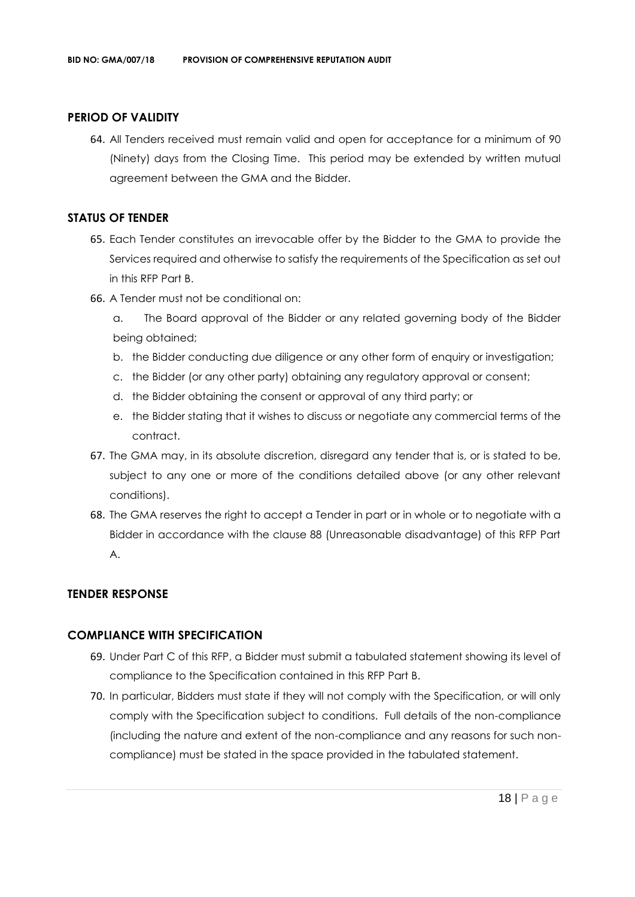## PERIOD OF VALIDITY

64. All Tenders received must remain valid and open for acceptance for a minimum of 90 (Ninety) days from the Closing Time. This period may be extended by written mutual agreement between the GMA and the Bidder.

## STATUS OF TENDER

65. Each Tender constitutes an irrevocable offer by the Bidder to the GMA to provide the Services required and otherwise to satisfy the requirements of the Specification as set out in this RFP Part B.
66. A Tender must not be conditional on:
    a. The Board approval of the Bidder or any related governing body of the Bidder being obtained;
    b. the Bidder conducting due diligence or any other form of enquiry or investigation;
    c. the Bidder (or any other party) obtaining any regulatory approval or consent;
    d. the Bidder obtaining the consent or approval of any third party; or
    e. the Bidder stating that it wishes to discuss or negotiate any commercial terms of the contract.
67. The GMA may, in its absolute discretion, disregard any tender that is, or is stated to be, subject to any one or more of the conditions detailed above (or any other relevant conditions).
68. The GMA reserves the right to accept a Tender in part or in whole or to negotiate with a Bidder in accordance with the clause 88 (Unreasonable disadvantage) of this RFP Part A.

## TENDER RESPONSE

## COMPLIANCE WITH SPECIFICATION

69. Under Part C of this RFP, a Bidder must submit a tabulated statement showing its level of compliance to the Specification contained in this RFP Part B.
70. In particular, Bidders must state if they will not comply with the Specification, or will only comply with the Specification subject to conditions. Full details of the non-compliance (including the nature and extent of the non-compliance and any reasons for such non-compliance) must be stated in the space provided in the tabulated statement.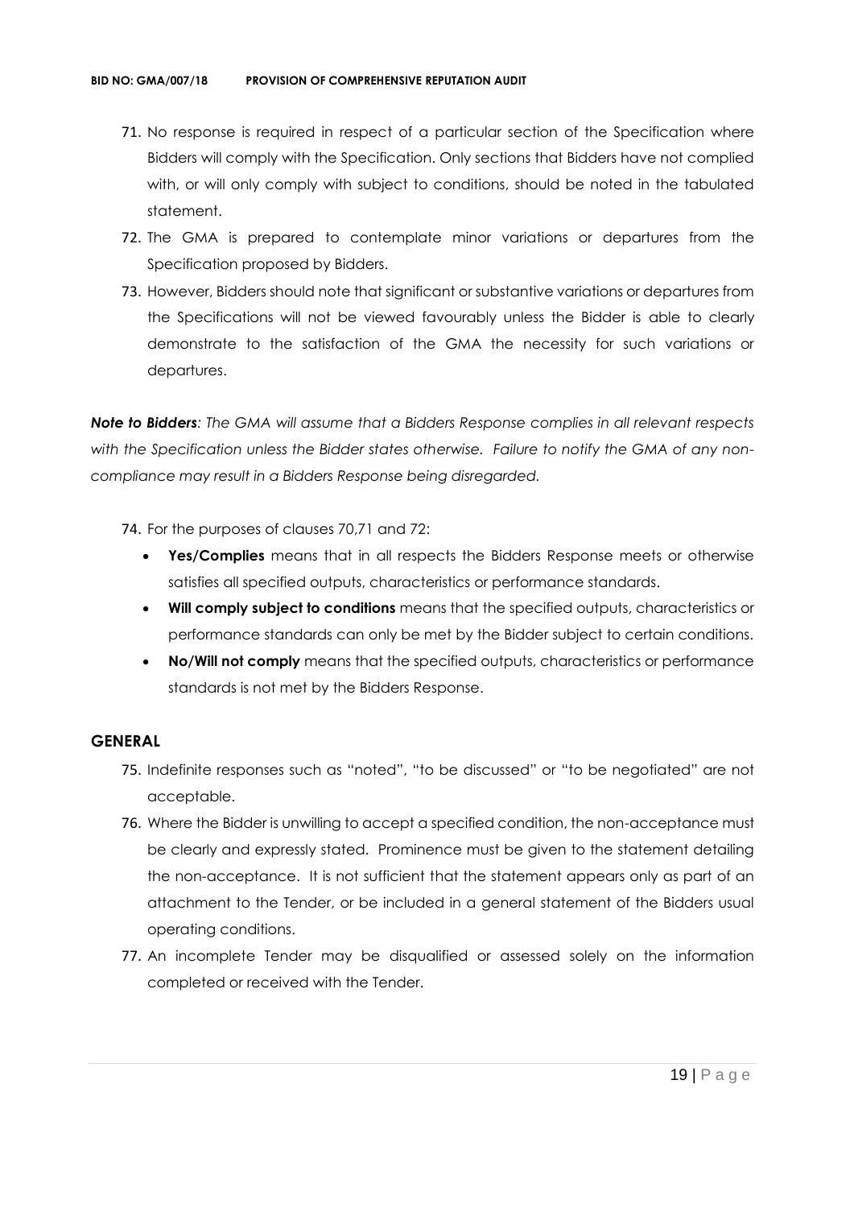71. No response is required in respect of a particular section of the Specification where Bidders will comply with the Specification. Only sections that Bidders have not complied with, or will only comply with subject to conditions, should be noted in the tabulated statement.
72. The GMA is prepared to contemplate minor variations or departures from the Specification proposed by Bidders.
73. However, Bidders should note that significant or substantive variations or departures from the Specifications will not be viewed favourably unless the Bidder is able to clearly demonstrate to the satisfaction of the GMA the necessity for such variations or departures.

***Note to Bidders****: The GMA will assume that a Bidders Response complies in all relevant respects with the Specification unless the Bidder states otherwise. Failure to notify the GMA of any non-compliance may result in a Bidders Response being disregarded.*

74. For the purposes of clauses 70,71 and 72:
    - **Yes/Complies** means that in all respects the Bidders Response meets or otherwise satisfies all specified outputs, characteristics or performance standards.
    - **Will comply subject to conditions** means that the specified outputs, characteristics or performance standards can only be met by the Bidder subject to certain conditions.
    - **No/Will not comply** means that the specified outputs, characteristics or performance standards is not met by the Bidders Response.

## GENERAL

75. Indefinite responses such as "noted", "to be discussed" or "to be negotiated" are not acceptable.
76. Where the Bidder is unwilling to accept a specified condition, the non-acceptance must be clearly and expressly stated. Prominence must be given to the statement detailing the non-acceptance. It is not sufficient that the statement appears only as part of an attachment to the Tender, or be included in a general statement of the Bidders usual operating conditions.
77. An incomplete Tender may be disqualified or assessed solely on the information completed or received with the Tender.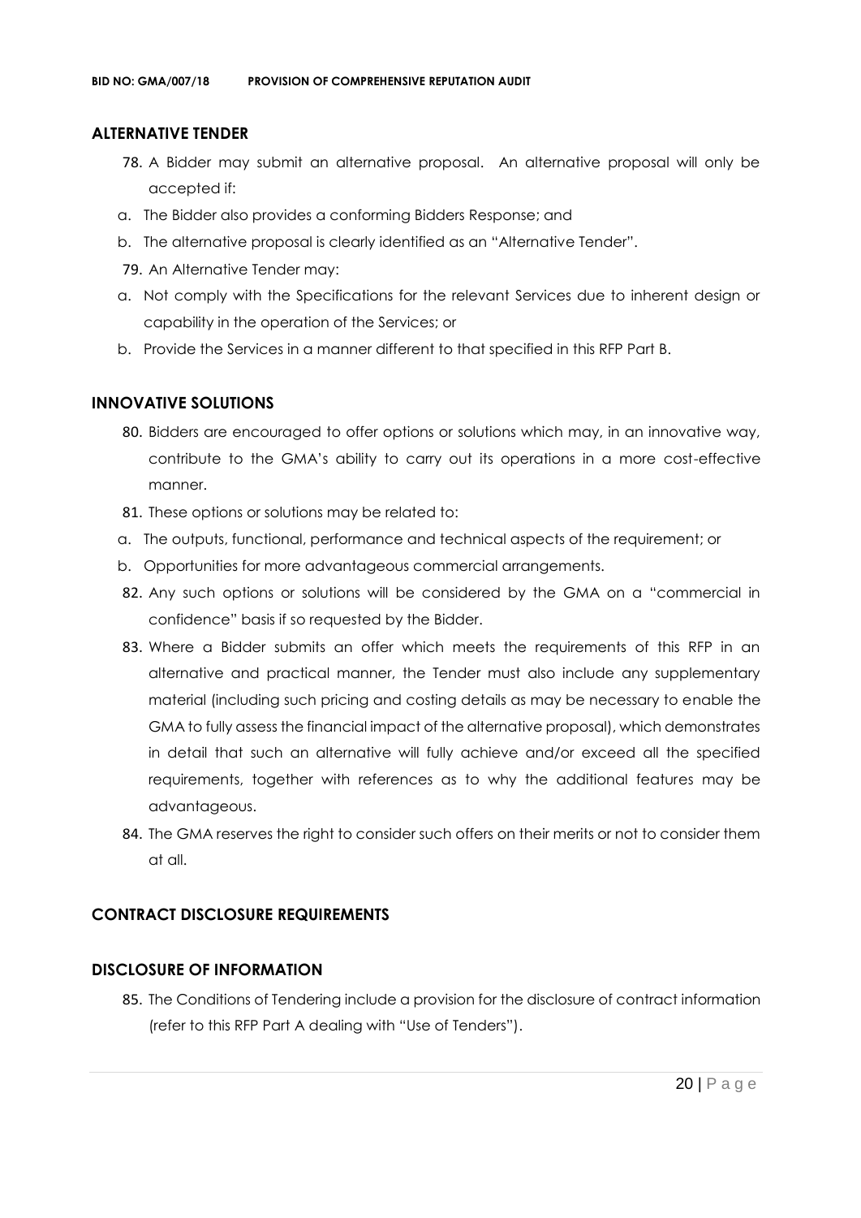## ALTERNATIVE TENDER

78. A Bidder may submit an alternative proposal. An alternative proposal will only be accepted if:

a. The Bidder also provides a conforming Bidders Response; and
b. The alternative proposal is clearly identified as an "Alternative Tender".

79. An Alternative Tender may:

a. Not comply with the Specifications for the relevant Services due to inherent design or capability in the operation of the Services; or
b. Provide the Services in a manner different to that specified in this RFP Part B.

## INNOVATIVE SOLUTIONS

80. Bidders are encouraged to offer options or solutions which may, in an innovative way, contribute to the GMA's ability to carry out its operations in a more cost-effective manner.

81. These options or solutions may be related to:

a. The outputs, functional, performance and technical aspects of the requirement; or
b. Opportunities for more advantageous commercial arrangements.

82. Any such options or solutions will be considered by the GMA on a "commercial in confidence" basis if so requested by the Bidder.

83. Where a Bidder submits an offer which meets the requirements of this RFP in an alternative and practical manner, the Tender must also include any supplementary material (including such pricing and costing details as may be necessary to enable the GMA to fully assess the financial impact of the alternative proposal), which demonstrates in detail that such an alternative will fully achieve and/or exceed all the specified requirements, together with references as to why the additional features may be advantageous.

84. The GMA reserves the right to consider such offers on their merits or not to consider them at all.

## CONTRACT DISCLOSURE REQUIREMENTS

## DISCLOSURE OF INFORMATION

85. The Conditions of Tendering include a provision for the disclosure of contract information (refer to this RFP Part A dealing with "Use of Tenders").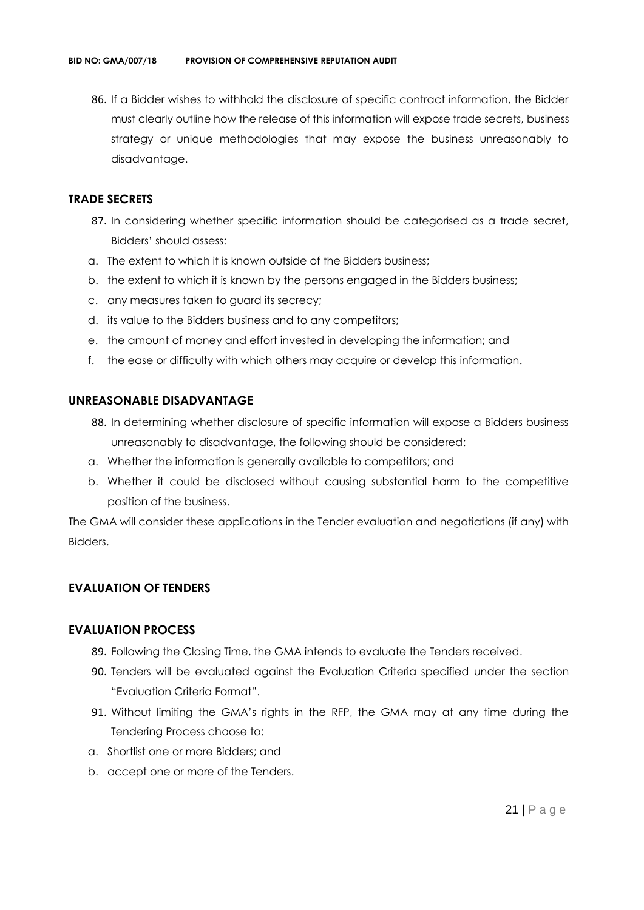86. If a Bidder wishes to withhold the disclosure of specific contract information, the Bidder must clearly outline how the release of this information will expose trade secrets, business strategy or unique methodologies that may expose the business unreasonably to disadvantage.

### TRADE SECRETS

87. In considering whether specific information should be categorised as a trade secret, Bidders' should assess:

a. The extent to which it is known outside of the Bidders business;
b. the extent to which it is known by the persons engaged in the Bidders business;
c. any measures taken to guard its secrecy;
d. its value to the Bidders business and to any competitors;
e. the amount of money and effort invested in developing the information; and
f. the ease or difficulty with which others may acquire or develop this information.

### UNREASONABLE DISADVANTAGE

88. In determining whether disclosure of specific information will expose a Bidders business unreasonably to disadvantage, the following should be considered:

a. Whether the information is generally available to competitors; and
b. Whether it could be disclosed without causing substantial harm to the competitive position of the business.

The GMA will consider these applications in the Tender evaluation and negotiations (if any) with Bidders.

## EVALUATION OF TENDERS

### EVALUATION PROCESS

89. Following the Closing Time, the GMA intends to evaluate the Tenders received.
90. Tenders will be evaluated against the Evaluation Criteria specified under the section "Evaluation Criteria Format".
91. Without limiting the GMA's rights in the RFP, the GMA may at any time during the Tendering Process choose to:

a. Shortlist one or more Bidders; and
b. accept one or more of the Tenders.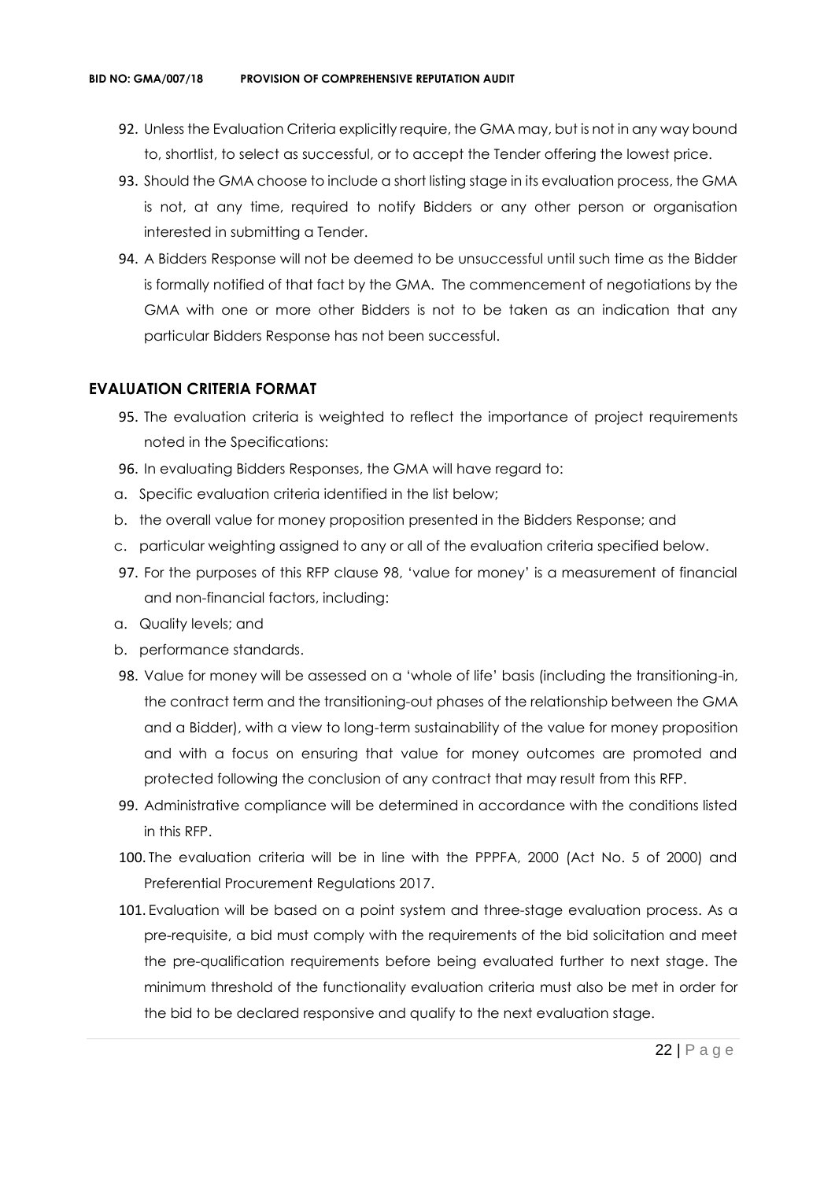92. Unless the Evaluation Criteria explicitly require, the GMA may, but is not in any way bound to, shortlist, to select as successful, or to accept the Tender offering the lowest price.
93. Should the GMA choose to include a short listing stage in its evaluation process, the GMA is not, at any time, required to notify Bidders or any other person or organisation interested in submitting a Tender.
94. A Bidders Response will not be deemed to be unsuccessful until such time as the Bidder is formally notified of that fact by the GMA. The commencement of negotiations by the GMA with one or more other Bidders is not to be taken as an indication that any particular Bidders Response has not been successful.

## EVALUATION CRITERIA FORMAT

95. The evaluation criteria is weighted to reflect the importance of project requirements noted in the Specifications:
96. In evaluating Bidders Responses, the GMA will have regard to:

a. Specific evaluation criteria identified in the list below;

b. the overall value for money proposition presented in the Bidders Response; and

c. particular weighting assigned to any or all of the evaluation criteria specified below.

97. For the purposes of this RFP clause 98, 'value for money' is a measurement of financial and non-financial factors, including:

a. Quality levels; and

b. performance standards.

98. Value for money will be assessed on a 'whole of life' basis (including the transitioning-in, the contract term and the transitioning-out phases of the relationship between the GMA and a Bidder), with a view to long-term sustainability of the value for money proposition and with a focus on ensuring that value for money outcomes are promoted and protected following the conclusion of any contract that may result from this RFP.
99. Administrative compliance will be determined in accordance with the conditions listed in this RFP.
100. The evaluation criteria will be in line with the PPPFA, 2000 (Act No. 5 of 2000) and Preferential Procurement Regulations 2017.
101. Evaluation will be based on a point system and three-stage evaluation process. As a pre-requisite, a bid must comply with the requirements of the bid solicitation and meet the pre-qualification requirements before being evaluated further to next stage. The minimum threshold of the functionality evaluation criteria must also be met in order for the bid to be declared responsive and qualify to the next evaluation stage.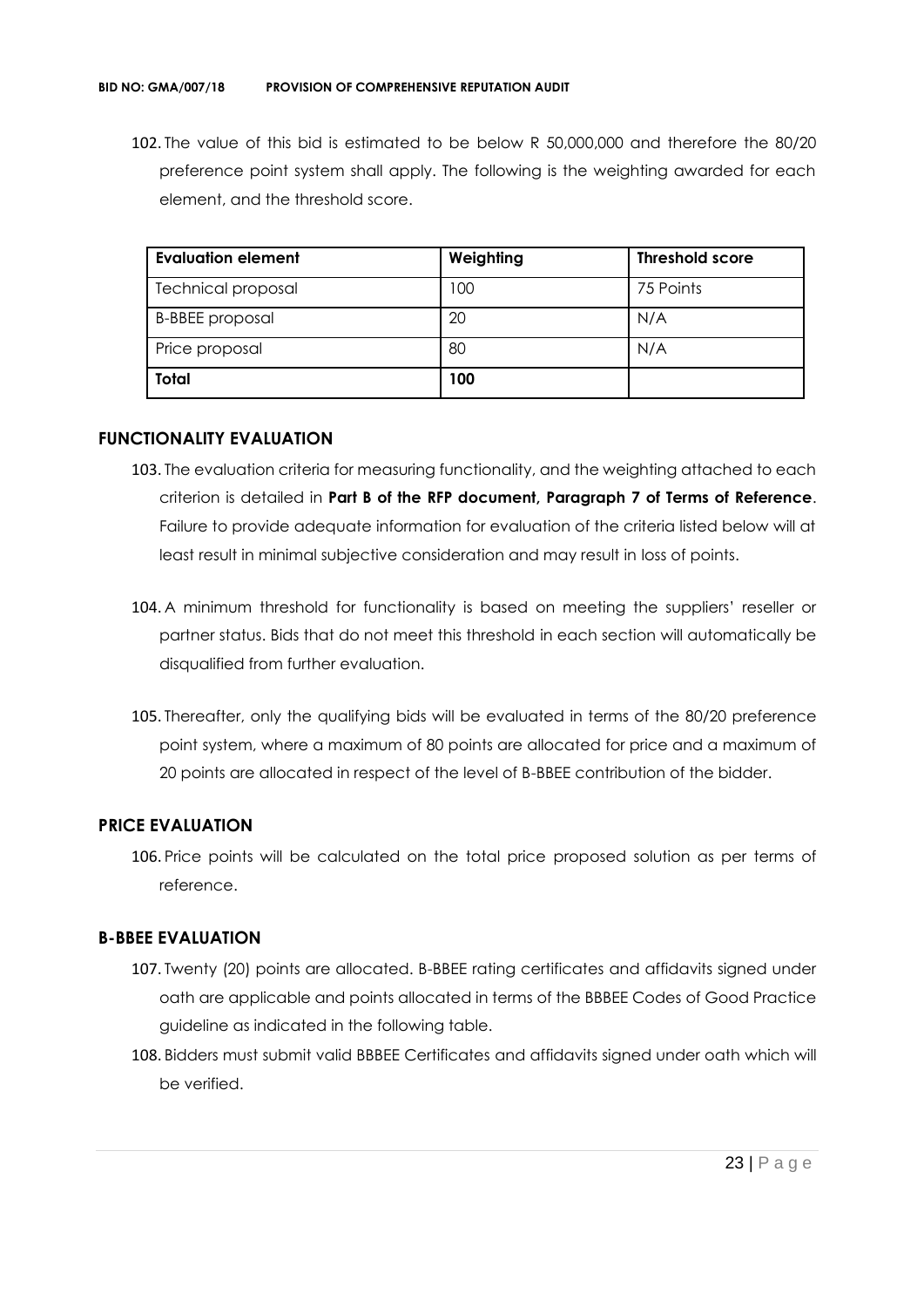102. The value of this bid is estimated to be below R 50,000,000 and therefore the 80/20 preference point system shall apply. The following is the weighting awarded for each element, and the threshold score.

| Evaluation element | Weighting | Threshold score |
|---|---|---|
| Technical proposal | 100 | 75 Points |
| B-BBEE proposal | 20 | N/A |
| Price proposal | 80 | N/A |
| **Total** | **100** | |

## FUNCTIONALITY EVALUATION

103. The evaluation criteria for measuring functionality, and the weighting attached to each criterion is detailed in **Part B of the RFP document, Paragraph 7 of Terms of Reference**. Failure to provide adequate information for evaluation of the criteria listed below will at least result in minimal subjective consideration and may result in loss of points.

104. A minimum threshold for functionality is based on meeting the suppliers' reseller or partner status. Bids that do not meet this threshold in each section will automatically be disqualified from further evaluation.

105. Thereafter, only the qualifying bids will be evaluated in terms of the 80/20 preference point system, where a maximum of 80 points are allocated for price and a maximum of 20 points are allocated in respect of the level of B-BBEE contribution of the bidder.

## PRICE EVALUATION

106. Price points will be calculated on the total price proposed solution as per terms of reference.

## B-BBEE EVALUATION

107. Twenty (20) points are allocated. B-BBEE rating certificates and affidavits signed under oath are applicable and points allocated in terms of the BBBEE Codes of Good Practice guideline as indicated in the following table.

108. Bidders must submit valid BBBEE Certificates and affidavits signed under oath which will be verified.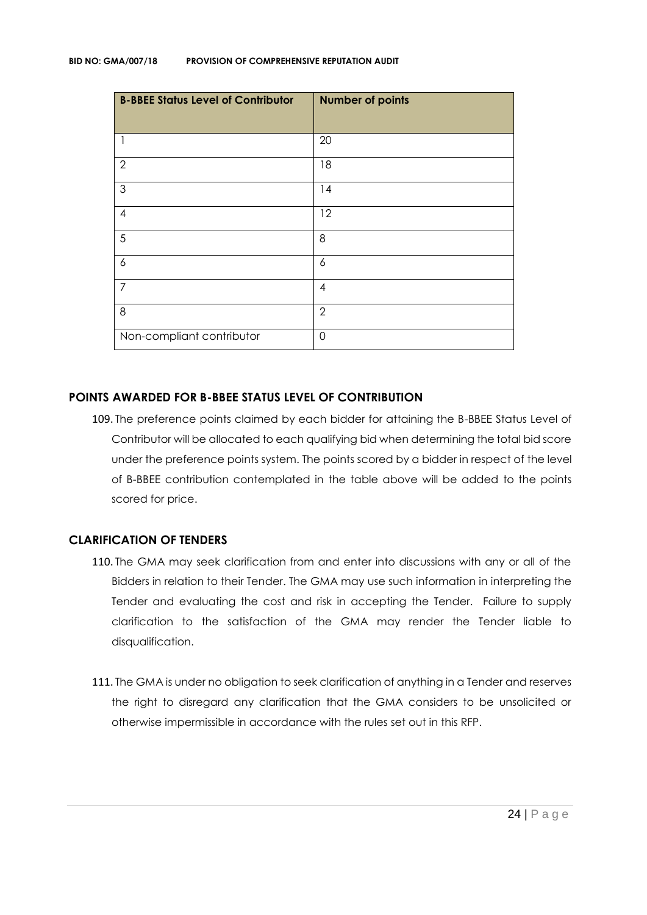| B-BBEE Status Level of Contributor | Number of points |
| --- | --- |
| 1 | 20 |
| 2 | 18 |
| 3 | 14 |
| 4 | 12 |
| 5 | 8 |
| 6 | 6 |
| 7 | 4 |
| 8 | 2 |
| Non-compliant contributor | 0 |

## POINTS AWARDED FOR B-BBEE STATUS LEVEL OF CONTRIBUTION

109. The preference points claimed by each bidder for attaining the B-BBEE Status Level of Contributor will be allocated to each qualifying bid when determining the total bid score under the preference points system. The points scored by a bidder in respect of the level of B-BBEE contribution contemplated in the table above will be added to the points scored for price.

## CLARIFICATION OF TENDERS

110. The GMA may seek clarification from and enter into discussions with any or all of the Bidders in relation to their Tender. The GMA may use such information in interpreting the Tender and evaluating the cost and risk in accepting the Tender. Failure to supply clarification to the satisfaction of the GMA may render the Tender liable to disqualification.

111. The GMA is under no obligation to seek clarification of anything in a Tender and reserves the right to disregard any clarification that the GMA considers to be unsolicited or otherwise impermissible in accordance with the rules set out in this RFP.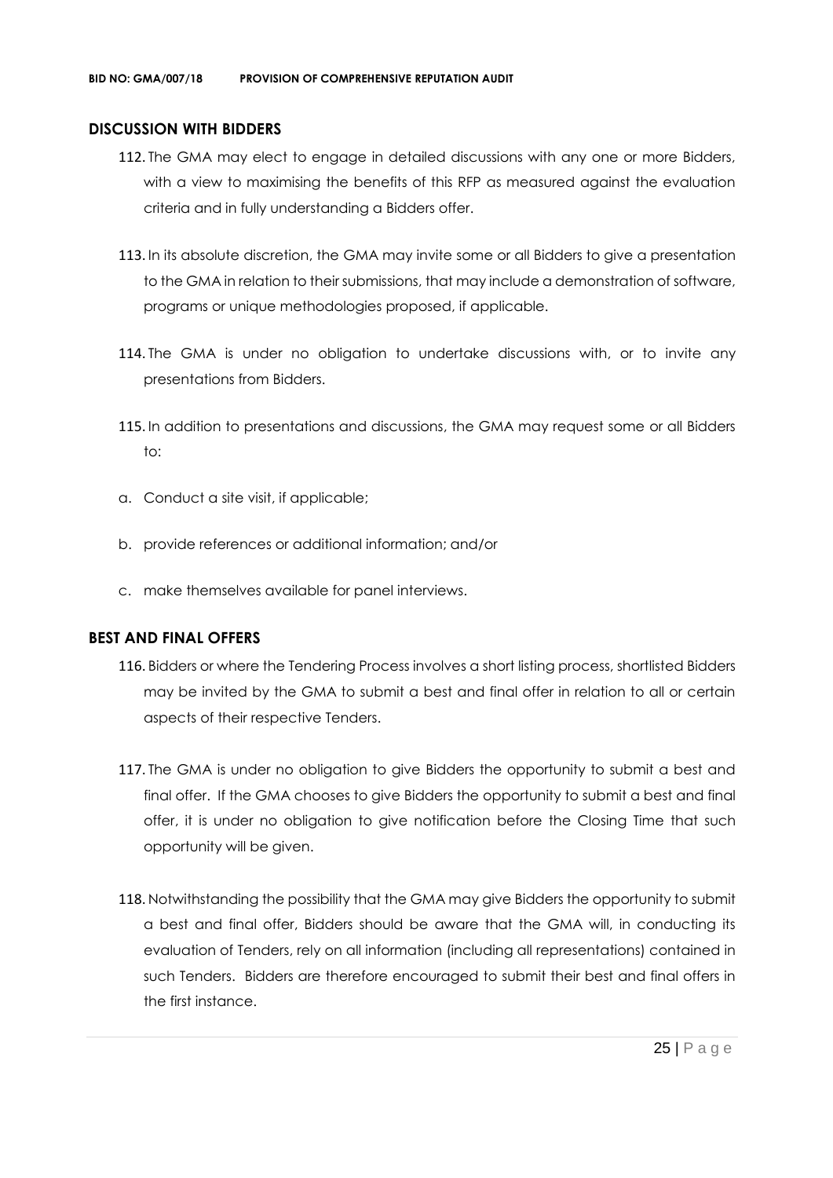## DISCUSSION WITH BIDDERS

112. The GMA may elect to engage in detailed discussions with any one or more Bidders, with a view to maximising the benefits of this RFP as measured against the evaluation criteria and in fully understanding a Bidders offer.

113. In its absolute discretion, the GMA may invite some or all Bidders to give a presentation to the GMA in relation to their submissions, that may include a demonstration of software, programs or unique methodologies proposed, if applicable.

114. The GMA is under no obligation to undertake discussions with, or to invite any presentations from Bidders.

115. In addition to presentations and discussions, the GMA may request some or all Bidders to:

a. Conduct a site visit, if applicable;

b. provide references or additional information; and/or

c. make themselves available for panel interviews.

## BEST AND FINAL OFFERS

116. Bidders or where the Tendering Process involves a short listing process, shortlisted Bidders may be invited by the GMA to submit a best and final offer in relation to all or certain aspects of their respective Tenders.

117. The GMA is under no obligation to give Bidders the opportunity to submit a best and final offer. If the GMA chooses to give Bidders the opportunity to submit a best and final offer, it is under no obligation to give notification before the Closing Time that such opportunity will be given.

118. Notwithstanding the possibility that the GMA may give Bidders the opportunity to submit a best and final offer, Bidders should be aware that the GMA will, in conducting its evaluation of Tenders, rely on all information (including all representations) contained in such Tenders. Bidders are therefore encouraged to submit their best and final offers in the first instance.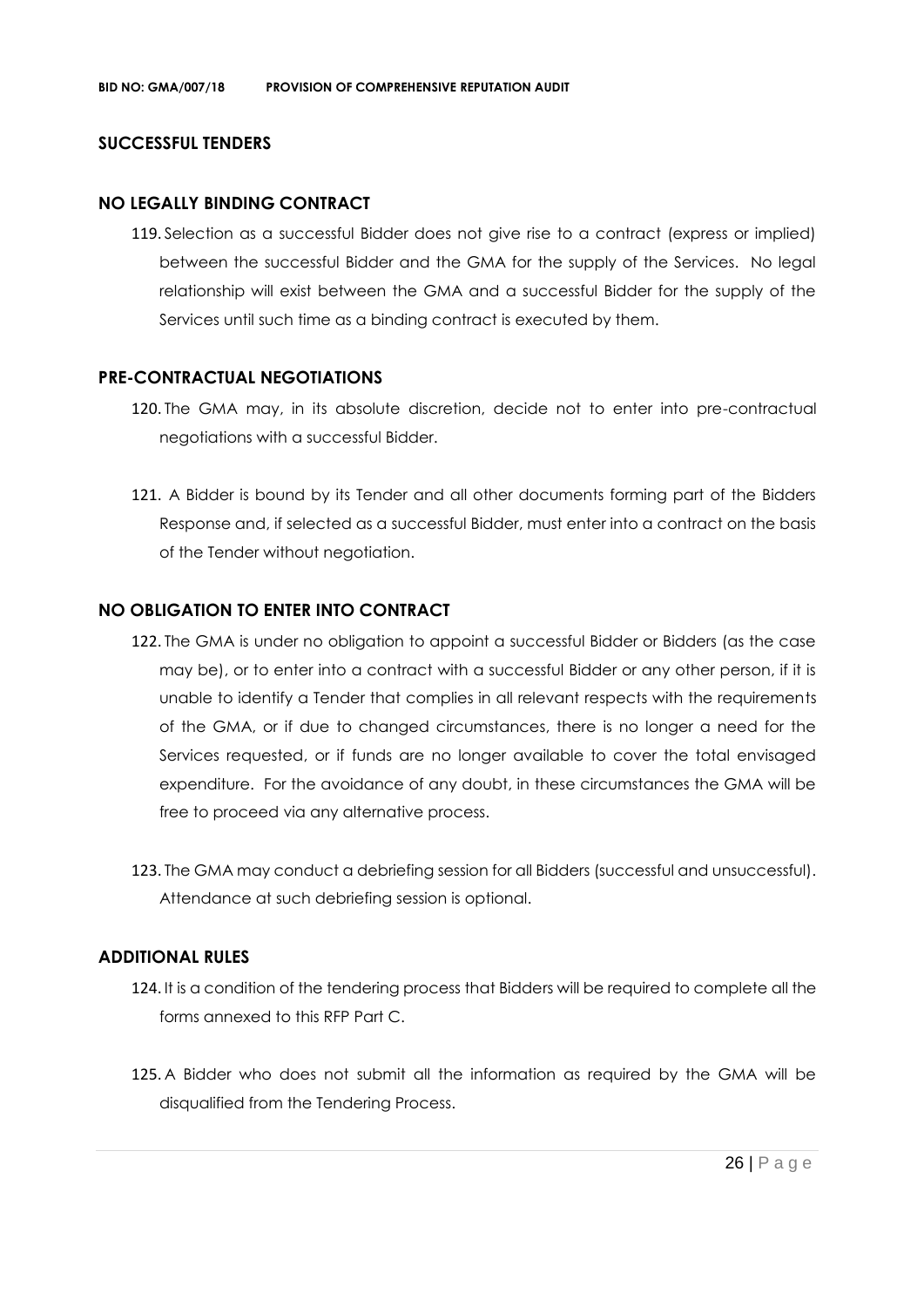## SUCCESSFUL TENDERS

### NO LEGALLY BINDING CONTRACT

119. Selection as a successful Bidder does not give rise to a contract (express or implied) between the successful Bidder and the GMA for the supply of the Services. No legal relationship will exist between the GMA and a successful Bidder for the supply of the Services until such time as a binding contract is executed by them.

### PRE-CONTRACTUAL NEGOTIATIONS

120. The GMA may, in its absolute discretion, decide not to enter into pre-contractual negotiations with a successful Bidder.

121. A Bidder is bound by its Tender and all other documents forming part of the Bidders Response and, if selected as a successful Bidder, must enter into a contract on the basis of the Tender without negotiation.

### NO OBLIGATION TO ENTER INTO CONTRACT

122. The GMA is under no obligation to appoint a successful Bidder or Bidders (as the case may be), or to enter into a contract with a successful Bidder or any other person, if it is unable to identify a Tender that complies in all relevant respects with the requirements of the GMA, or if due to changed circumstances, there is no longer a need for the Services requested, or if funds are no longer available to cover the total envisaged expenditure. For the avoidance of any doubt, in these circumstances the GMA will be free to proceed via any alternative process.

123. The GMA may conduct a debriefing session for all Bidders (successful and unsuccessful). Attendance at such debriefing session is optional.

### ADDITIONAL RULES

124. It is a condition of the tendering process that Bidders will be required to complete all the forms annexed to this RFP Part C.

125. A Bidder who does not submit all the information as required by the GMA will be disqualified from the Tendering Process.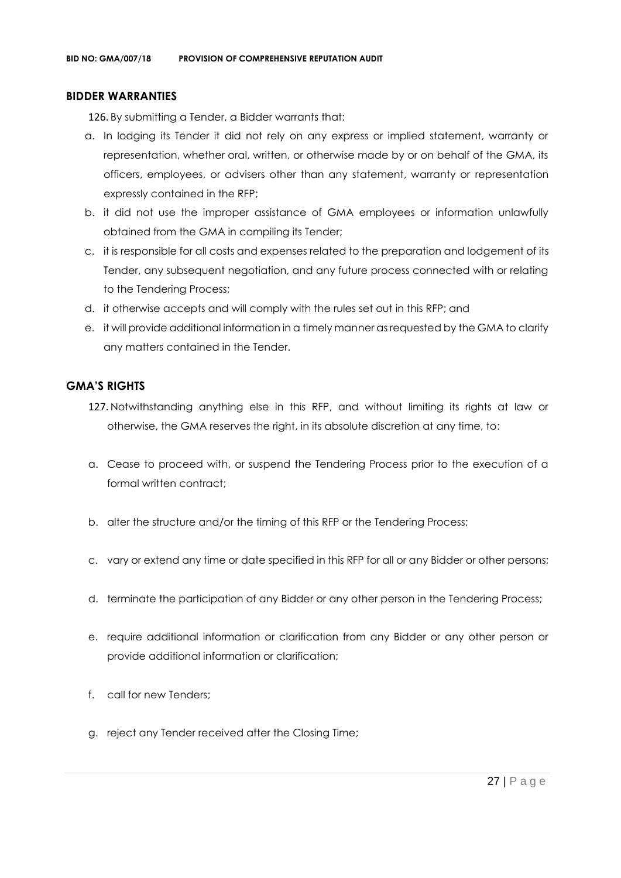## BIDDER WARRANTIES

126. By submitting a Tender, a Bidder warrants that:

a. In lodging its Tender it did not rely on any express or implied statement, warranty or representation, whether oral, written, or otherwise made by or on behalf of the GMA, its officers, employees, or advisers other than any statement, warranty or representation expressly contained in the RFP;

b. it did not use the improper assistance of GMA employees or information unlawfully obtained from the GMA in compiling its Tender;

c. it is responsible for all costs and expenses related to the preparation and lodgement of its Tender, any subsequent negotiation, and any future process connected with or relating to the Tendering Process;

d. it otherwise accepts and will comply with the rules set out in this RFP; and

e. it will provide additional information in a timely manner as requested by the GMA to clarify any matters contained in the Tender.

## GMA'S RIGHTS

127. Notwithstanding anything else in this RFP, and without limiting its rights at law or otherwise, the GMA reserves the right, in its absolute discretion at any time, to:

a. Cease to proceed with, or suspend the Tendering Process prior to the execution of a formal written contract;

b. alter the structure and/or the timing of this RFP or the Tendering Process;

c. vary or extend any time or date specified in this RFP for all or any Bidder or other persons;

d. terminate the participation of any Bidder or any other person in the Tendering Process;

e. require additional information or clarification from any Bidder or any other person or provide additional information or clarification;

f. call for new Tenders;

g. reject any Tender received after the Closing Time;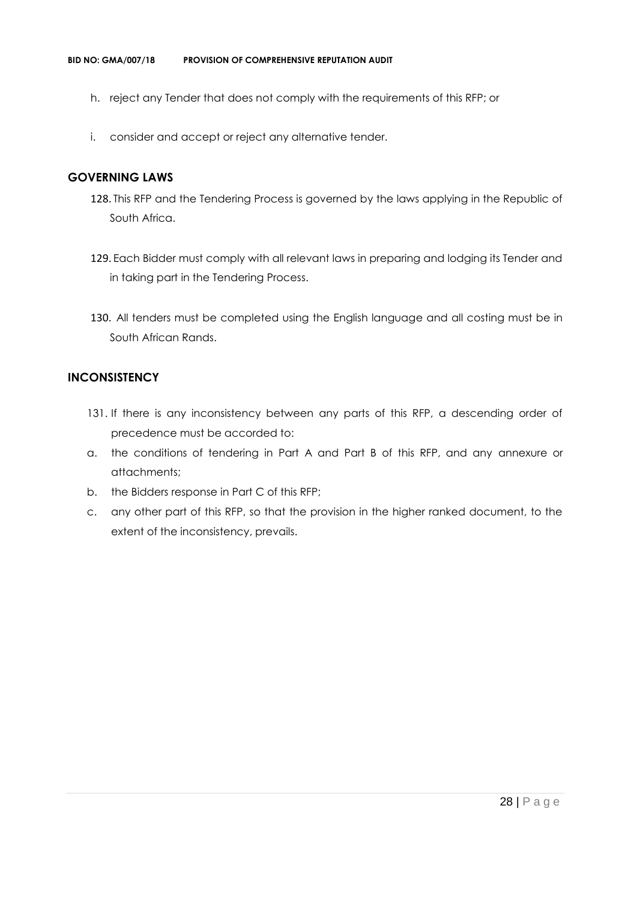h. reject any Tender that does not comply with the requirements of this RFP; or

i. consider and accept or reject any alternative tender.

## GOVERNING LAWS

128. This RFP and the Tendering Process is governed by the laws applying in the Republic of South Africa.

129. Each Bidder must comply with all relevant laws in preparing and lodging its Tender and in taking part in the Tendering Process.

130. All tenders must be completed using the English language and all costing must be in South African Rands.

## INCONSISTENCY

131. If there is any inconsistency between any parts of this RFP, a descending order of precedence must be accorded to:

a. the conditions of tendering in Part A and Part B of this RFP, and any annexure or attachments;

b. the Bidders response in Part C of this RFP;

c. any other part of this RFP, so that the provision in the higher ranked document, to the extent of the inconsistency, prevails.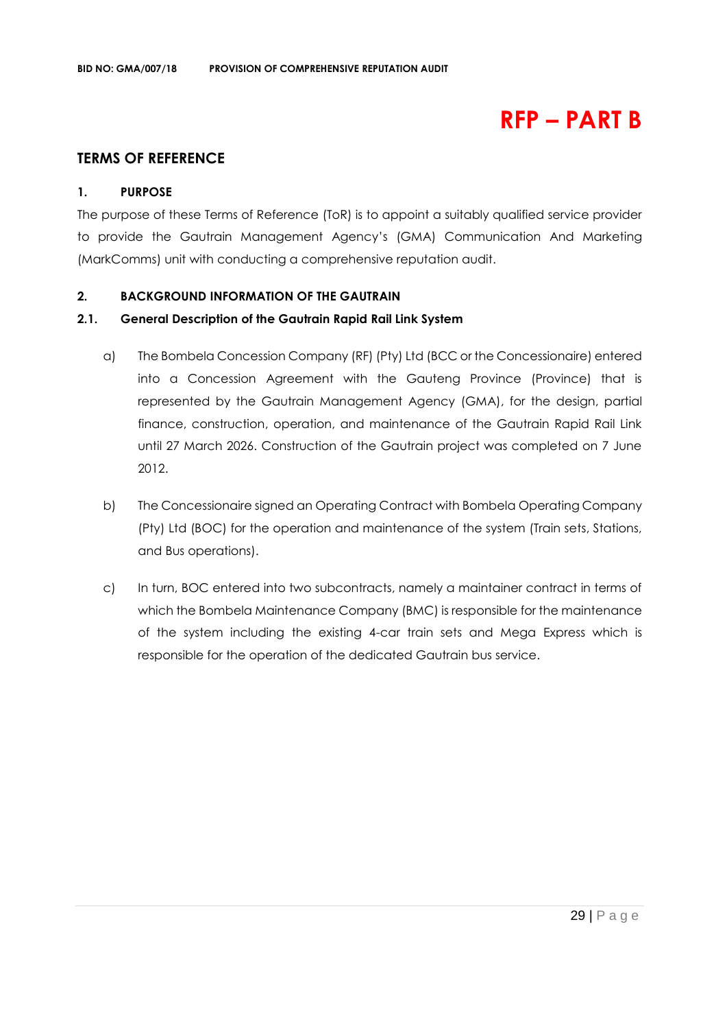# RFP – PART B

## TERMS OF REFERENCE

### 1. PURPOSE

The purpose of these Terms of Reference (ToR) is to appoint a suitably qualified service provider to provide the Gautrain Management Agency's (GMA) Communication And Marketing (MarkComms) unit with conducting a comprehensive reputation audit.

### 2. BACKGROUND INFORMATION OF THE GAUTRAIN

#### 2.1. General Description of the Gautrain Rapid Rail Link System

a) The Bombela Concession Company (RF) (Pty) Ltd (BCC or the Concessionaire) entered into a Concession Agreement with the Gauteng Province (Province) that is represented by the Gautrain Management Agency (GMA), for the design, partial finance, construction, operation, and maintenance of the Gautrain Rapid Rail Link until 27 March 2026. Construction of the Gautrain project was completed on 7 June 2012.

b) The Concessionaire signed an Operating Contract with Bombela Operating Company (Pty) Ltd (BOC) for the operation and maintenance of the system (Train sets, Stations, and Bus operations).

c) In turn, BOC entered into two subcontracts, namely a maintainer contract in terms of which the Bombela Maintenance Company (BMC) is responsible for the maintenance of the system including the existing 4-car train sets and Mega Express which is responsible for the operation of the dedicated Gautrain bus service.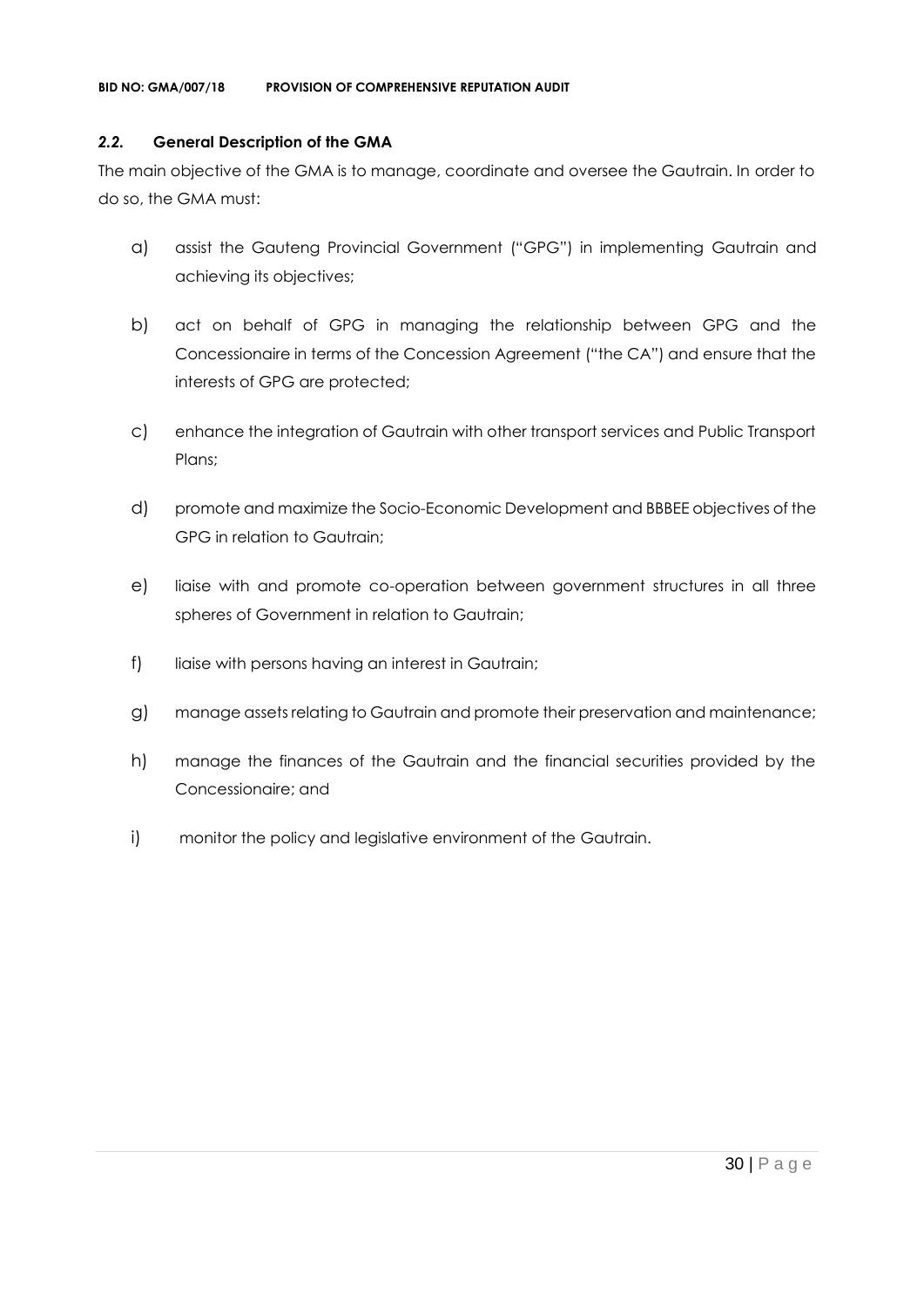### *2.2.* General Description of the GMA

The main objective of the GMA is to manage, coordinate and oversee the Gautrain. In order to do so, the GMA must:

a) assist the Gauteng Provincial Government ("GPG") in implementing Gautrain and achieving its objectives;

b) act on behalf of GPG in managing the relationship between GPG and the Concessionaire in terms of the Concession Agreement ("the CA") and ensure that the interests of GPG are protected;

c) enhance the integration of Gautrain with other transport services and Public Transport Plans;

d) promote and maximize the Socio-Economic Development and BBBEE objectives of the GPG in relation to Gautrain;

e) liaise with and promote co-operation between government structures in all three spheres of Government in relation to Gautrain;

f) liaise with persons having an interest in Gautrain;

g) manage assets relating to Gautrain and promote their preservation and maintenance;

h) manage the finances of the Gautrain and the financial securities provided by the Concessionaire; and

i) monitor the policy and legislative environment of the Gautrain.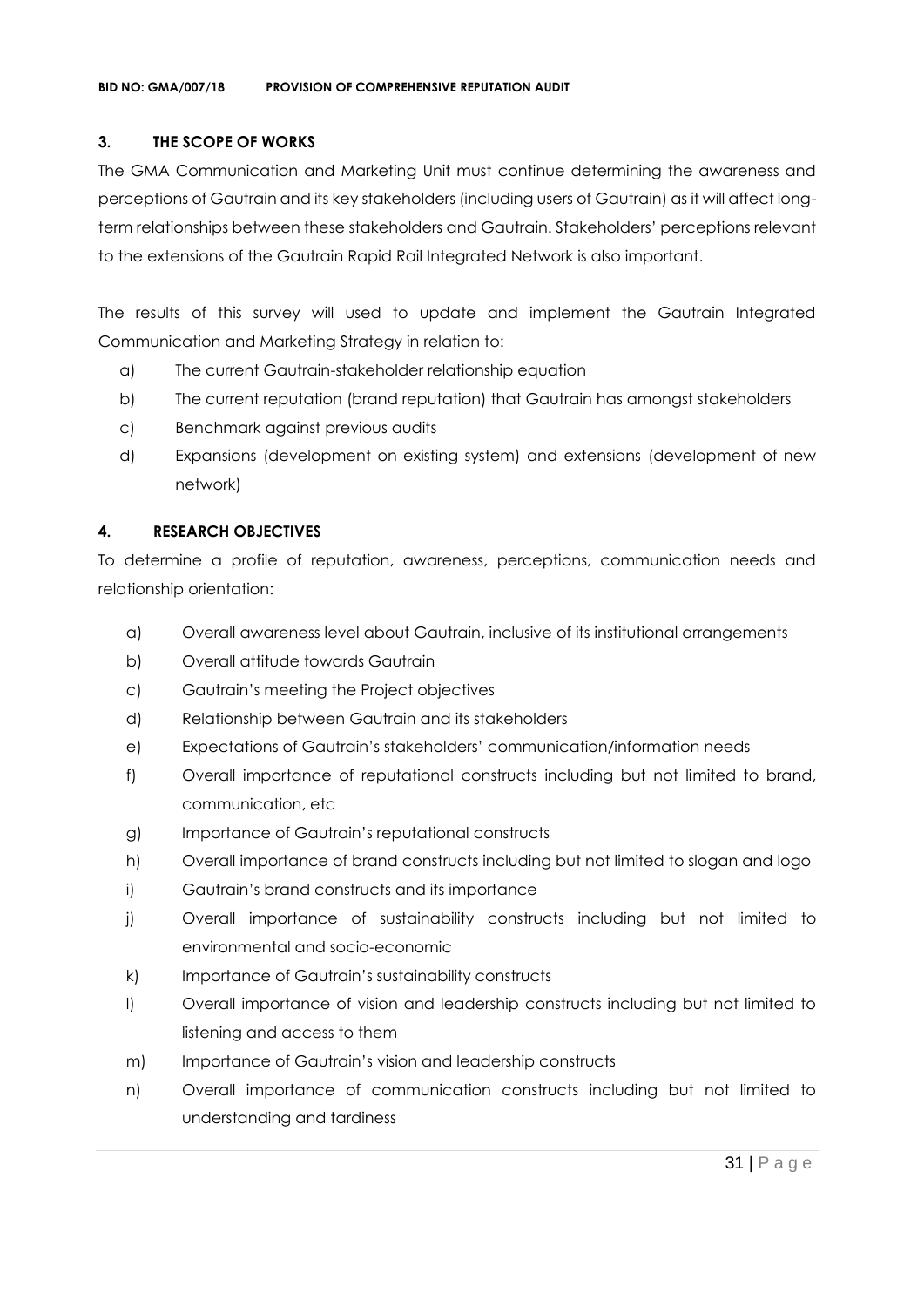## 3. THE SCOPE OF WORKS

The GMA Communication and Marketing Unit must continue determining the awareness and perceptions of Gautrain and its key stakeholders (including users of Gautrain) as it will affect long-term relationships between these stakeholders and Gautrain. Stakeholders' perceptions relevant to the extensions of the Gautrain Rapid Rail Integrated Network is also important.

The results of this survey will used to update and implement the Gautrain Integrated Communication and Marketing Strategy in relation to:

a) The current Gautrain-stakeholder relationship equation
b) The current reputation (brand reputation) that Gautrain has amongst stakeholders
c) Benchmark against previous audits
d) Expansions (development on existing system) and extensions (development of new network)

## 4. RESEARCH OBJECTIVES

To determine a profile of reputation, awareness, perceptions, communication needs and relationship orientation:

a) Overall awareness level about Gautrain, inclusive of its institutional arrangements
b) Overall attitude towards Gautrain
c) Gautrain's meeting the Project objectives
d) Relationship between Gautrain and its stakeholders
e) Expectations of Gautrain's stakeholders' communication/information needs
f) Overall importance of reputational constructs including but not limited to brand, communication, etc
g) Importance of Gautrain's reputational constructs
h) Overall importance of brand constructs including but not limited to slogan and logo
i) Gautrain's brand constructs and its importance
j) Overall importance of sustainability constructs including but not limited to environmental and socio-economic
k) Importance of Gautrain's sustainability constructs
l) Overall importance of vision and leadership constructs including but not limited to listening and access to them
m) Importance of Gautrain's vision and leadership constructs
n) Overall importance of communication constructs including but not limited to understanding and tardiness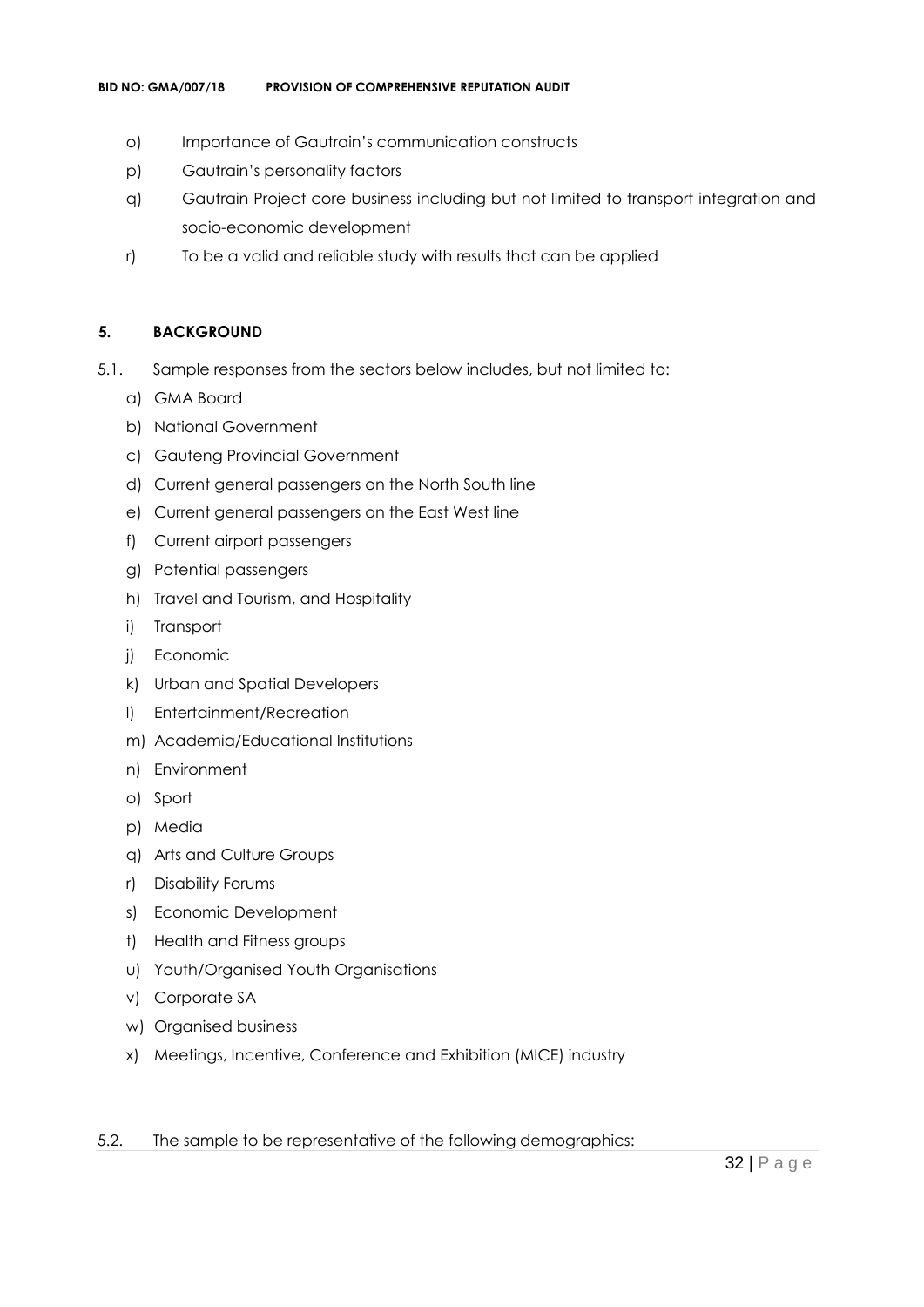o) Importance of Gautrain's communication constructs

p) Gautrain's personality factors

q) Gautrain Project core business including but not limited to transport integration and socio-economic development

r) To be a valid and reliable study with results that can be applied

## 5. BACKGROUND

5.1. Sample responses from the sectors below includes, but not limited to:

a) GMA Board
b) National Government
c) Gauteng Provincial Government
d) Current general passengers on the North South line
e) Current general passengers on the East West line
f) Current airport passengers
g) Potential passengers
h) Travel and Tourism, and Hospitality
i) Transport
j) Economic
k) Urban and Spatial Developers
l) Entertainment/Recreation
m) Academia/Educational Institutions
n) Environment
o) Sport
p) Media
q) Arts and Culture Groups
r) Disability Forums
s) Economic Development
t) Health and Fitness groups
u) Youth/Organised Youth Organisations
v) Corporate SA
w) Organised business
x) Meetings, Incentive, Conference and Exhibition (MICE) industry

5.2. The sample to be representative of the following demographics: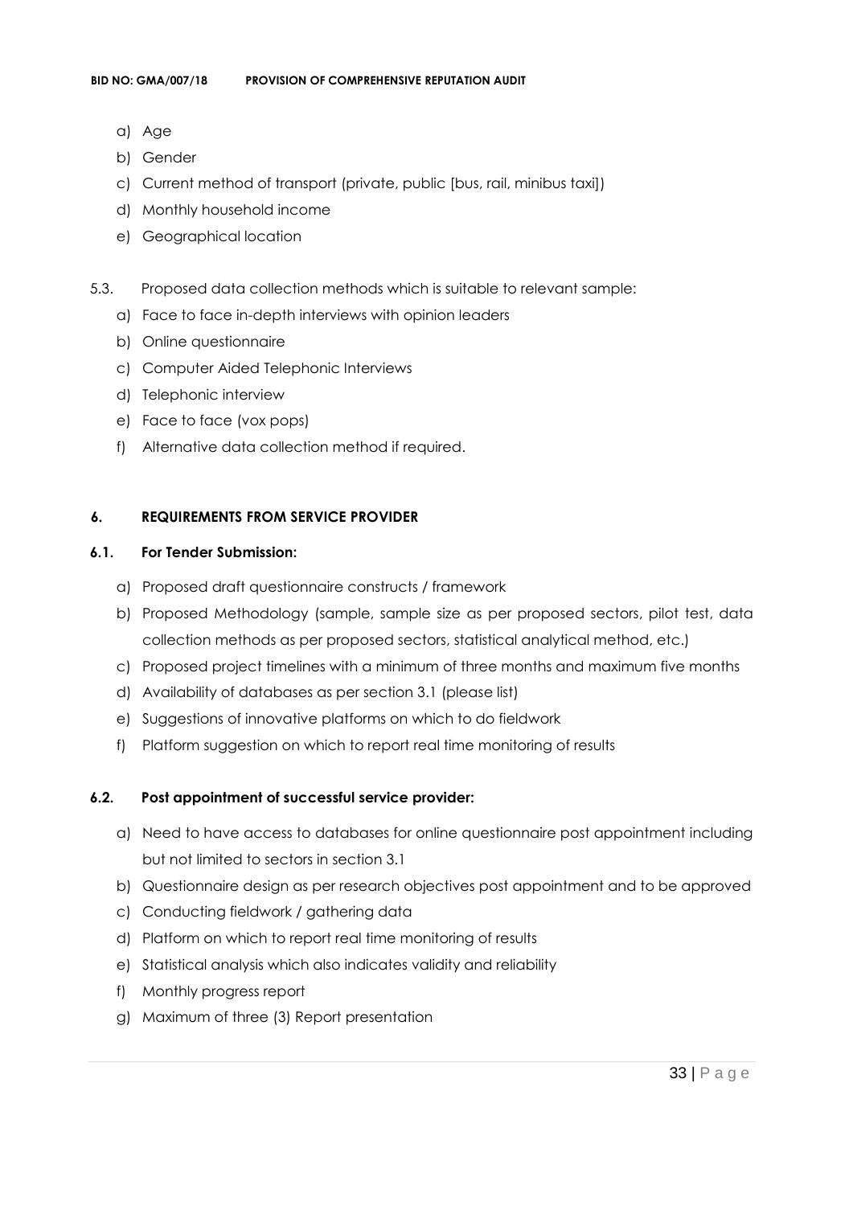a) Age
b) Gender
c) Current method of transport (private, public [bus, rail, minibus taxi])
d) Monthly household income
e) Geographical location

5.3. Proposed data collection methods which is suitable to relevant sample:

a) Face to face in-depth interviews with opinion leaders
b) Online questionnaire
c) Computer Aided Telephonic Interviews
d) Telephonic interview
e) Face to face (vox pops)
f) Alternative data collection method if required.

## 6. REQUIREMENTS FROM SERVICE PROVIDER

### 6.1. For Tender Submission:

a) Proposed draft questionnaire constructs / framework
b) Proposed Methodology (sample, sample size as per proposed sectors, pilot test, data collection methods as per proposed sectors, statistical analytical method, etc.)
c) Proposed project timelines with a minimum of three months and maximum five months
d) Availability of databases as per section 3.1 (please list)
e) Suggestions of innovative platforms on which to do fieldwork
f) Platform suggestion on which to report real time monitoring of results

### 6.2. Post appointment of successful service provider:

a) Need to have access to databases for online questionnaire post appointment including but not limited to sectors in section 3.1
b) Questionnaire design as per research objectives post appointment and to be approved
c) Conducting fieldwork / gathering data
d) Platform on which to report real time monitoring of results
e) Statistical analysis which also indicates validity and reliability
f) Monthly progress report
g) Maximum of three (3) Report presentation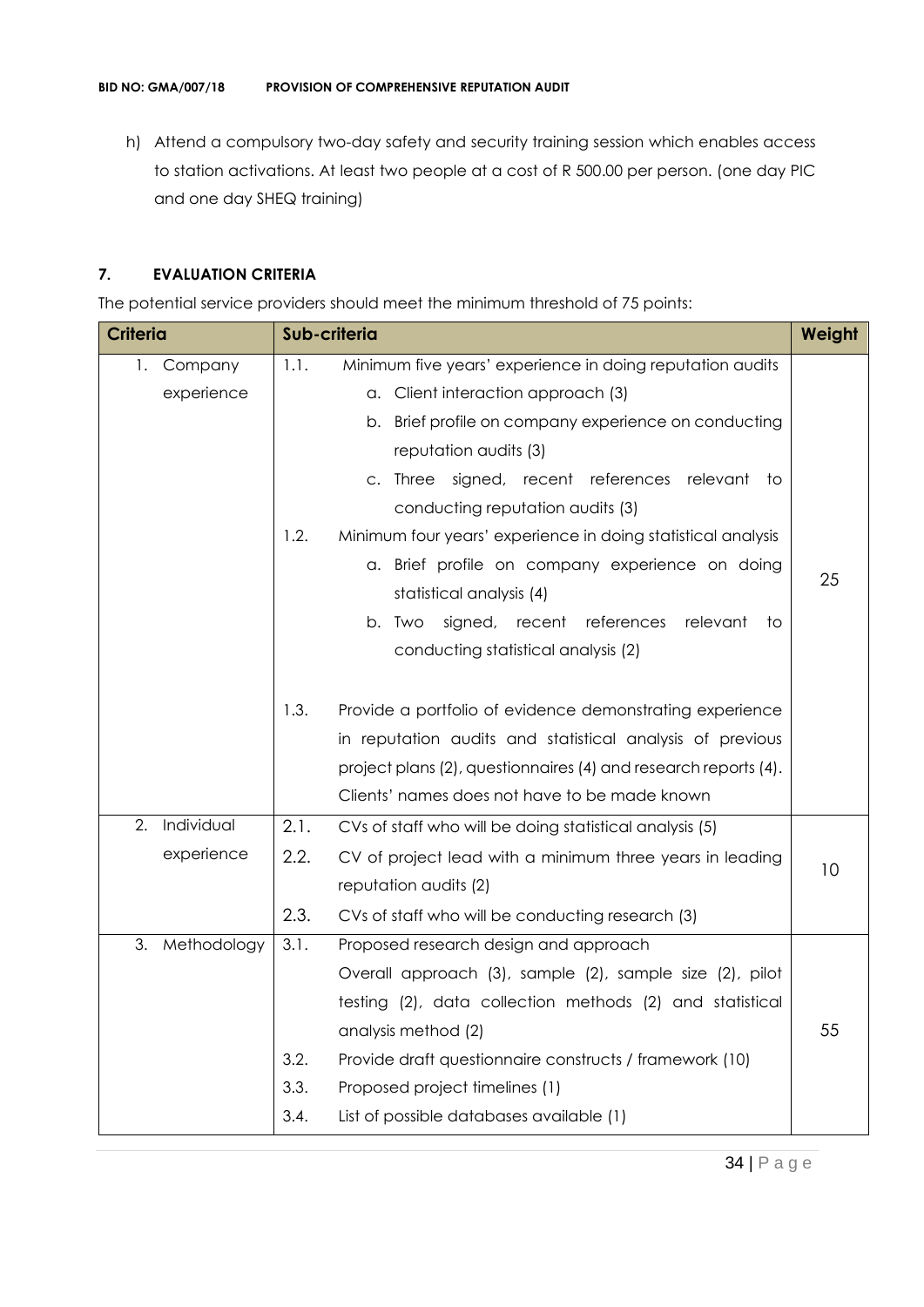h) Attend a compulsory two-day safety and security training session which enables access to station activations. At least two people at a cost of R 500.00 per person. (one day PIC and one day SHEQ training)

## 7. EVALUATION CRITERIA

The potential service providers should meet the minimum threshold of 75 points:

| Criteria | Sub-criteria | Weight |
|---|---|---|
| 1. Company experience | 1.1. Minimum five years' experience in doing reputation audits<br>a. Client interaction approach (3)<br>b. Brief profile on company experience on conducting reputation audits (3)<br>c. Three signed, recent references relevant to conducting reputation audits (3)<br>1.2. Minimum four years' experience in doing statistical analysis<br>a. Brief profile on company experience on doing statistical analysis (4)<br>b. Two signed, recent references relevant to conducting statistical analysis (2)<br>1.3. Provide a portfolio of evidence demonstrating experience in reputation audits and statistical analysis of previous project plans (2), questionnaires (4) and research reports (4). Clients' names does not have to be made known | 25 |
| 2. Individual experience | 2.1. CVs of staff who will be doing statistical analysis (5)<br>2.2. CV of project lead with a minimum three years in leading reputation audits (2)<br>2.3. CVs of staff who will be conducting research (3) | 10 |
| 3. Methodology | 3.1. Proposed research design and approach<br>Overall approach (3), sample (2), sample size (2), pilot testing (2), data collection methods (2) and statistical analysis method (2)<br>3.2. Provide draft questionnaire constructs / framework (10)<br>3.3. Proposed project timelines (1)<br>3.4. List of possible databases available (1) | 55 |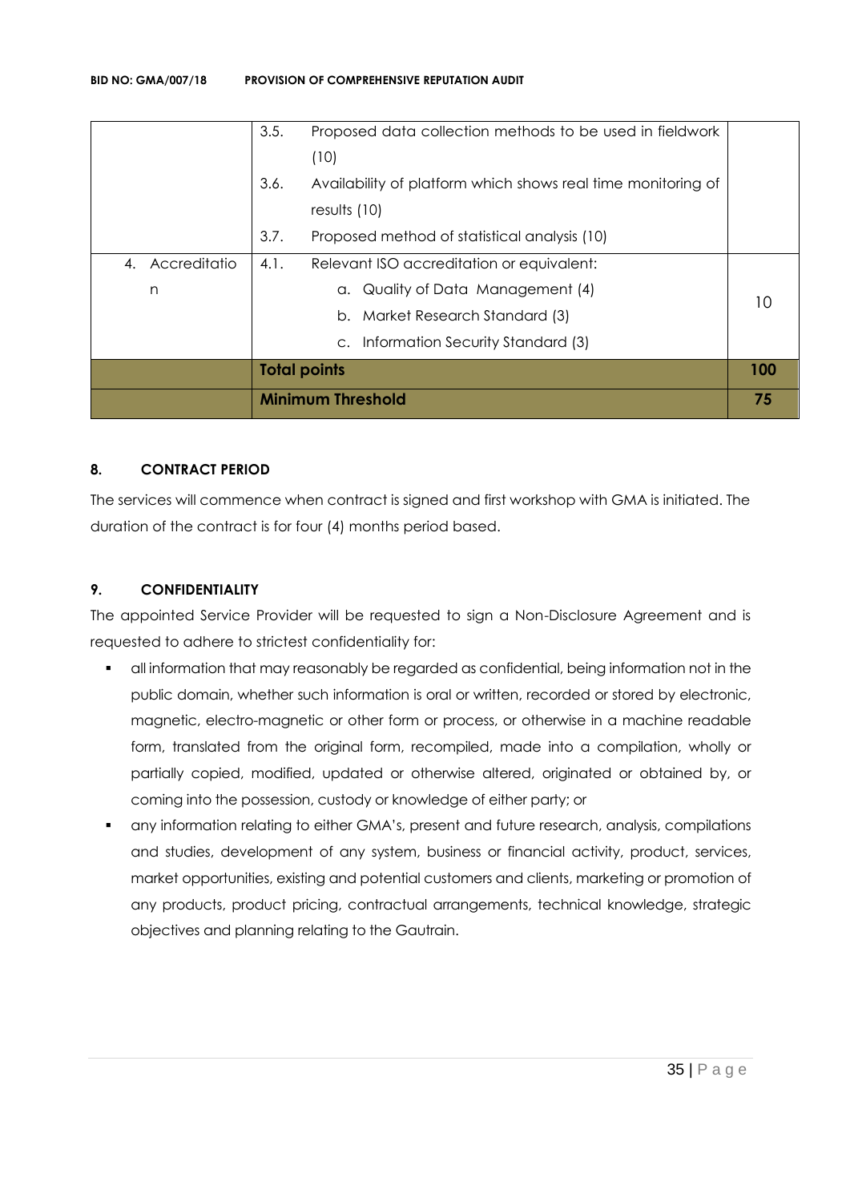| | | |
|---|---|---|
| | 3.5. Proposed data collection methods to be used in fieldwork (10)<br>3.6. Availability of platform which shows real time monitoring of results (10)<br>3.7. Proposed method of statistical analysis (10) | |
| 4. Accreditation | 4.1. Relevant ISO accreditation or equivalent:<br>a. Quality of Data Management (4)<br>b. Market Research Standard (3)<br>c. Information Security Standard (3) | 10 |
| | **Total points** | **100** |
| | **Minimum Threshold** | **75** |

## 8. CONTRACT PERIOD

The services will commence when contract is signed and first workshop with GMA is initiated. The duration of the contract is for four (4) months period based.

## 9. CONFIDENTIALITY

The appointed Service Provider will be requested to sign a Non-Disclosure Agreement and is requested to adhere to strictest confidentiality for:

- all information that may reasonably be regarded as confidential, being information not in the public domain, whether such information is oral or written, recorded or stored by electronic, magnetic, electro-magnetic or other form or process, or otherwise in a machine readable form, translated from the original form, recompiled, made into a compilation, wholly or partially copied, modified, updated or otherwise altered, originated or obtained by, or coming into the possession, custody or knowledge of either party; or
- any information relating to either GMA's, present and future research, analysis, compilations and studies, development of any system, business or financial activity, product, services, market opportunities, existing and potential customers and clients, marketing or promotion of any products, product pricing, contractual arrangements, technical knowledge, strategic objectives and planning relating to the Gautrain.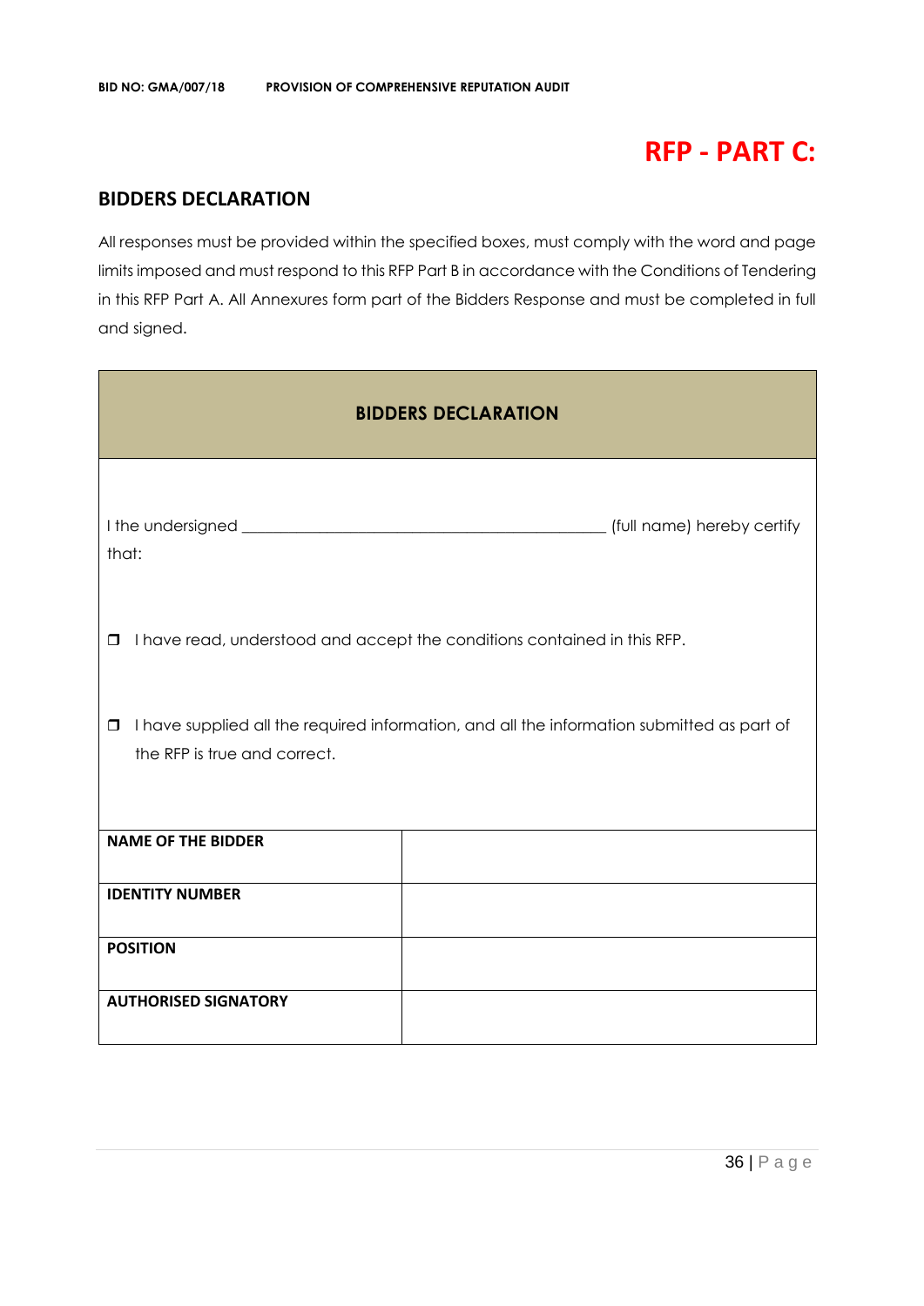# RFP - PART C:

## BIDDERS DECLARATION

All responses must be provided within the specified boxes, must comply with the word and page limits imposed and must respond to this RFP Part B in accordance with the Conditions of Tendering in this RFP Part A. All Annexures form part of the Bidders Response and must be completed in full and signed.

| BIDDERS DECLARATION | |
|---|---|
| I the undersigned _______________________________________________ (full name) hereby certify that:<br><br>❒ I have read, understood and accept the conditions contained in this RFP.<br><br>❒ I have supplied all the required information, and all the information submitted as part of the RFP is true and correct. | |
| **NAME OF THE BIDDER** | |
| **IDENTITY NUMBER** | |
| **POSITION** | |
| **AUTHORISED SIGNATORY** | |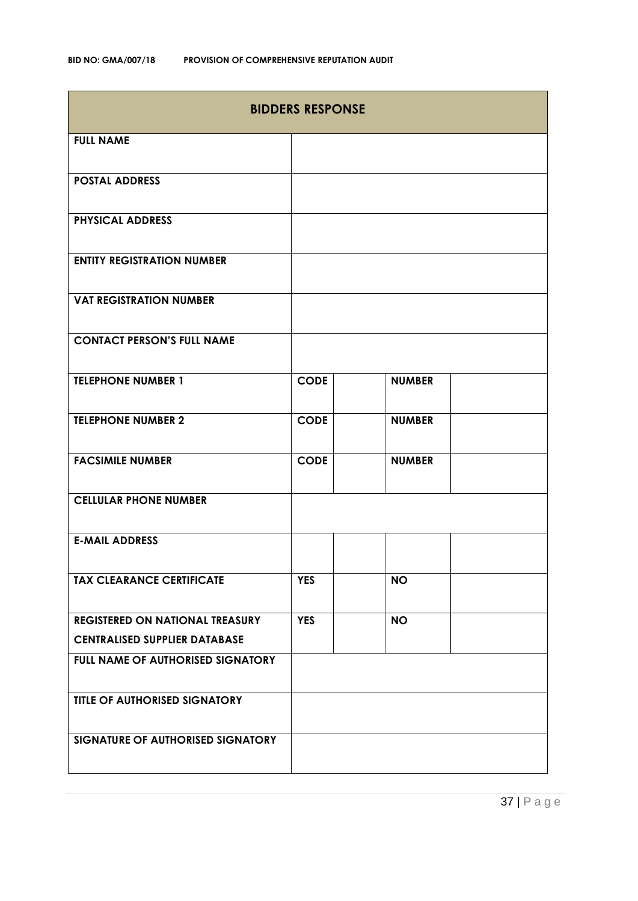| BIDDERS RESPONSE | | | | |
|---|---|---|---|---|
| **FULL NAME** | | | | |
| **POSTAL ADDRESS** | | | | |
| **PHYSICAL ADDRESS** | | | | |
| **ENTITY REGISTRATION NUMBER** | | | | |
| **VAT REGISTRATION NUMBER** | | | | |
| **CONTACT PERSON'S FULL NAME** | | | | |
| **TELEPHONE NUMBER 1** | **CODE** | | **NUMBER** | |
| **TELEPHONE NUMBER 2** | **CODE** | | **NUMBER** | |
| **FACSIMILE NUMBER** | **CODE** | | **NUMBER** | |
| **CELLULAR PHONE NUMBER** | | | | |
| **E-MAIL ADDRESS** | | | | |
| **TAX CLEARANCE CERTIFICATE** | **YES** | | **NO** | |
| **REGISTERED ON NATIONAL TREASURY CENTRALISED SUPPLIER DATABASE** | **YES** | | **NO** | |
| **FULL NAME OF AUTHORISED SIGNATORY** | | | | |
| **TITLE OF AUTHORISED SIGNATORY** | | | | |
| **SIGNATURE OF AUTHORISED SIGNATORY** | | | | |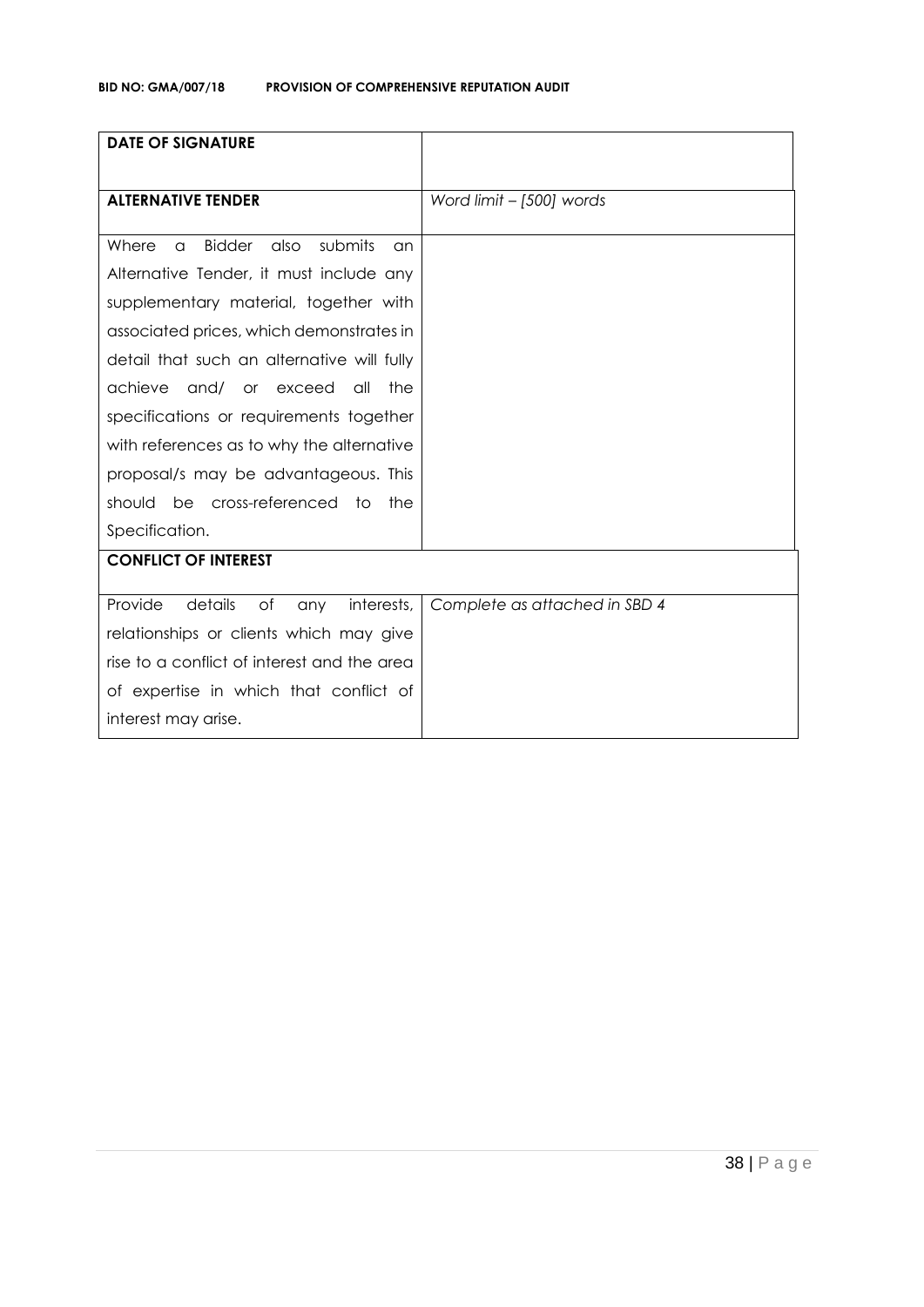| **DATE OF SIGNATURE** | |
|---|---|
| **ALTERNATIVE TENDER** | *Word limit – [500] words* |
| Where a Bidder also submits an Alternative Tender, it must include any supplementary material, together with associated prices, which demonstrates in detail that such an alternative will fully achieve and/ or exceed all the specifications or requirements together with references as to why the alternative proposal/s may be advantageous. This should be cross-referenced to the Specification. | |
| **CONFLICT OF INTEREST** | |
| Provide details of any interests, relationships or clients which may give rise to a conflict of interest and the area of expertise in which that conflict of interest may arise. | *Complete as attached in SBD 4* |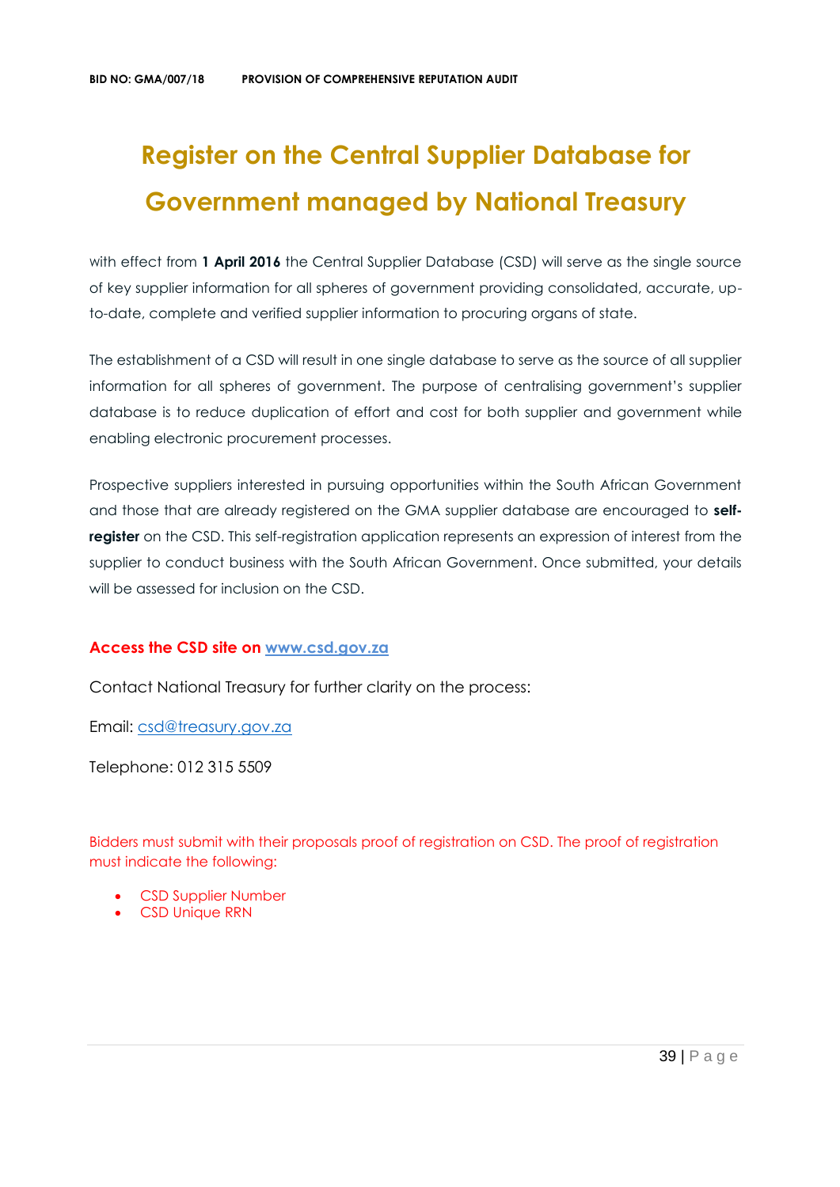# Register on the Central Supplier Database for Government managed by National Treasury

with effect from **1 April 2016** the Central Supplier Database (CSD) will serve as the single source of key supplier information for all spheres of government providing consolidated, accurate, up-to-date, complete and verified supplier information to procuring organs of state.

The establishment of a CSD will result in one single database to serve as the source of all supplier information for all spheres of government. The purpose of centralising government's supplier database is to reduce duplication of effort and cost for both supplier and government while enabling electronic procurement processes.

Prospective suppliers interested in pursuing opportunities within the South African Government and those that are already registered on the GMA supplier database are encouraged to **self-register** on the CSD. This self-registration application represents an expression of interest from the supplier to conduct business with the South African Government. Once submitted, your details will be assessed for inclusion on the CSD.

**Access the CSD site on [www.csd.gov.za](http://www.csd.gov.za)**

Contact National Treasury for further clarity on the process:

Email: [csd@treasury.gov.za](mailto:csd@treasury.gov.za)

Telephone: 012 315 5509

Bidders must submit with their proposals proof of registration on CSD. The proof of registration must indicate the following:

- CSD Supplier Number
- CSD Unique RRN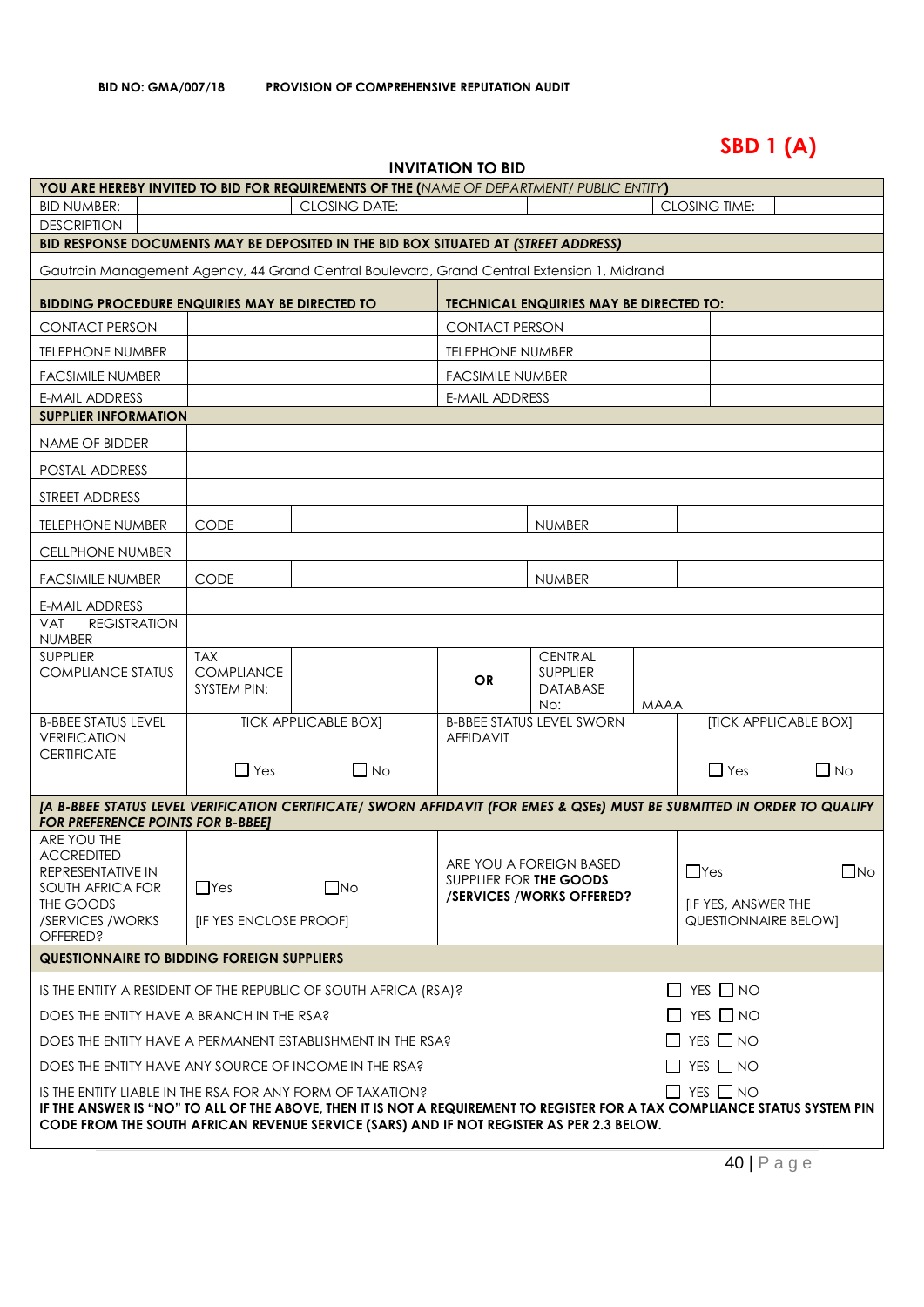**BID NO: GMA/007/18 PROVISION OF COMPREHENSIVE REPUTATION AUDIT**

# SBD 1 (A)

## INVITATION TO BID

| YOU ARE HEREBY INVITED TO BID FOR REQUIREMENTS OF THE (*NAME OF DEPARTMENT/ PUBLIC ENTITY*) | | | | | |
|---|---|---|---|---|---|
| BID NUMBER: | | CLOSING DATE: | | CLOSING TIME: | |
| DESCRIPTION | | | | | |
| **BID RESPONSE DOCUMENTS MAY BE DEPOSITED IN THE BID BOX SITUATED AT *(STREET ADDRESS)*** | | | | | |
| Gautrain Management Agency, 44 Grand Central Boulevard, Grand Central Extension 1, Midrand | | | | | |

| **BIDDING PROCEDURE ENQUIRIES MAY BE DIRECTED TO** | | **TECHNICAL ENQUIRIES MAY BE DIRECTED TO:** | |
|---|---|---|---|
| CONTACT PERSON | | CONTACT PERSON | |
| TELEPHONE NUMBER | | TELEPHONE NUMBER | |
| FACSIMILE NUMBER | | FACSIMILE NUMBER | |
| E-MAIL ADDRESS | | E-MAIL ADDRESS | |

| **SUPPLIER INFORMATION** | | | | | | |
|---|---|---|---|---|---|---|
| NAME OF BIDDER | | | | | | |
| POSTAL ADDRESS | | | | | | |
| STREET ADDRESS | | | | | | |
| TELEPHONE NUMBER | CODE | | | NUMBER | | |
| CELLPHONE NUMBER | | | | | | |
| FACSIMILE NUMBER | CODE | | | NUMBER | | |
| E-MAIL ADDRESS | | | | | | |
| VAT REGISTRATION NUMBER | | | | | | |
| SUPPLIER COMPLIANCE STATUS | TAX COMPLIANCE SYSTEM PIN: | | OR | CENTRAL SUPPLIER DATABASE No: | MAAA | |
| B-BBEE STATUS LEVEL VERIFICATION CERTIFICATE | TICK APPLICABLE BOX] ☐ Yes | ☐ No | B-BBEE STATUS LEVEL SWORN AFFIDAVIT | | [TICK APPLICABLE BOX] ☐ Yes | ☐ No |

***[A B-BBEE STATUS LEVEL VERIFICATION CERTIFICATE/ SWORN AFFIDAVIT (FOR EMES & QSEs) MUST BE SUBMITTED IN ORDER TO QUALIFY FOR PREFERENCE POINTS FOR B-BBEE]***

| ARE YOU THE ACCREDITED REPRESENTATIVE IN SOUTH AFRICA FOR THE GOODS /SERVICES /WORKS OFFERED? | ☐Yes ☐No [IF YES ENCLOSE PROOF] | ARE YOU A FOREIGN BASED SUPPLIER FOR **THE GOODS /SERVICES /WORKS OFFERED?** | ☐Yes ☐No [IF YES, ANSWER THE QUESTIONNAIRE BELOW] |
|---|---|---|---|

**QUESTIONNAIRE TO BIDDING FOREIGN SUPPLIERS**

| | |
|---|---|
| IS THE ENTITY A RESIDENT OF THE REPUBLIC OF SOUTH AFRICA (RSA)? | ☐ YES ☐ NO |
| DOES THE ENTITY HAVE A BRANCH IN THE RSA? | ☐ YES ☐ NO |
| DOES THE ENTITY HAVE A PERMANENT ESTABLISHMENT IN THE RSA? | ☐ YES ☐ NO |
| DOES THE ENTITY HAVE ANY SOURCE OF INCOME IN THE RSA? | ☐ YES ☐ NO |
| IS THE ENTITY LIABLE IN THE RSA FOR ANY FORM OF TAXATION? | ☐ YES ☐ NO |

**IF THE ANSWER IS "NO" TO ALL OF THE ABOVE, THEN IT IS NOT A REQUIREMENT TO REGISTER FOR A TAX COMPLIANCE STATUS SYSTEM PIN CODE FROM THE SOUTH AFRICAN REVENUE SERVICE (SARS) AND IF NOT REGISTER AS PER 2.3 BELOW.**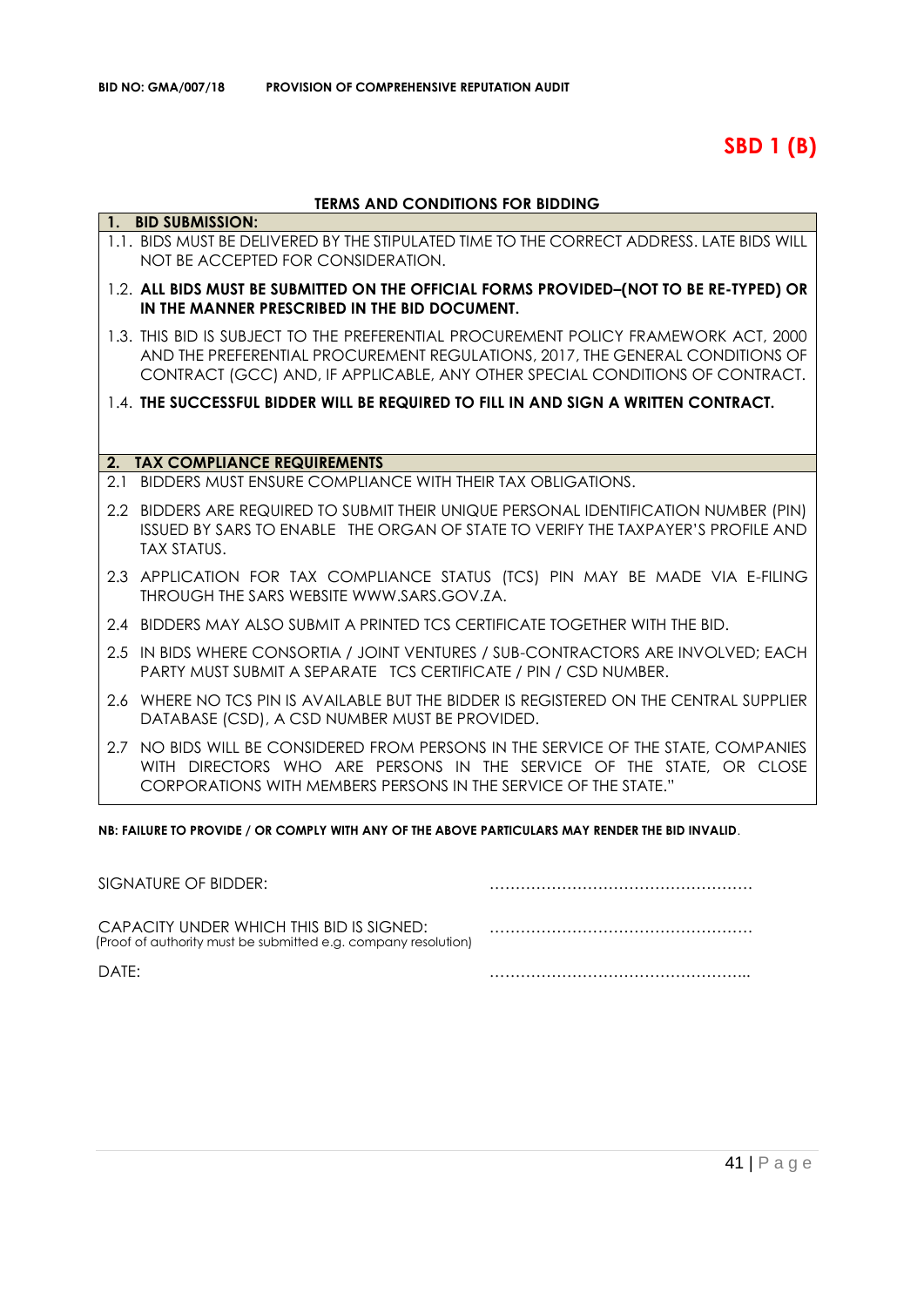**BID NO: GMA/007/18 PROVISION OF COMPREHENSIVE REPUTATION AUDIT**

# SBD 1 (B)

## TERMS AND CONDITIONS FOR BIDDING

**1. BID SUBMISSION:**

1.1. BIDS MUST BE DELIVERED BY THE STIPULATED TIME TO THE CORRECT ADDRESS. LATE BIDS WILL NOT BE ACCEPTED FOR CONSIDERATION.

1.2. **ALL BIDS MUST BE SUBMITTED ON THE OFFICIAL FORMS PROVIDED–(NOT TO BE RE-TYPED) OR IN THE MANNER PRESCRIBED IN THE BID DOCUMENT.**

1.3. THIS BID IS SUBJECT TO THE PREFERENTIAL PROCUREMENT POLICY FRAMEWORK ACT, 2000 AND THE PREFERENTIAL PROCUREMENT REGULATIONS, 2017, THE GENERAL CONDITIONS OF CONTRACT (GCC) AND, IF APPLICABLE, ANY OTHER SPECIAL CONDITIONS OF CONTRACT.

1.4. **THE SUCCESSFUL BIDDER WILL BE REQUIRED TO FILL IN AND SIGN A WRITTEN CONTRACT.**

**2. TAX COMPLIANCE REQUIREMENTS**

2.1 BIDDERS MUST ENSURE COMPLIANCE WITH THEIR TAX OBLIGATIONS.

2.2 BIDDERS ARE REQUIRED TO SUBMIT THEIR UNIQUE PERSONAL IDENTIFICATION NUMBER (PIN) ISSUED BY SARS TO ENABLE THE ORGAN OF STATE TO VERIFY THE TAXPAYER'S PROFILE AND TAX STATUS.

2.3 APPLICATION FOR TAX COMPLIANCE STATUS (TCS) PIN MAY BE MADE VIA E-FILING THROUGH THE SARS WEBSITE WWW.SARS.GOV.ZA.

2.4 BIDDERS MAY ALSO SUBMIT A PRINTED TCS CERTIFICATE TOGETHER WITH THE BID.

2.5 IN BIDS WHERE CONSORTIA / JOINT VENTURES / SUB-CONTRACTORS ARE INVOLVED; EACH PARTY MUST SUBMIT A SEPARATE TCS CERTIFICATE / PIN / CSD NUMBER.

2.6 WHERE NO TCS PIN IS AVAILABLE BUT THE BIDDER IS REGISTERED ON THE CENTRAL SUPPLIER DATABASE (CSD), A CSD NUMBER MUST BE PROVIDED.

2.7 NO BIDS WILL BE CONSIDERED FROM PERSONS IN THE SERVICE OF THE STATE, COMPANIES WITH DIRECTORS WHO ARE PERSONS IN THE SERVICE OF THE STATE, OR CLOSE CORPORATIONS WITH MEMBERS PERSONS IN THE SERVICE OF THE STATE."

**NB: FAILURE TO PROVIDE / OR COMPLY WITH ANY OF THE ABOVE PARTICULARS MAY RENDER THE BID INVALID**.

SIGNATURE OF BIDDER: ……………………………………………

CAPACITY UNDER WHICH THIS BID IS SIGNED: ……………………………………………
(Proof of authority must be submitted e.g. company resolution)

DATE: …………………………………………...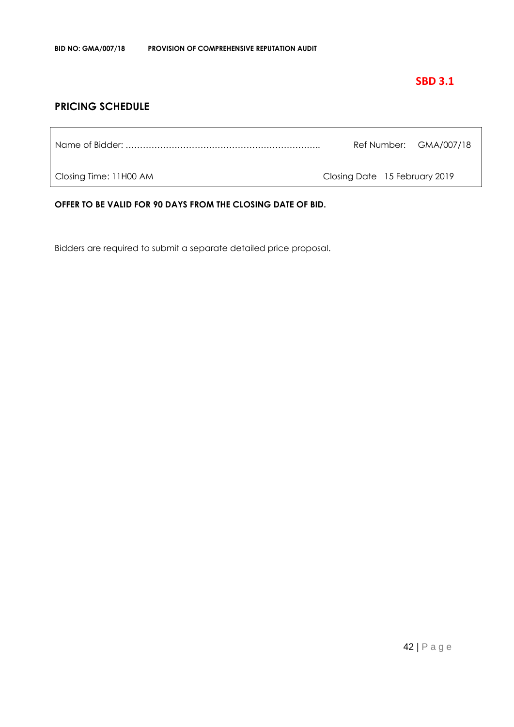**SBD 3.1**

## PRICING SCHEDULE

| Name of Bidder: ………………………………………………………….. | Ref Number: GMA/007/18 |
|---|---|
| Closing Time: 11H00 AM | Closing Date 15 February 2019 |

**OFFER TO BE VALID FOR 90 DAYS FROM THE CLOSING DATE OF BID.**

Bidders are required to submit a separate detailed price proposal.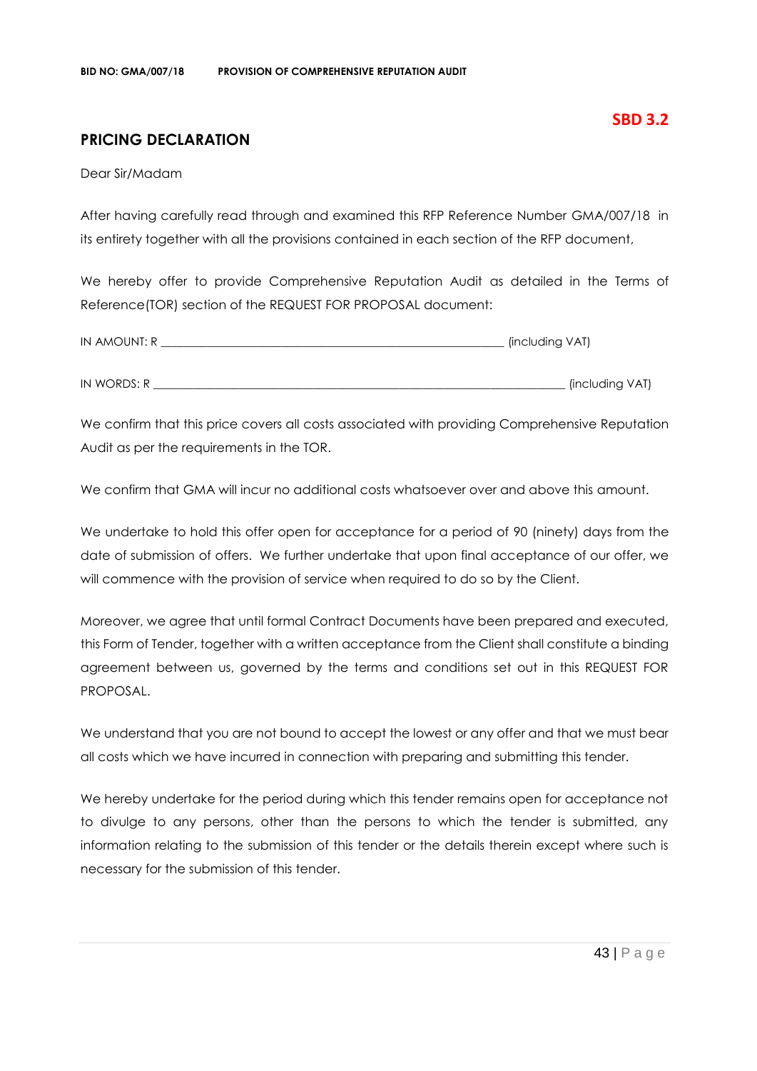**SBD 3.2**

## PRICING DECLARATION

Dear Sir/Madam

After having carefully read through and examined this RFP Reference Number GMA/007/18 in its entirety together with all the provisions contained in each section of the RFP document,

We hereby offer to provide Comprehensive Reputation Audit as detailed in the Terms of Reference(TOR) section of the REQUEST FOR PROPOSAL document:

IN AMOUNT: R ____________________________________________________________ (including VAT)

IN WORDS: R ______________________________________________________________________ (including VAT)

We confirm that this price covers all costs associated with providing Comprehensive Reputation Audit as per the requirements in the TOR.

We confirm that GMA will incur no additional costs whatsoever over and above this amount.

We undertake to hold this offer open for acceptance for a period of 90 (ninety) days from the date of submission of offers. We further undertake that upon final acceptance of our offer, we will commence with the provision of service when required to do so by the Client.

Moreover, we agree that until formal Contract Documents have been prepared and executed, this Form of Tender, together with a written acceptance from the Client shall constitute a binding agreement between us, governed by the terms and conditions set out in this REQUEST FOR PROPOSAL.

We understand that you are not bound to accept the lowest or any offer and that we must bear all costs which we have incurred in connection with preparing and submitting this tender.

We hereby undertake for the period during which this tender remains open for acceptance not to divulge to any persons, other than the persons to which the tender is submitted, any information relating to the submission of this tender or the details therein except where such is necessary for the submission of this tender.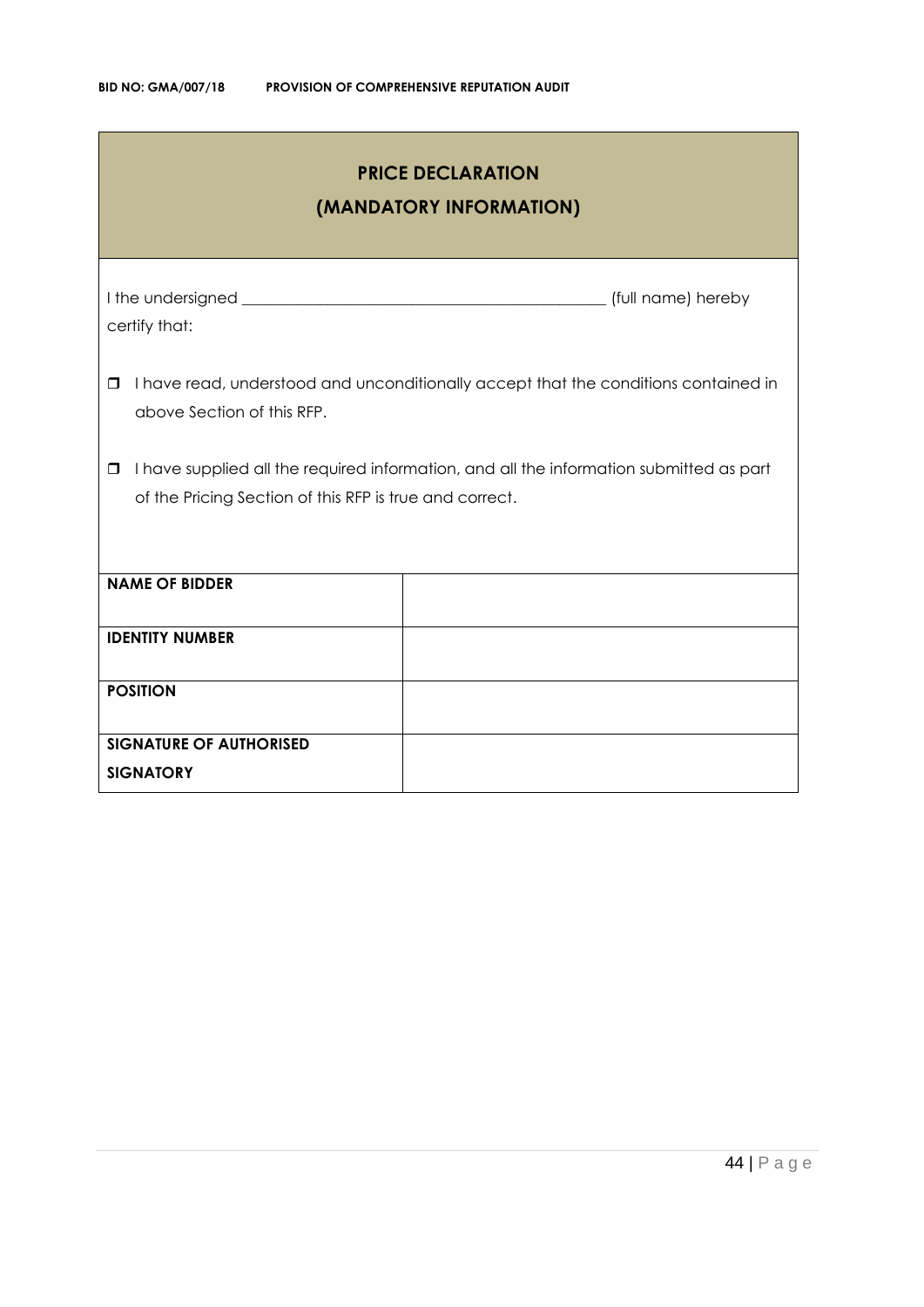## PRICE DECLARATION
## (MANDATORY INFORMATION)

I the undersigned _____________________________________________ (full name) hereby certify that:

- ❒ I have read, understood and unconditionally accept that the conditions contained in above Section of this RFP.
- ❒ I have supplied all the required information, and all the information submitted as part of the Pricing Section of this RFP is true and correct.

| | |
|---|---|
| **NAME OF BIDDER** | |
| **IDENTITY NUMBER** | |
| **POSITION** | |
| **SIGNATURE OF AUTHORISED SIGNATORY** | |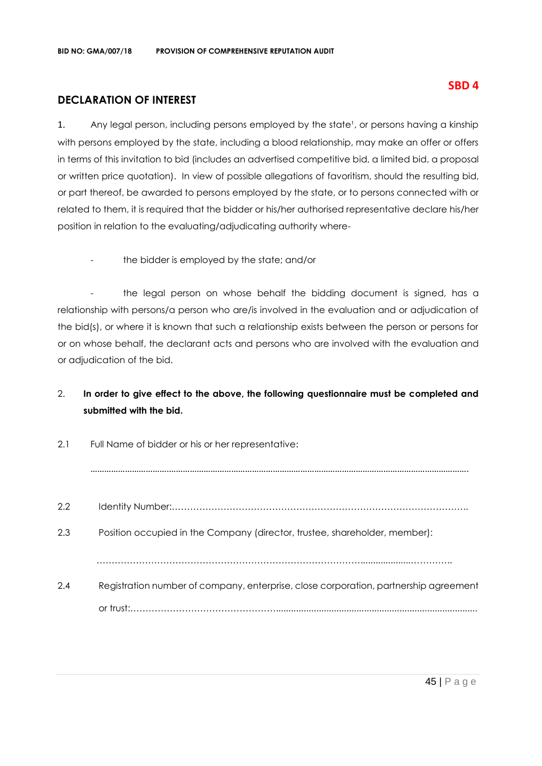**SBD 4**

## DECLARATION OF INTEREST

1. Any legal person, including persons employed by the state[1], or persons having a kinship with persons employed by the state, including a blood relationship, may make an offer or offers in terms of this invitation to bid (includes an advertised competitive bid, a limited bid, a proposal or written price quotation). In view of possible allegations of favoritism, should the resulting bid, or part thereof, be awarded to persons employed by the state, or to persons connected with or related to them, it is required that the bidder or his/her authorised representative declare his/her position in relation to the evaluating/adjudicating authority where-

   - the bidder is employed by the state; and/or

   - the legal person on whose behalf the bidding document is signed, has a relationship with persons/a person who are/is involved in the evaluation and or adjudication of the bid(s), or where it is known that such a relationship exists between the person or persons for or on whose behalf, the declarant acts and persons who are involved with the evaluation and or adjudication of the bid.

2. **In order to give effect to the above, the following questionnaire must be completed and submitted with the bid.**

2.1 Full Name of bidder or his or her representative:

..........................................................................................................................................................

2.2 Identity Number:……………………………………………………………………………………….

2.3 Position occupied in the Company (director, trustee, shareholder, member):

……………………………………………………………………………...................……………..

2.4 Registration number of company, enterprise, close corporation, partnership agreement or trust:…………………………………………….................................................................................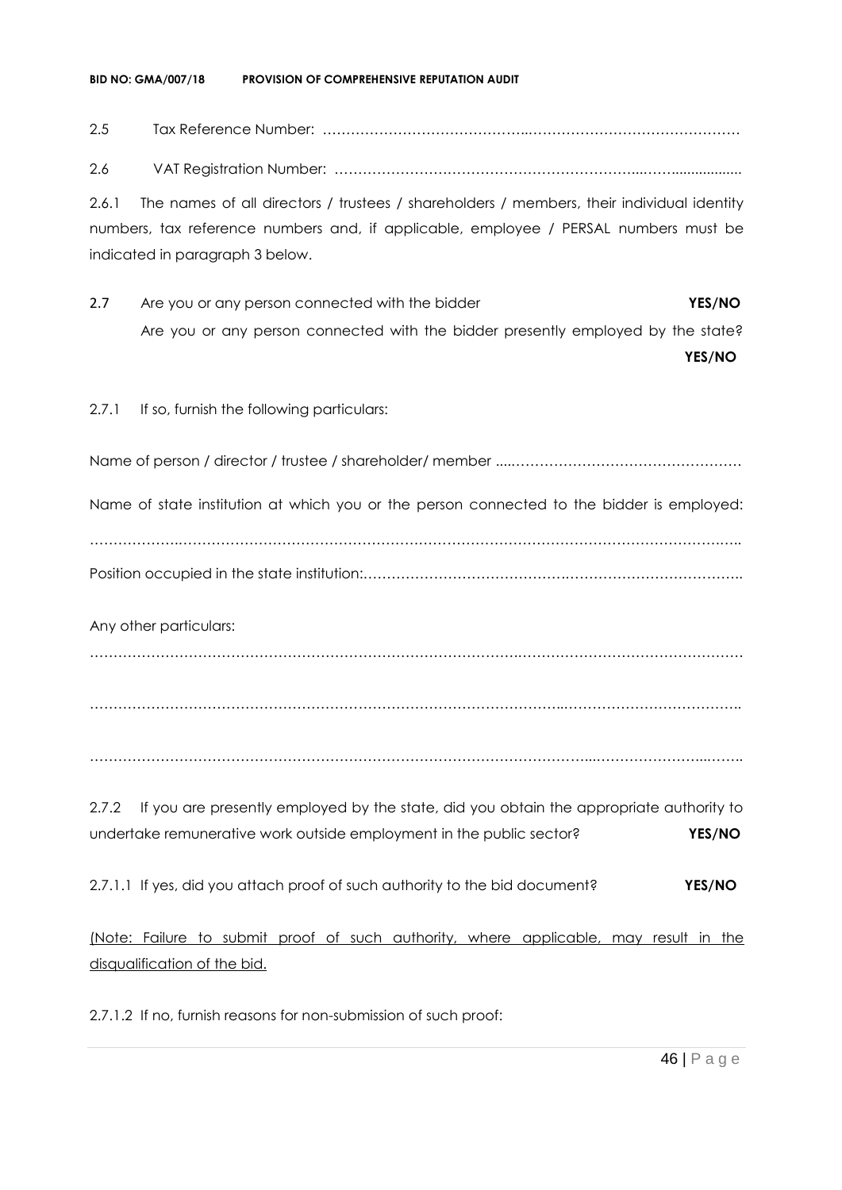2.5 Tax Reference Number: ……………………………………..………………………………………

2.6 VAT Registration Number: ………………………………………………………...……..................

2.6.1 The names of all directors / trustees / shareholders / members, their individual identity numbers, tax reference numbers and, if applicable, employee / PERSAL numbers must be indicated in paragraph 3 below.

2.7 Are you or any person connected with the bidder **YES/NO**
Are you or any person connected with the bidder presently employed by the state? **YES/NO**

2.7.1 If so, furnish the following particulars:

Name of person / director / trustee / shareholder/ member ....…………………………………………

Name of state institution at which you or the person connected to the bidder is employed:

……………….……………………………………………………………………………………………..

Position occupied in the state institution:……………………………………….………………………..

Any other particulars:

……………………………………………………………………….……………………………………

…………………………………………………………………………………..……………………………….

…………………………………………………………………………………...…………………...…….

2.7.2 If you are presently employed by the state, did you obtain the appropriate authority to undertake remunerative work outside employment in the public sector? **YES/NO**

2.7.1.1 If yes, did you attach proof of such authority to the bid document? **YES/NO**

<u>(Note: Failure to submit proof of such authority, where applicable, may result in the disqualification of the bid.</u>

2.7.1.2 If no, furnish reasons for non-submission of such proof: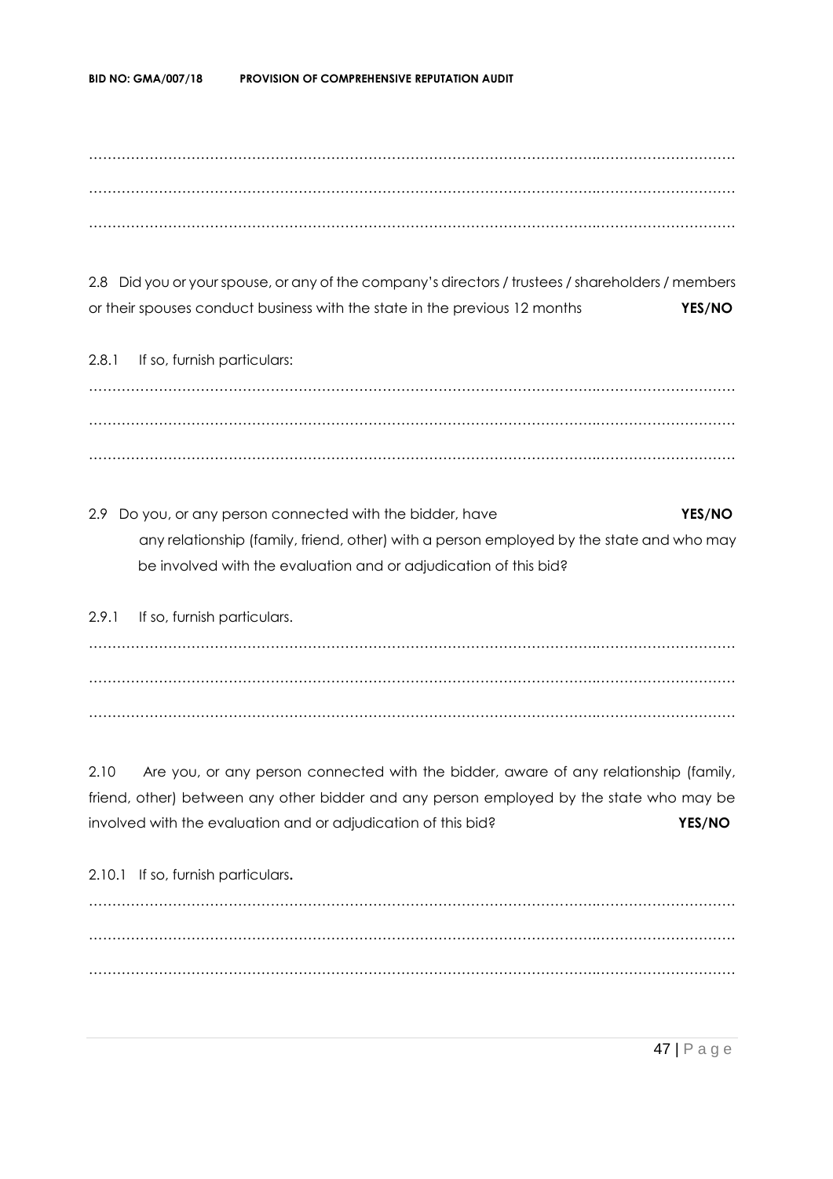…………………………………………………………………………………………………………………………

…………………………………………………………………………………………………………………………

…………………………………………………………………………………………………………………………

2.8 Did you or your spouse, or any of the company's directors / trustees / shareholders / members or their spouses conduct business with the state in the previous 12 months **YES/NO**

2.8.1 If so, furnish particulars:

…………………………………………………………………………………………………………………………

…………………………………………………………………………………………………………………………

…………………………………………………………………………………………………………………………

2.9 Do you, or any person connected with the bidder, have **YES/NO** any relationship (family, friend, other) with a person employed by the state and who may be involved with the evaluation and or adjudication of this bid?

2.9.1 If so, furnish particulars.

…………………………………………………………………………………………………………………………

…………………………………………………………………………………………………………………………

…………………………………………………………………………………………………………………………

2.10 Are you, or any person connected with the bidder, aware of any relationship (family, friend, other) between any other bidder and any person employed by the state who may be involved with the evaluation and or adjudication of this bid? **YES/NO**

2.10.1 If so, furnish particulars**.**

…………………………………………………………………………………………………………………………

…………………………………………………………………………………………………………………………

…………………………………………………………………………………………………………………………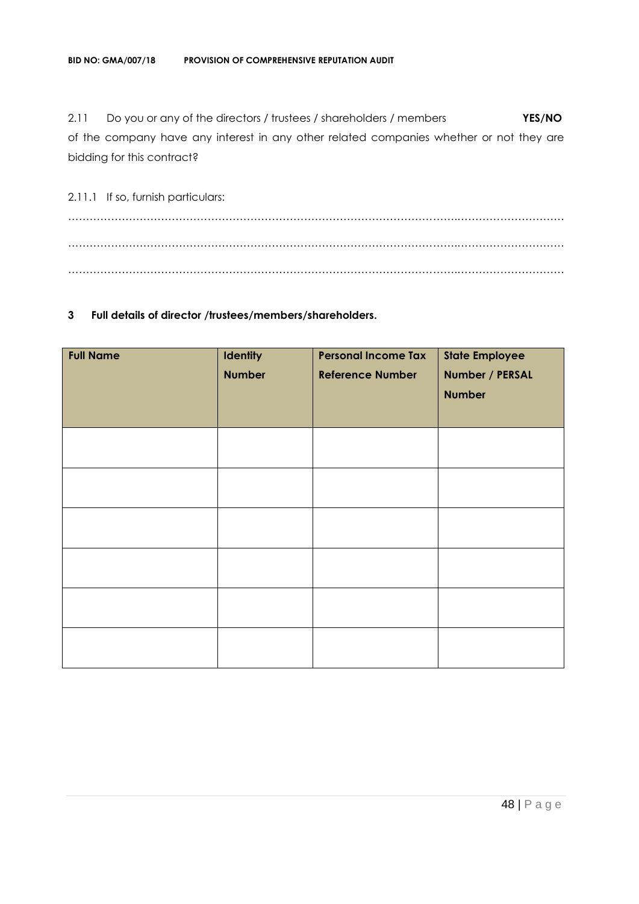2.11 Do you or any of the directors / trustees / shareholders / members **YES/NO** of the company have any interest in any other related companies whether or not they are bidding for this contract?

2.11.1 If so, furnish particulars:

……………………………………………………………………………………………………………………………

……………………………………………………………………………………………………………………………

……………………………………………………………………………………………………………………………

**3 Full details of director /trustees/members/shareholders.**

| **Full Name** | **Identity Number** | **Personal Income Tax Reference Number** | **State Employee Number / PERSAL Number** |
|---|---|---|---|
| | | | |
| | | | |
| | | | |
| | | | |
| | | | |
| | | | |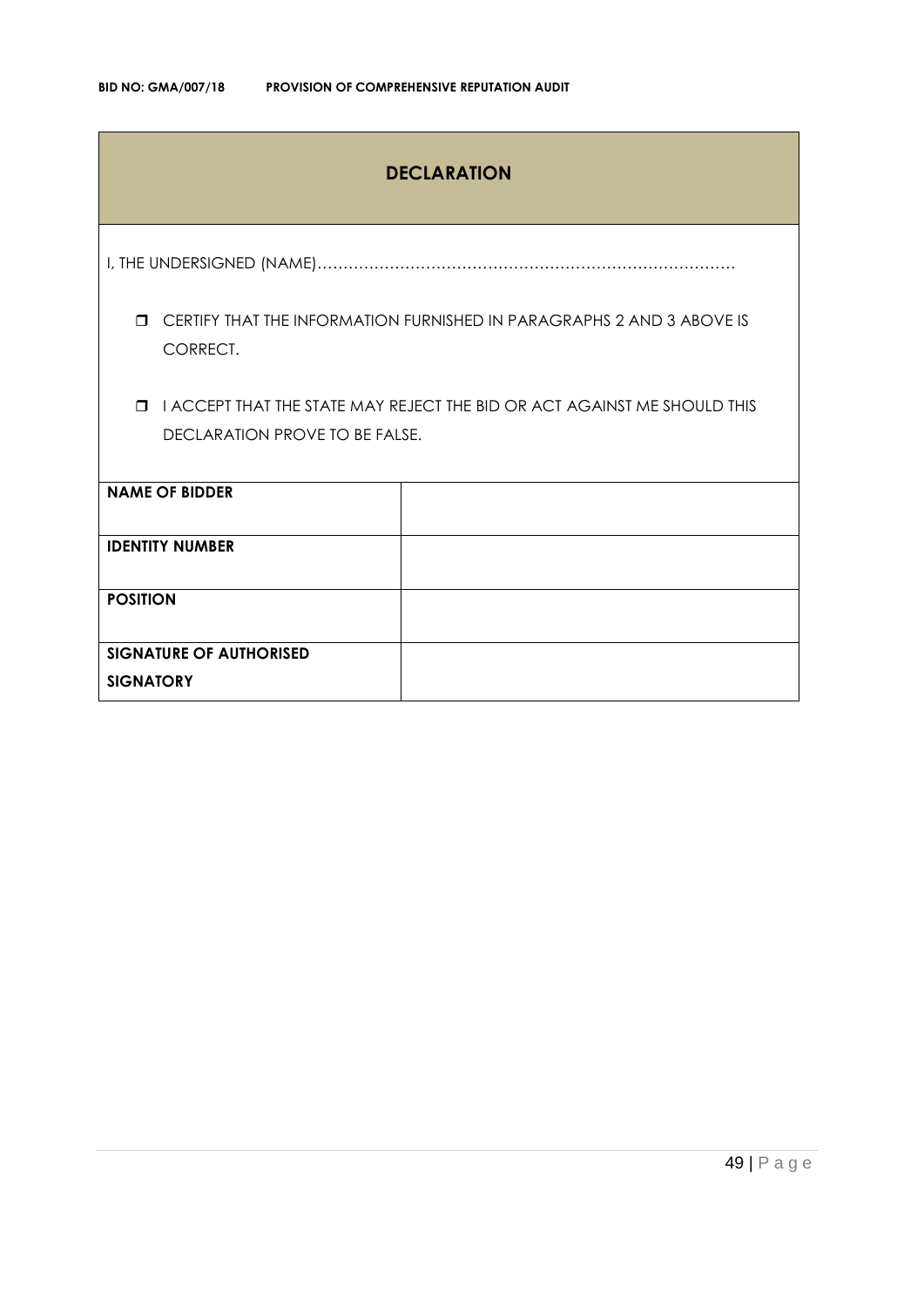## DECLARATION

I, THE UNDERSIGNED (NAME)………………………………………………………………………

- ☐ CERTIFY THAT THE INFORMATION FURNISHED IN PARAGRAPHS 2 AND 3 ABOVE IS CORRECT.
- ☐ I ACCEPT THAT THE STATE MAY REJECT THE BID OR ACT AGAINST ME SHOULD THIS DECLARATION PROVE TO BE FALSE.

| **NAME OF BIDDER** | |
|---|---|
| **IDENTITY NUMBER** | |
| **POSITION** | |
| **SIGNATURE OF AUTHORISED SIGNATORY** | |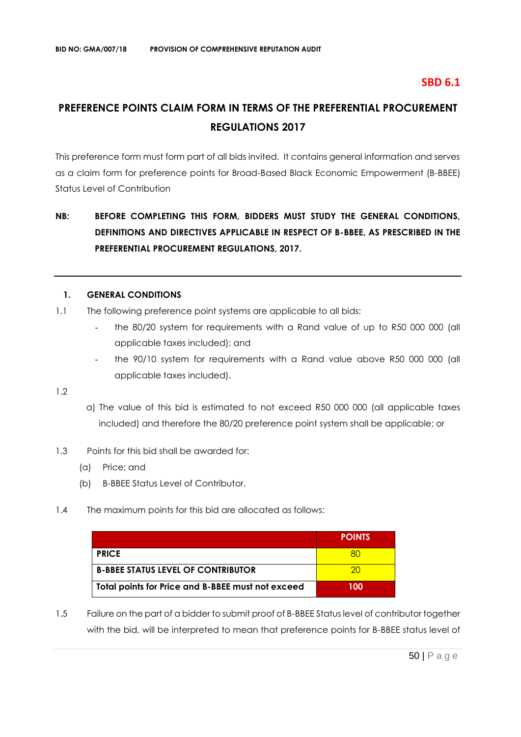**SBD 6.1**

# PREFERENCE POINTS CLAIM FORM IN TERMS OF THE PREFERENTIAL PROCUREMENT REGULATIONS 2017

This preference form must form part of all bids invited. It contains general information and serves as a claim form for preference points for Broad-Based Black Economic Empowerment (B-BBEE) Status Level of Contribution

**NB: BEFORE COMPLETING THIS FORM, BIDDERS MUST STUDY THE GENERAL CONDITIONS, DEFINITIONS AND DIRECTIVES APPLICABLE IN RESPECT OF B-BBEE, AS PRESCRIBED IN THE PREFERENTIAL PROCUREMENT REGULATIONS, 2017.**

---

## 1. GENERAL CONDITIONS

1.1 The following preference point systems are applicable to all bids:

- the 80/20 system for requirements with a Rand value of up to R50 000 000 (all applicable taxes included); and
- the 90/10 system for requirements with a Rand value above R50 000 000 (all applicable taxes included).

1.2

a) The value of this bid is estimated to not exceed R50 000 000 (all applicable taxes included) and therefore the 80/20 preference point system shall be applicable; or

1.3 Points for this bid shall be awarded for:

(a) Price; and

(b) B-BBEE Status Level of Contributor.

1.4 The maximum points for this bid are allocated as follows:

| | POINTS |
|---|---|
| **PRICE** | 80 |
| **B-BBEE STATUS LEVEL OF CONTRIBUTOR** | 20 |
| **Total points for Price and B-BBEE must not exceed** | **100** |

1.5 Failure on the part of a bidder to submit proof of B-BBEE Status level of contributor together with the bid, will be interpreted to mean that preference points for B-BBEE status level of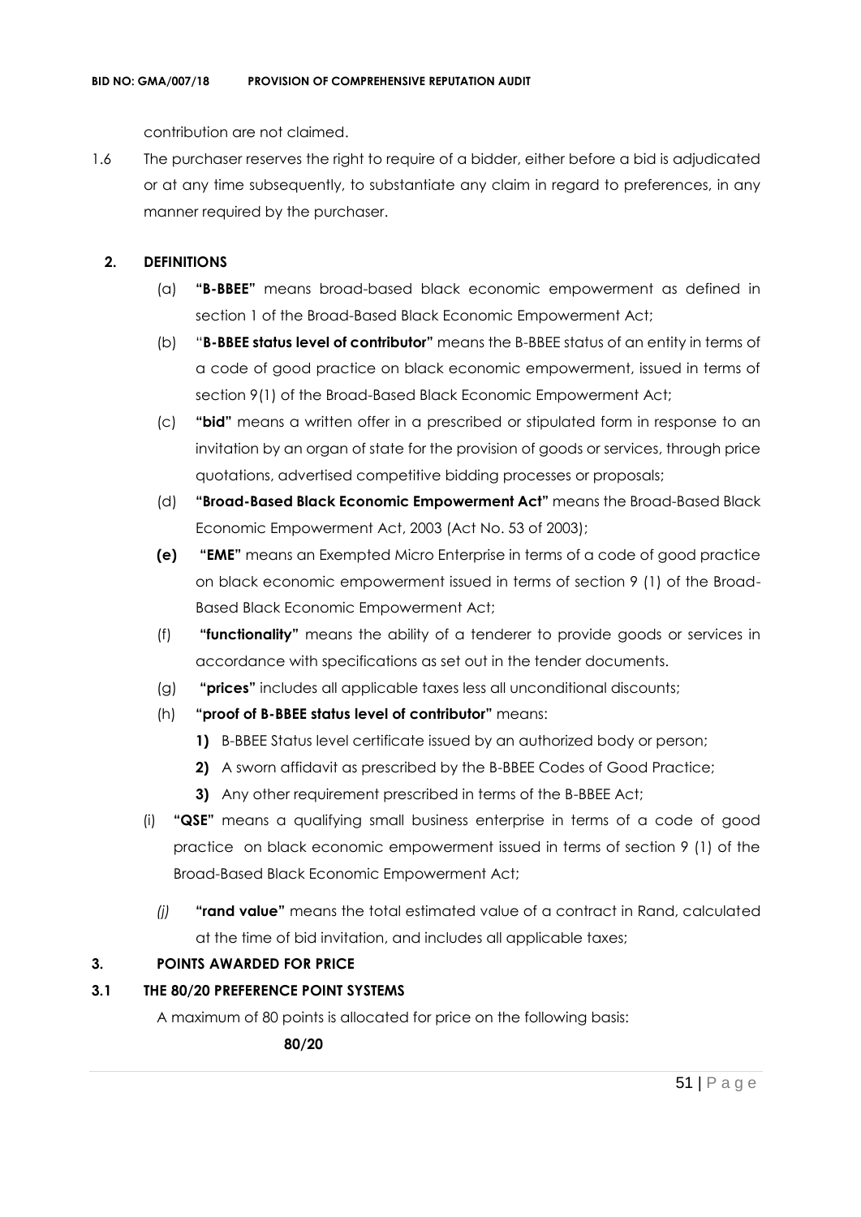contribution are not claimed.

1.6 The purchaser reserves the right to require of a bidder, either before a bid is adjudicated or at any time subsequently, to substantiate any claim in regard to preferences, in any manner required by the purchaser.

## 2. DEFINITIONS

(a) **"B-BBEE"** means broad-based black economic empowerment as defined in section 1 of the Broad-Based Black Economic Empowerment Act;

(b) "**B-BBEE status level of contributor"** means the B-BBEE status of an entity in terms of a code of good practice on black economic empowerment, issued in terms of section 9(1) of the Broad-Based Black Economic Empowerment Act;

(c) **"bid"** means a written offer in a prescribed or stipulated form in response to an invitation by an organ of state for the provision of goods or services, through price quotations, advertised competitive bidding processes or proposals;

(d) **"Broad-Based Black Economic Empowerment Act"** means the Broad-Based Black Economic Empowerment Act, 2003 (Act No. 53 of 2003);

**(e)** **"EME"** means an Exempted Micro Enterprise in terms of a code of good practice on black economic empowerment issued in terms of section 9 (1) of the Broad-Based Black Economic Empowerment Act;

(f) **"functionality"** means the ability of a tenderer to provide goods or services in accordance with specifications as set out in the tender documents.

(g) **"prices"** includes all applicable taxes less all unconditional discounts;

(h) **"proof of B-BBEE status level of contributor"** means:

**1)** B-BBEE Status level certificate issued by an authorized body or person;

**2)** A sworn affidavit as prescribed by the B-BBEE Codes of Good Practice;

**3)** Any other requirement prescribed in terms of the B-BBEE Act;

(i) **"QSE"** means a qualifying small business enterprise in terms of a code of good practice on black economic empowerment issued in terms of section 9 (1) of the Broad-Based Black Economic Empowerment Act;

*(j)* **"rand value"** means the total estimated value of a contract in Rand, calculated at the time of bid invitation, and includes all applicable taxes;

## 3. POINTS AWARDED FOR PRICE

### 3.1 THE 80/20 PREFERENCE POINT SYSTEMS

A maximum of 80 points is allocated for price on the following basis:

**80/20**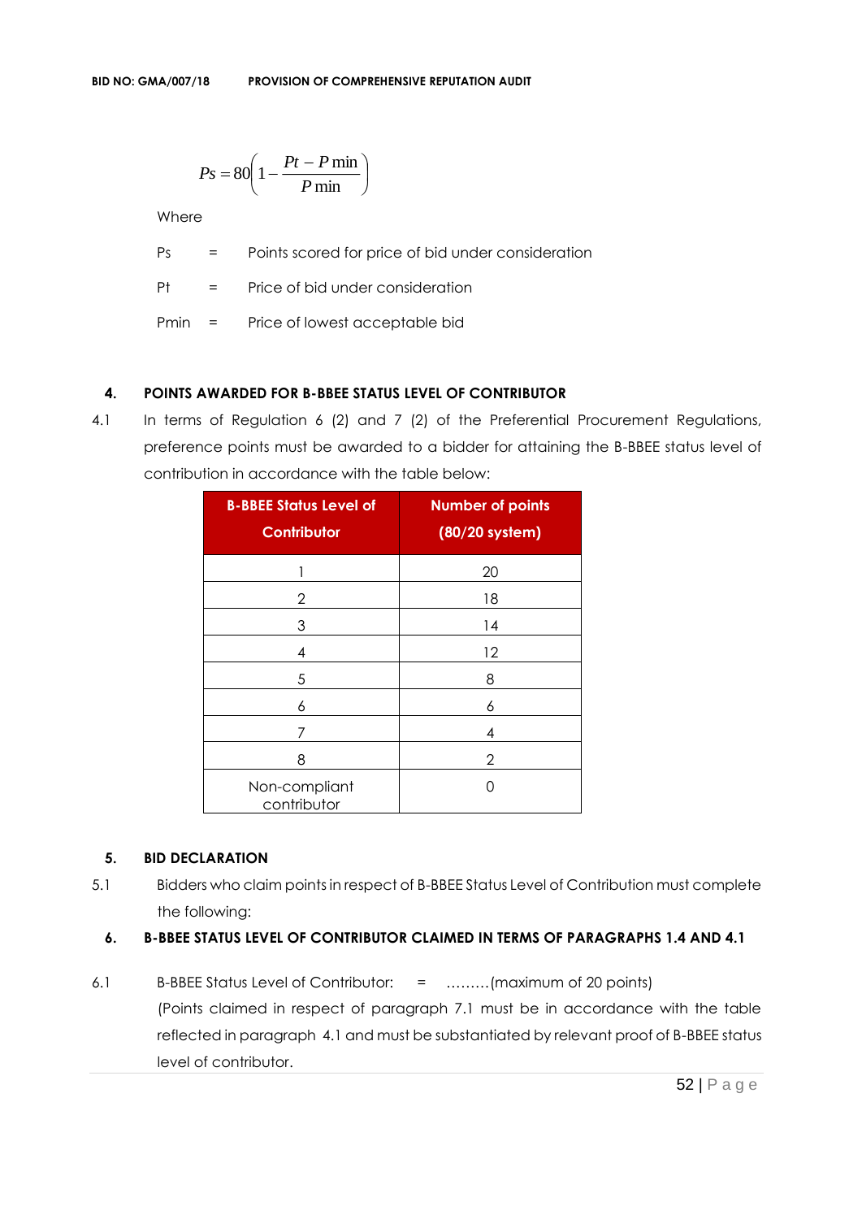$$Ps = 80\left(1 - \frac{Pt - P\min}{P\min}\right)$$

Where

Ps = Points scored for price of bid under consideration

Pt = Price of bid under consideration

Pmin = Price of lowest acceptable bid

## 4. POINTS AWARDED FOR B-BBEE STATUS LEVEL OF CONTRIBUTOR

4.1 In terms of Regulation 6 (2) and 7 (2) of the Preferential Procurement Regulations, preference points must be awarded to a bidder for attaining the B-BBEE status level of contribution in accordance with the table below:

| B-BBEE Status Level of Contributor | Number of points (80/20 system) |
|---|---|
| 1 | 20 |
| 2 | 18 |
| 3 | 14 |
| 4 | 12 |
| 5 | 8 |
| 6 | 6 |
| 7 | 4 |
| 8 | 2 |
| Non-compliant contributor | 0 |

## 5. BID DECLARATION

5.1 Bidders who claim points in respect of B-BBEE Status Level of Contribution must complete the following:

## 6. B-BBEE STATUS LEVEL OF CONTRIBUTOR CLAIMED IN TERMS OF PARAGRAPHS 1.4 AND 4.1

6.1 B-BBEE Status Level of Contributor: = .........(maximum of 20 points)

(Points claimed in respect of paragraph 7.1 must be in accordance with the table reflected in paragraph 4.1 and must be substantiated by relevant proof of B-BBEE status level of contributor.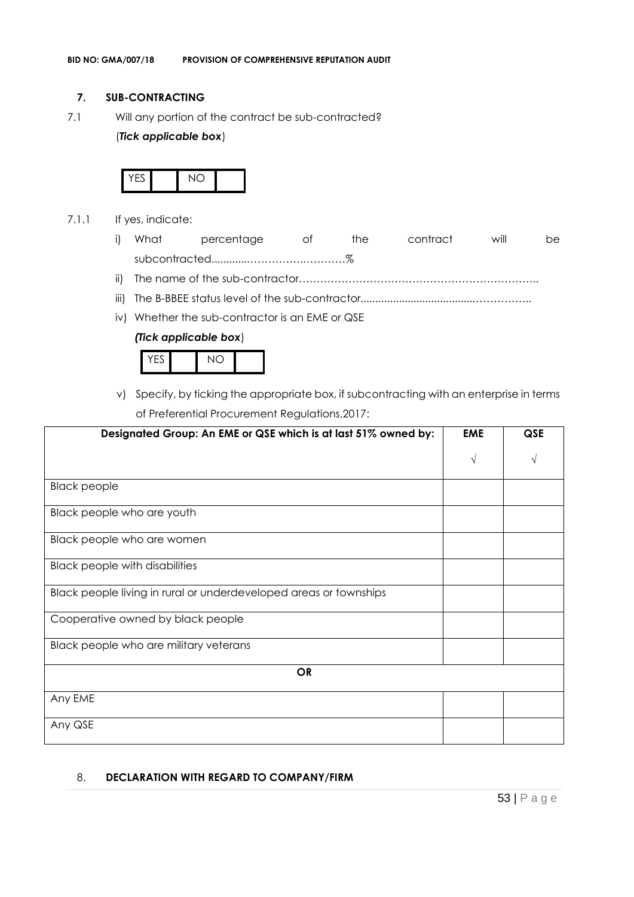## 7. SUB-CONTRACTING

7.1 Will any portion of the contract be sub-contracted?

(***Tick applicable box***)

| YES | | NO | |
|---|---|---|---|

7.1.1 If yes, indicate:

i) What percentage of the contract will be subcontracted............……………….…………%

ii) The name of the sub-contractor…………………………………………………………..

iii) The B-BBEE status level of the sub-contractor......................................……………..

iv) Whether the sub-contractor is an EME or QSE

***(Tick applicable box***)

| YES | | NO | |
|---|---|---|---|

v) Specify, by ticking the appropriate box, if subcontracting with an enterprise in terms of Preferential Procurement Regulations,2017:

| **Designated Group: An EME or QSE which is at last 51% owned by:** | **EME** | **QSE** |
|---|---|---|
| | √ | √ |
| Black people | | |
| Black people who are youth | | |
| Black people who are women | | |
| Black people with disabilities | | |
| Black people living in rural or underdeveloped areas or townships | | |
| Cooperative owned by black people | | |
| Black people who are military veterans | | |
| **OR** | | |
| Any EME | | |
| Any QSE | | |

## 8. DECLARATION WITH REGARD TO COMPANY/FIRM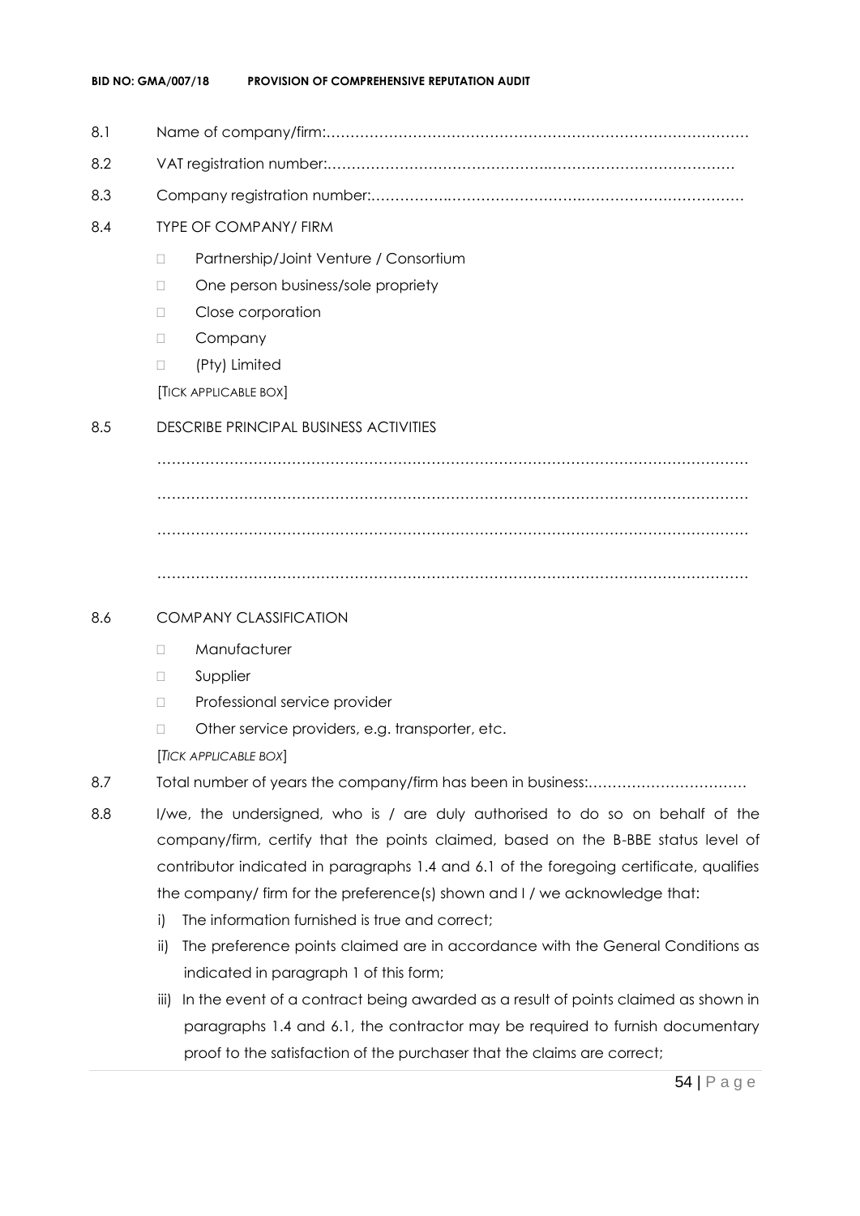8.1 Name of company/firm:…………………………………………………………………………….

8.2 VAT registration number:……………………………………….…………………………………

8.3 Company registration number:…………….……………………….…………………………….

8.4 TYPE OF COMPANY/ FIRM

- Partnership/Joint Venture / Consortium
- One person business/sole propriety
- Close corporation
- Company
- (Pty) Limited

[TICK APPLICABLE BOX]

8.5 DESCRIBE PRINCIPAL BUSINESS ACTIVITIES

………………………………………………………………………………………………………

………………………………………………………………………………………………………

………………………………………………………………………………………………………

………………………………………………………………………………………………………

8.6 COMPANY CLASSIFICATION

- Manufacturer
- Supplier
- Professional service provider
- Other service providers, e.g. transporter, etc.

[*TICK APPLICABLE BOX*]

8.7 Total number of years the company/firm has been in business:……………………………

8.8 I/we, the undersigned, who is / are duly authorised to do so on behalf of the company/firm, certify that the points claimed, based on the B-BBE status level of contributor indicated in paragraphs 1.4 and 6.1 of the foregoing certificate, qualifies the company/ firm for the preference(s) shown and I / we acknowledge that:

i) The information furnished is true and correct;

ii) The preference points claimed are in accordance with the General Conditions as indicated in paragraph 1 of this form;

iii) In the event of a contract being awarded as a result of points claimed as shown in paragraphs 1.4 and 6.1, the contractor may be required to furnish documentary proof to the satisfaction of the purchaser that the claims are correct;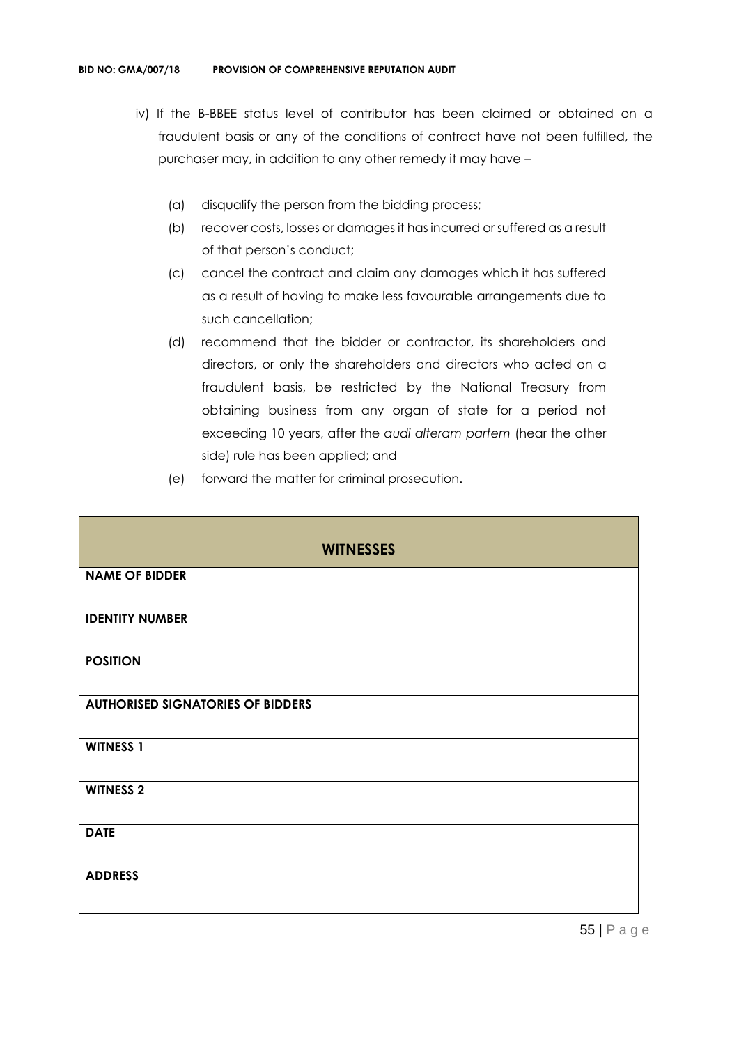iv) If the B-BBEE status level of contributor has been claimed or obtained on a fraudulent basis or any of the conditions of contract have not been fulfilled, the purchaser may, in addition to any other remedy it may have –

   (a) disqualify the person from the bidding process;
   (b) recover costs, losses or damages it has incurred or suffered as a result of that person's conduct;
   (c) cancel the contract and claim any damages which it has suffered as a result of having to make less favourable arrangements due to such cancellation;
   (d) recommend that the bidder or contractor, its shareholders and directors, or only the shareholders and directors who acted on a fraudulent basis, be restricted by the National Treasury from obtaining business from any organ of state for a period not exceeding 10 years, after the *audi alteram partem* (hear the other side) rule has been applied; and
   (e) forward the matter for criminal prosecution.

| **WITNESSES** | |
|---|---|
| **NAME OF BIDDER** | |
| **IDENTITY NUMBER** | |
| **POSITION** | |
| **AUTHORISED SIGNATORIES OF BIDDERS** | |
| **WITNESS 1** | |
| **WITNESS 2** | |
| **DATE** | |
| **ADDRESS** | |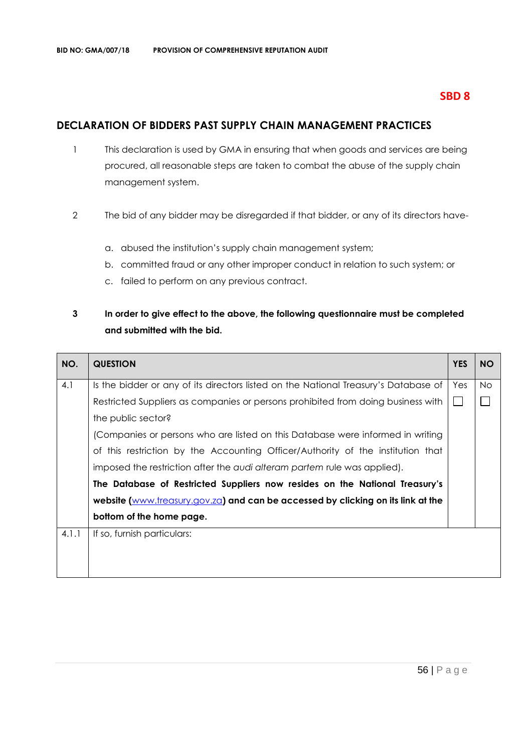**SBD 8**

## DECLARATION OF BIDDERS PAST SUPPLY CHAIN MANAGEMENT PRACTICES

1. This declaration is used by GMA in ensuring that when goods and services are being procured, all reasonable steps are taken to combat the abuse of the supply chain management system.

2. The bid of any bidder may be disregarded if that bidder, or any of its directors have-

   a. abused the institution's supply chain management system;
   b. committed fraud or any other improper conduct in relation to such system; or
   c. failed to perform on any previous contract.

3. **In order to give effect to the above, the following questionnaire must be completed and submitted with the bid.**

| NO. | QUESTION | YES | NO |
|---|---|---|---|
| 4.1 | Is the bidder or any of its directors listed on the National Treasury's Database of Restricted Suppliers as companies or persons prohibited from doing business with the public sector?<br>(Companies or persons who are listed on this Database were informed in writing of this restriction by the Accounting Officer/Authority of the institution that imposed the restriction after the *audi alteram partem* rule was applied).<br>**The Database of Restricted Suppliers now resides on the National Treasury's website (www.treasury.gov.za) and can be accessed by clicking on its link at the bottom of the home page.** | Yes ☐ | No ☐ |
| 4.1.1 | If so, furnish particulars: | | |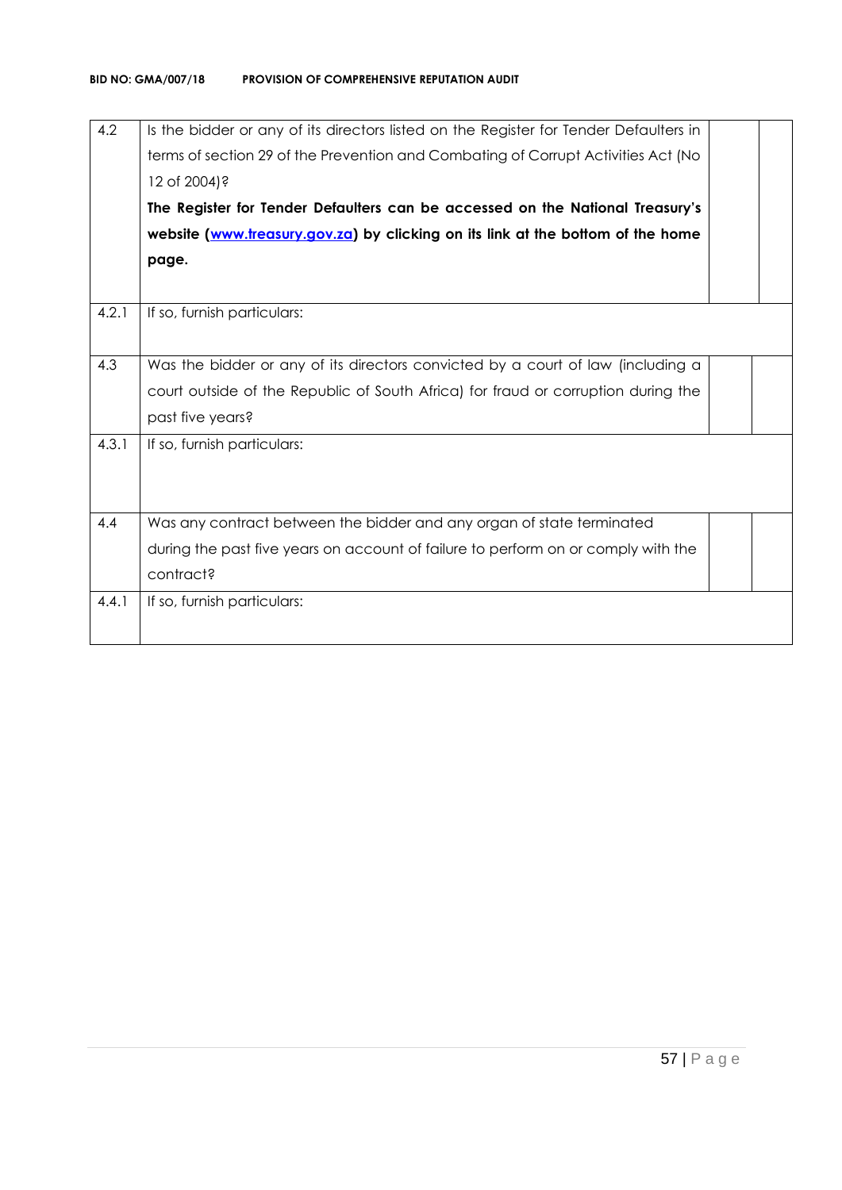| | | | |
|---|---|---|---|
| 4.2 | Is the bidder or any of its directors listed on the Register for Tender Defaulters in terms of section 29 of the Prevention and Combating of Corrupt Activities Act (No 12 of 2004)?<br>**The Register for Tender Defaulters can be accessed on the National Treasury's website ([www.treasury.gov.za](http://www.treasury.gov.za)) by clicking on its link at the bottom of the home page.** | | |
| 4.2.1 | If so, furnish particulars: | | |
| 4.3 | Was the bidder or any of its directors convicted by a court of law (including a court outside of the Republic of South Africa) for fraud or corruption during the past five years? | | |
| 4.3.1 | If so, furnish particulars: | | |
| 4.4 | Was any contract between the bidder and any organ of state terminated during the past five years on account of failure to perform on or comply with the contract? | | |
| 4.4.1 | If so, furnish particulars: | | |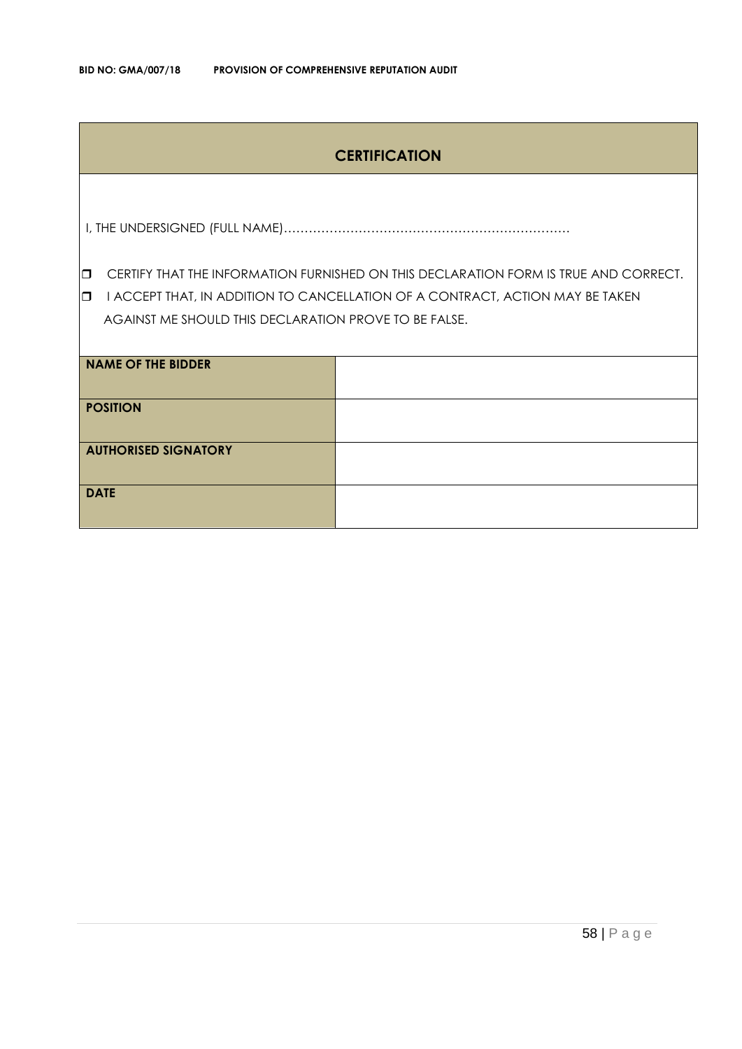## CERTIFICATION

I, THE UNDERSIGNED (FULL NAME)……………………………………………………………

- ❒ CERTIFY THAT THE INFORMATION FURNISHED ON THIS DECLARATION FORM IS TRUE AND CORRECT.
- ❒ I ACCEPT THAT, IN ADDITION TO CANCELLATION OF A CONTRACT, ACTION MAY BE TAKEN AGAINST ME SHOULD THIS DECLARATION PROVE TO BE FALSE.

| | |
|---|---|
| **NAME OF THE BIDDER** | |
| **POSITION** | |
| **AUTHORISED SIGNATORY** | |
| **DATE** | |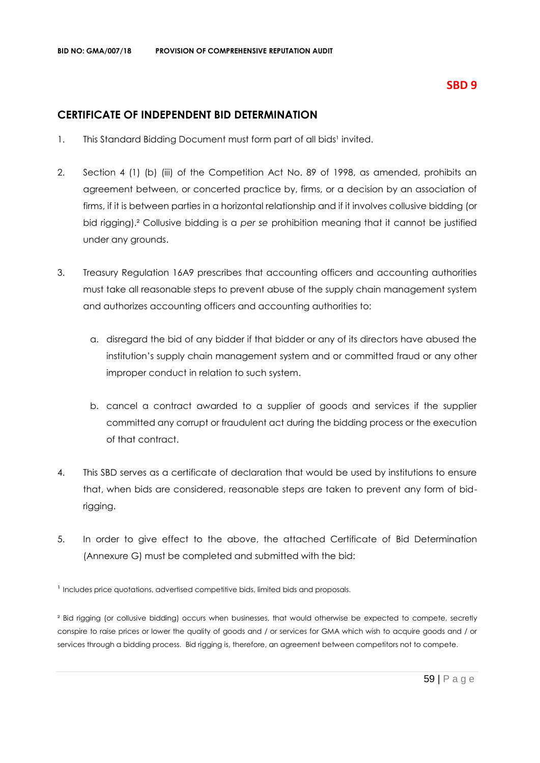**SBD 9**

## CERTIFICATE OF INDEPENDENT BID DETERMINATION

1. This Standard Bidding Document must form part of all bids[1] invited.

2. Section 4 (1) (b) (iii) of the Competition Act No. 89 of 1998, as amended, prohibits an agreement between, or concerted practice by, firms, or a decision by an association of firms, if it is between parties in a horizontal relationship and if it involves collusive bidding (or bid rigging).[2] Collusive bidding is a *per se* prohibition meaning that it cannot be justified under any grounds.

3. Treasury Regulation 16A9 prescribes that accounting officers and accounting authorities must take all reasonable steps to prevent abuse of the supply chain management system and authorizes accounting officers and accounting authorities to:

   a. disregard the bid of any bidder if that bidder or any of its directors have abused the institution's supply chain management system and or committed fraud or any other improper conduct in relation to such system.

   b. cancel a contract awarded to a supplier of goods and services if the supplier committed any corrupt or fraudulent act during the bidding process or the execution of that contract.

4. This SBD serves as a certificate of declaration that would be used by institutions to ensure that, when bids are considered, reasonable steps are taken to prevent any form of bid-rigging.

5. In order to give effect to the above, the attached Certificate of Bid Determination (Annexure G) must be completed and submitted with the bid:

[1] Includes price quotations, advertised competitive bids, limited bids and proposals.

[2] Bid rigging (or collusive bidding) occurs when businesses, that would otherwise be expected to compete, secretly conspire to raise prices or lower the quality of goods and / or services for GMA which wish to acquire goods and / or services through a bidding process. Bid rigging is, therefore, an agreement between competitors not to compete.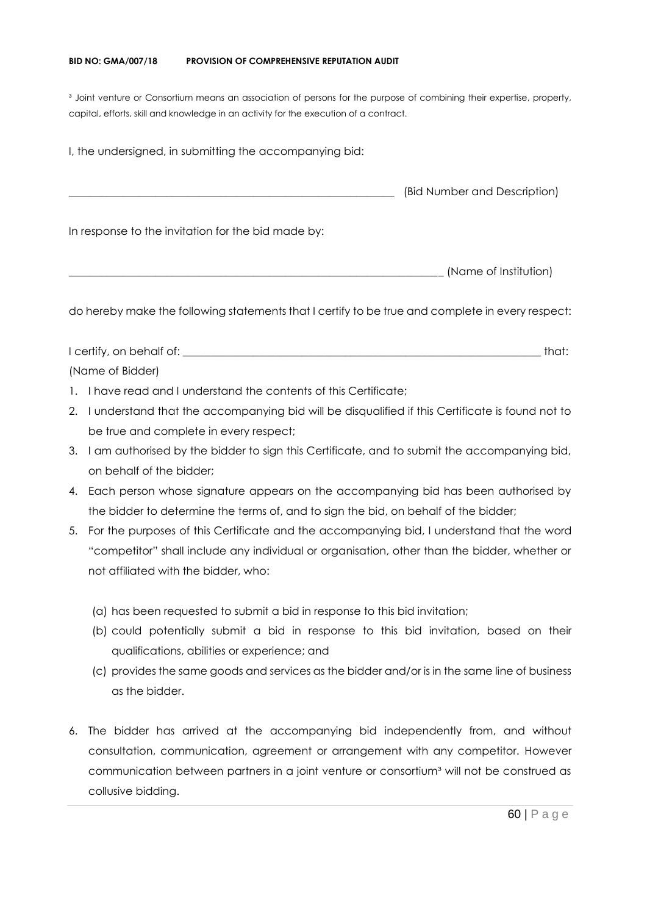[3] Joint venture or Consortium means an association of persons for the purpose of combining their expertise, property, capital, efforts, skill and knowledge in an activity for the execution of a contract.

I, the undersigned, in submitting the accompanying bid:

____________________________________________________________ (Bid Number and Description)

In response to the invitation for the bid made by:

____________________________________________________________________ (Name of Institution)

do hereby make the following statements that I certify to be true and complete in every respect:

I certify, on behalf of: _________________________________________________________________ that:
(Name of Bidder)

1. I have read and I understand the contents of this Certificate;
2. I understand that the accompanying bid will be disqualified if this Certificate is found not to be true and complete in every respect;
3. I am authorised by the bidder to sign this Certificate, and to submit the accompanying bid, on behalf of the bidder;
4. Each person whose signature appears on the accompanying bid has been authorised by the bidder to determine the terms of, and to sign the bid, on behalf of the bidder;
5. For the purposes of this Certificate and the accompanying bid, I understand that the word "competitor" shall include any individual or organisation, other than the bidder, whether or not affiliated with the bidder, who:

   (a) has been requested to submit a bid in response to this bid invitation;
   (b) could potentially submit a bid in response to this bid invitation, based on their qualifications, abilities or experience; and
   (c) provides the same goods and services as the bidder and/or is in the same line of business as the bidder.

6. The bidder has arrived at the accompanying bid independently from, and without consultation, communication, agreement or arrangement with any competitor. However communication between partners in a joint venture or consortium[3] will not be construed as collusive bidding.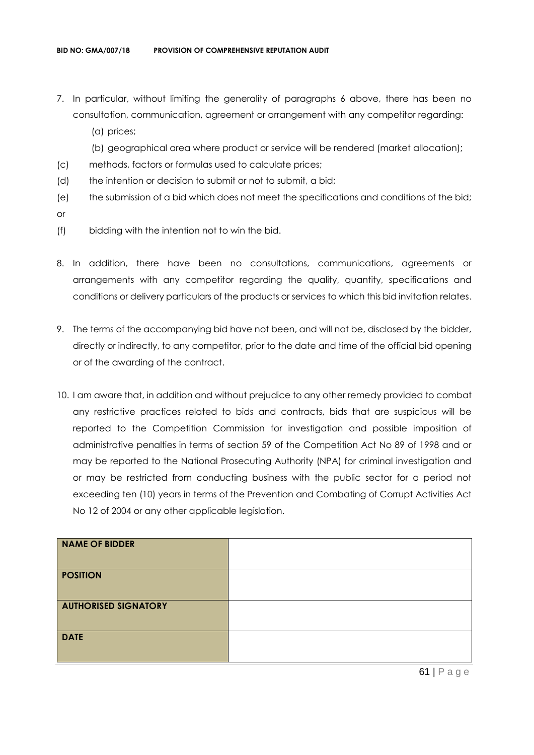7. In particular, without limiting the generality of paragraphs 6 above, there has been no consultation, communication, agreement or arrangement with any competitor regarding:
   (a) prices;
   (b) geographical area where product or service will be rendered (market allocation);
   (c) methods, factors or formulas used to calculate prices;
   (d) the intention or decision to submit or not to submit, a bid;
   (e) the submission of a bid which does not meet the specifications and conditions of the bid; or
   (f) bidding with the intention not to win the bid.

8. In addition, there have been no consultations, communications, agreements or arrangements with any competitor regarding the quality, quantity, specifications and conditions or delivery particulars of the products or services to which this bid invitation relates.

9. The terms of the accompanying bid have not been, and will not be, disclosed by the bidder, directly or indirectly, to any competitor, prior to the date and time of the official bid opening or of the awarding of the contract.

10. I am aware that, in addition and without prejudice to any other remedy provided to combat any restrictive practices related to bids and contracts, bids that are suspicious will be reported to the Competition Commission for investigation and possible imposition of administrative penalties in terms of section 59 of the Competition Act No 89 of 1998 and or may be reported to the National Prosecuting Authority (NPA) for criminal investigation and or may be restricted from conducting business with the public sector for a period not exceeding ten (10) years in terms of the Prevention and Combating of Corrupt Activities Act No 12 of 2004 or any other applicable legislation.

| | |
|---|---|
| **NAME OF BIDDER** | |
| **POSITION** | |
| **AUTHORISED SIGNATORY** | |
| **DATE** | |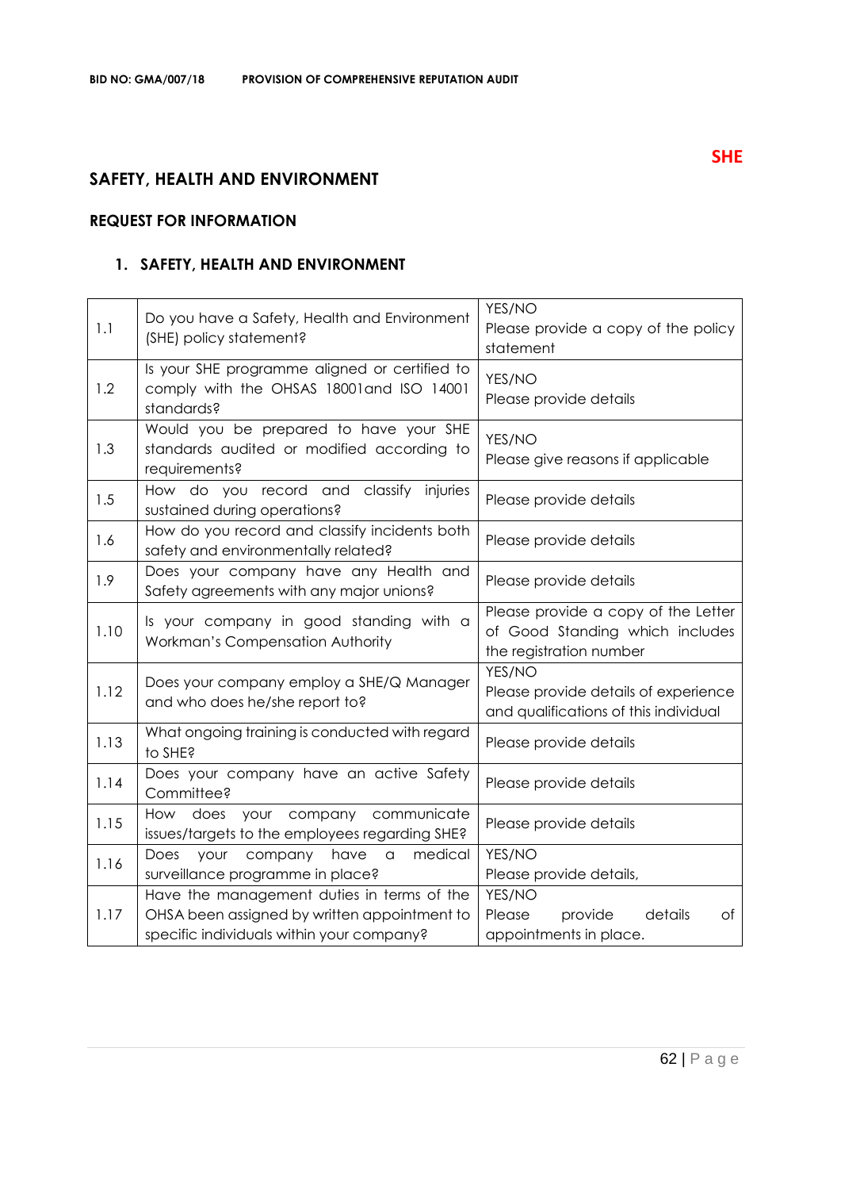**SHE**

## SAFETY, HEALTH AND ENVIRONMENT

### REQUEST FOR INFORMATION

### 1. SAFETY, HEALTH AND ENVIRONMENT

| | | |
|---|---|---|
| 1.1 | Do you have a Safety, Health and Environment (SHE) policy statement? | YES/NO<br>Please provide a copy of the policy statement |
| 1.2 | Is your SHE programme aligned or certified to comply with the OHSAS 18001and ISO 14001 standards? | YES/NO<br>Please provide details |
| 1.3 | Would you be prepared to have your SHE standards audited or modified according to requirements? | YES/NO<br>Please give reasons if applicable |
| 1.5 | How do you record and classify injuries sustained during operations? | Please provide details |
| 1.6 | How do you record and classify incidents both safety and environmentally related? | Please provide details |
| 1.9 | Does your company have any Health and Safety agreements with any major unions? | Please provide details |
| 1.10 | Is your company in good standing with a Workman's Compensation Authority | Please provide a copy of the Letter of Good Standing which includes the registration number |
| 1.12 | Does your company employ a SHE/Q Manager and who does he/she report to? | YES/NO<br>Please provide details of experience and qualifications of this individual |
| 1.13 | What ongoing training is conducted with regard to SHE? | Please provide details |
| 1.14 | Does your company have an active Safety Committee? | Please provide details |
| 1.15 | How does your company communicate issues/targets to the employees regarding SHE? | Please provide details |
| 1.16 | Does your company have a medical surveillance programme in place? | YES/NO<br>Please provide details, |
| 1.17 | Have the management duties in terms of the OHSA been assigned by written appointment to specific individuals within your company? | YES/NO<br>Please provide details of appointments in place. |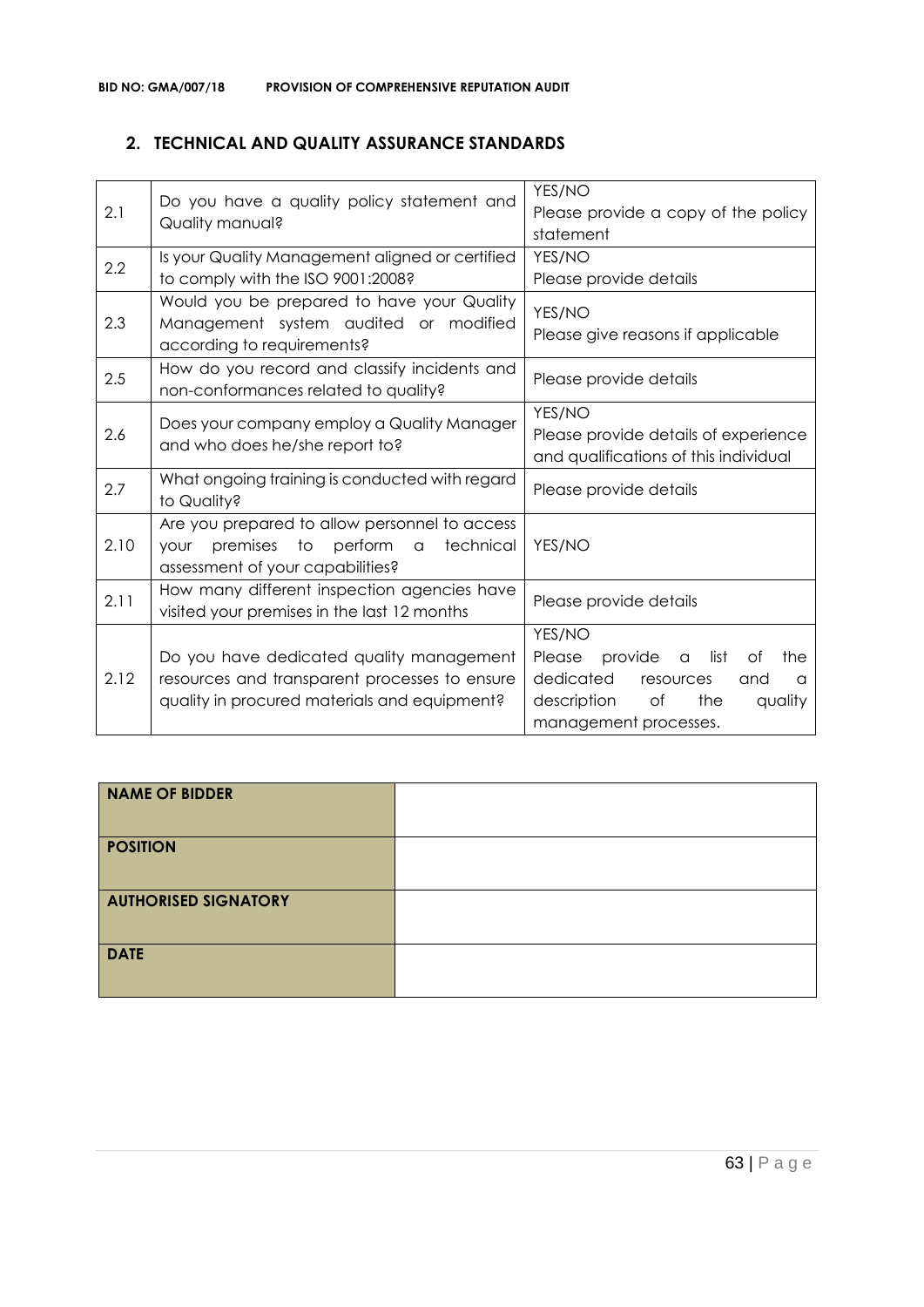## 2. TECHNICAL AND QUALITY ASSURANCE STANDARDS

| | | |
|---|---|---|
| 2.1 | Do you have a quality policy statement and Quality manual? | YES/NO<br>Please provide a copy of the policy statement |
| 2.2 | Is your Quality Management aligned or certified to comply with the ISO 9001:2008? | YES/NO<br>Please provide details |
| 2.3 | Would you be prepared to have your Quality Management system audited or modified according to requirements? | YES/NO<br>Please give reasons if applicable |
| 2.5 | How do you record and classify incidents and non-conformances related to quality? | Please provide details |
| 2.6 | Does your company employ a Quality Manager and who does he/she report to? | YES/NO<br>Please provide details of experience and qualifications of this individual |
| 2.7 | What ongoing training is conducted with regard to Quality? | Please provide details |
| 2.10 | Are you prepared to allow personnel to access your premises to perform a technical assessment of your capabilities? | YES/NO |
| 2.11 | How many different inspection agencies have visited your premises in the last 12 months | Please provide details |
| 2.12 | Do you have dedicated quality management resources and transparent processes to ensure quality in procured materials and equipment? | YES/NO<br>Please provide a list of the dedicated resources and a description of the quality management processes. |

| | |
|---|---|
| **NAME OF BIDDER** | |
| **POSITION** | |
| **AUTHORISED SIGNATORY** | |
| **DATE** | |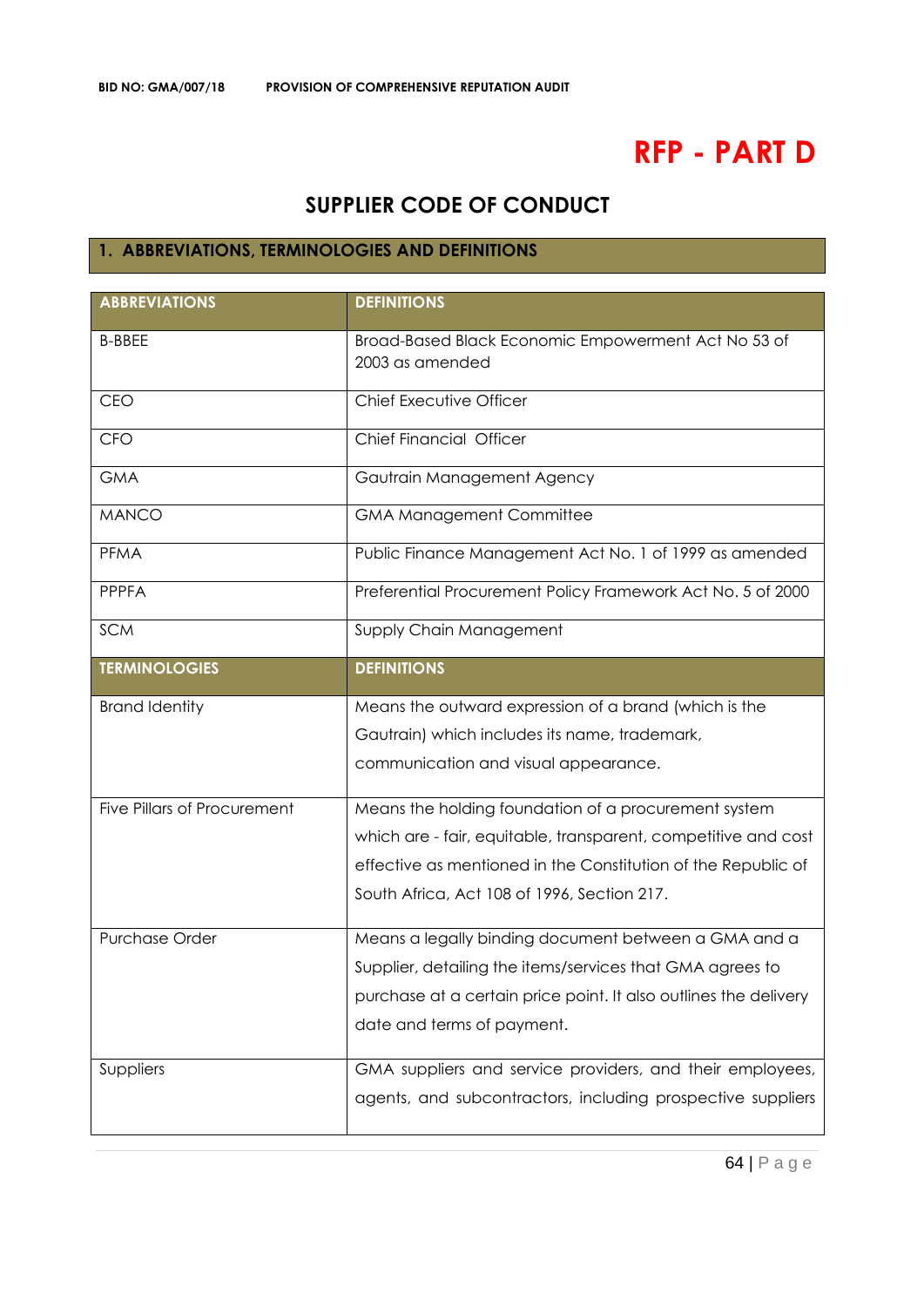# RFP - PART D

## SUPPLIER CODE OF CONDUCT

### 1. ABBREVIATIONS, TERMINOLOGIES AND DEFINITIONS

| ABBREVIATIONS | DEFINITIONS |
|---|---|
| B-BBEE | Broad-Based Black Economic Empowerment Act No 53 of 2003 as amended |
| CEO | Chief Executive Officer |
| CFO | Chief Financial Officer |
| GMA | Gautrain Management Agency |
| MANCO | GMA Management Committee |
| PFMA | Public Finance Management Act No. 1 of 1999 as amended |
| PPPFA | Preferential Procurement Policy Framework Act No. 5 of 2000 |
| SCM | Supply Chain Management |
| **TERMINOLOGIES** | **DEFINITIONS** |
| Brand Identity | Means the outward expression of a brand (which is the Gautrain) which includes its name, trademark, communication and visual appearance. |
| Five Pillars of Procurement | Means the holding foundation of a procurement system which are - fair, equitable, transparent, competitive and cost effective as mentioned in the Constitution of the Republic of South Africa, Act 108 of 1996, Section 217. |
| Purchase Order | Means a legally binding document between a GMA and a Supplier, detailing the items/services that GMA agrees to purchase at a certain price point. It also outlines the delivery date and terms of payment. |
| Suppliers | GMA suppliers and service providers, and their employees, agents, and subcontractors, including prospective suppliers |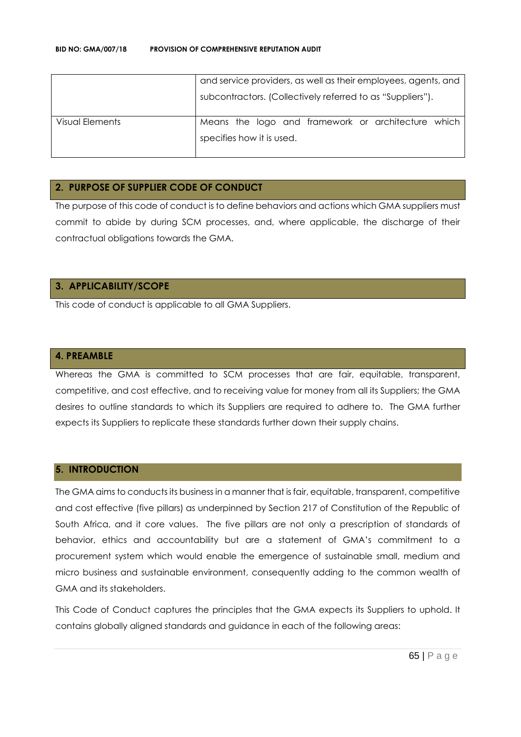|  |  |
| --- | --- |
|  | and service providers, as well as their employees, agents, and subcontractors. (Collectively referred to as "Suppliers"). |
| Visual Elements | Means the logo and framework or architecture which specifies how it is used. |

## 2. PURPOSE OF SUPPLIER CODE OF CONDUCT

The purpose of this code of conduct is to define behaviors and actions which GMA suppliers must commit to abide by during SCM processes, and, where applicable, the discharge of their contractual obligations towards the GMA.

## 3. APPLICABILITY/SCOPE

This code of conduct is applicable to all GMA Suppliers.

## 4. PREAMBLE

Whereas the GMA is committed to SCM processes that are fair, equitable, transparent, competitive, and cost effective, and to receiving value for money from all its Suppliers; the GMA desires to outline standards to which its Suppliers are required to adhere to. The GMA further expects its Suppliers to replicate these standards further down their supply chains.

## 5. INTRODUCTION

The GMA aims to conducts its business in a manner that is fair, equitable, transparent, competitive and cost effective (five pillars) as underpinned by Section 217 of Constitution of the Republic of South Africa, and it core values. The five pillars are not only a prescription of standards of behavior, ethics and accountability but are a statement of GMA's commitment to a procurement system which would enable the emergence of sustainable small, medium and micro business and sustainable environment, consequently adding to the common wealth of GMA and its stakeholders.

This Code of Conduct captures the principles that the GMA expects its Suppliers to uphold. It contains globally aligned standards and guidance in each of the following areas: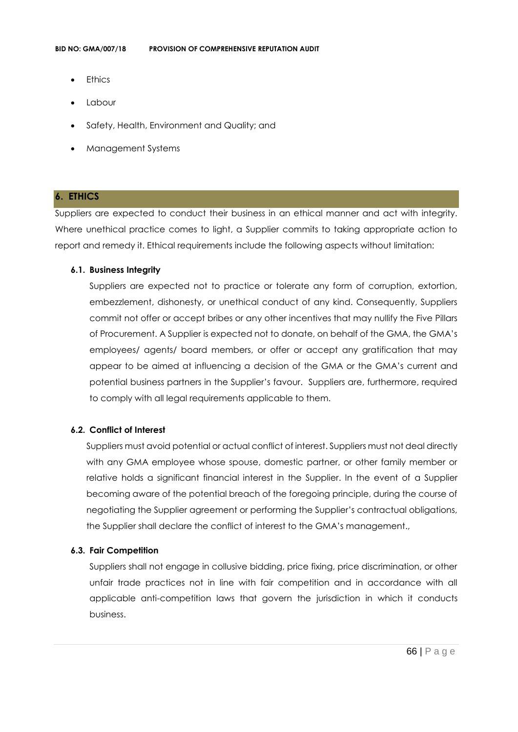- Ethics
- Labour
- Safety, Health, Environment and Quality; and
- Management Systems

## 6. ETHICS

Suppliers are expected to conduct their business in an ethical manner and act with integrity. Where unethical practice comes to light, a Supplier commits to taking appropriate action to report and remedy it. Ethical requirements include the following aspects without limitation:

### 6.1. Business Integrity

Suppliers are expected not to practice or tolerate any form of corruption, extortion, embezzlement, dishonesty, or unethical conduct of any kind. Consequently, Suppliers commit not offer or accept bribes or any other incentives that may nullify the Five Pillars of Procurement. A Supplier is expected not to donate, on behalf of the GMA, the GMA's employees/ agents/ board members, or offer or accept any gratification that may appear to be aimed at influencing a decision of the GMA or the GMA's current and potential business partners in the Supplier's favour. Suppliers are, furthermore, required to comply with all legal requirements applicable to them.

### 6.2. Conflict of Interest

Suppliers must avoid potential or actual conflict of interest. Suppliers must not deal directly with any GMA employee whose spouse, domestic partner, or other family member or relative holds a significant financial interest in the Supplier. In the event of a Supplier becoming aware of the potential breach of the foregoing principle, during the course of negotiating the Supplier agreement or performing the Supplier's contractual obligations, the Supplier shall declare the conflict of interest to the GMA's management.,

### 6.3. Fair Competition

Suppliers shall not engage in collusive bidding, price fixing, price discrimination, or other unfair trade practices not in line with fair competition and in accordance with all applicable anti-competition laws that govern the jurisdiction in which it conducts business.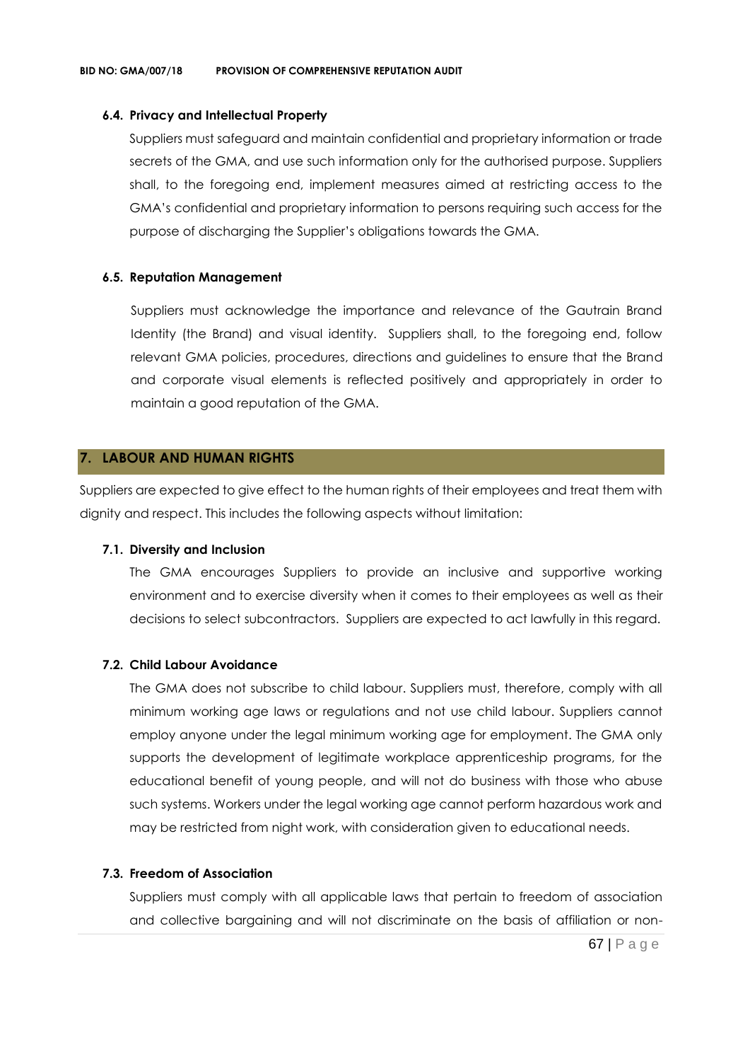### 6.4. Privacy and Intellectual Property

Suppliers must safeguard and maintain confidential and proprietary information or trade secrets of the GMA, and use such information only for the authorised purpose. Suppliers shall, to the foregoing end, implement measures aimed at restricting access to the GMA's confidential and proprietary information to persons requiring such access for the purpose of discharging the Supplier's obligations towards the GMA.

### 6.5. Reputation Management

Suppliers must acknowledge the importance and relevance of the Gautrain Brand Identity (the Brand) and visual identity. Suppliers shall, to the foregoing end, follow relevant GMA policies, procedures, directions and guidelines to ensure that the Brand and corporate visual elements is reflected positively and appropriately in order to maintain a good reputation of the GMA.

## 7. LABOUR AND HUMAN RIGHTS

Suppliers are expected to give effect to the human rights of their employees and treat them with dignity and respect. This includes the following aspects without limitation:

### 7.1. Diversity and Inclusion

The GMA encourages Suppliers to provide an inclusive and supportive working environment and to exercise diversity when it comes to their employees as well as their decisions to select subcontractors. Suppliers are expected to act lawfully in this regard.

### 7.2. Child Labour Avoidance

The GMA does not subscribe to child labour. Suppliers must, therefore, comply with all minimum working age laws or regulations and not use child labour. Suppliers cannot employ anyone under the legal minimum working age for employment. The GMA only supports the development of legitimate workplace apprenticeship programs, for the educational benefit of young people, and will not do business with those who abuse such systems. Workers under the legal working age cannot perform hazardous work and may be restricted from night work, with consideration given to educational needs.

### 7.3. Freedom of Association

Suppliers must comply with all applicable laws that pertain to freedom of association and collective bargaining and will not discriminate on the basis of affiliation or non-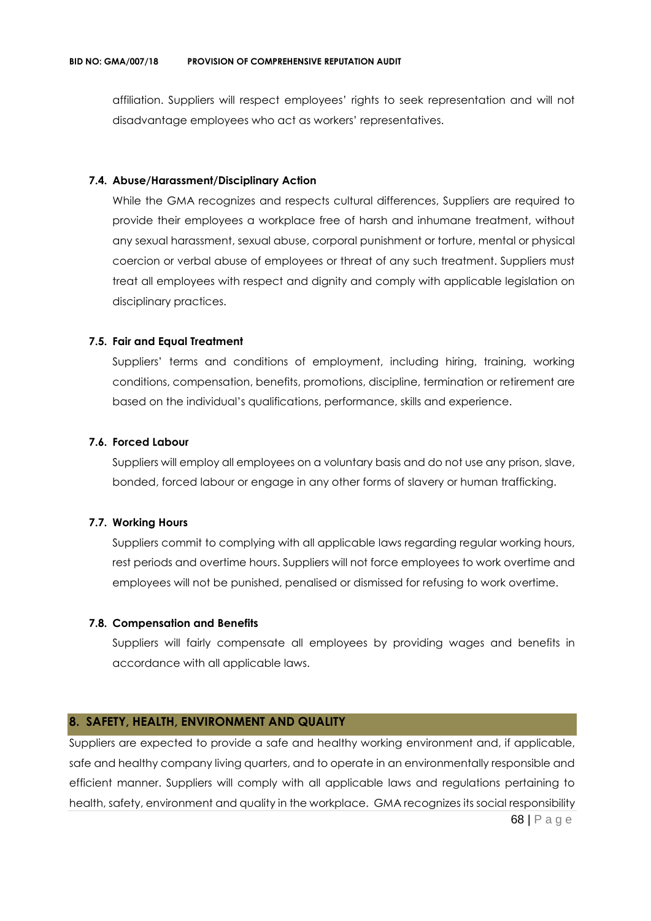affiliation. Suppliers will respect employees' rights to seek representation and will not disadvantage employees who act as workers' representatives.

### 7.4. Abuse/Harassment/Disciplinary Action

While the GMA recognizes and respects cultural differences, Suppliers are required to provide their employees a workplace free of harsh and inhumane treatment, without any sexual harassment, sexual abuse, corporal punishment or torture, mental or physical coercion or verbal abuse of employees or threat of any such treatment. Suppliers must treat all employees with respect and dignity and comply with applicable legislation on disciplinary practices.

### 7.5. Fair and Equal Treatment

Suppliers' terms and conditions of employment, including hiring, training, working conditions, compensation, benefits, promotions, discipline, termination or retirement are based on the individual's qualifications, performance, skills and experience.

### 7.6. Forced Labour

Suppliers will employ all employees on a voluntary basis and do not use any prison, slave, bonded, forced labour or engage in any other forms of slavery or human trafficking.

### 7.7. Working Hours

Suppliers commit to complying with all applicable laws regarding regular working hours, rest periods and overtime hours. Suppliers will not force employees to work overtime and employees will not be punished, penalised or dismissed for refusing to work overtime.

### 7.8. Compensation and Benefits

Suppliers will fairly compensate all employees by providing wages and benefits in accordance with all applicable laws.

## 8. SAFETY, HEALTH, ENVIRONMENT AND QUALITY

Suppliers are expected to provide a safe and healthy working environment and, if applicable, safe and healthy company living quarters, and to operate in an environmentally responsible and efficient manner. Suppliers will comply with all applicable laws and regulations pertaining to health, safety, environment and quality in the workplace. GMA recognizes its social responsibility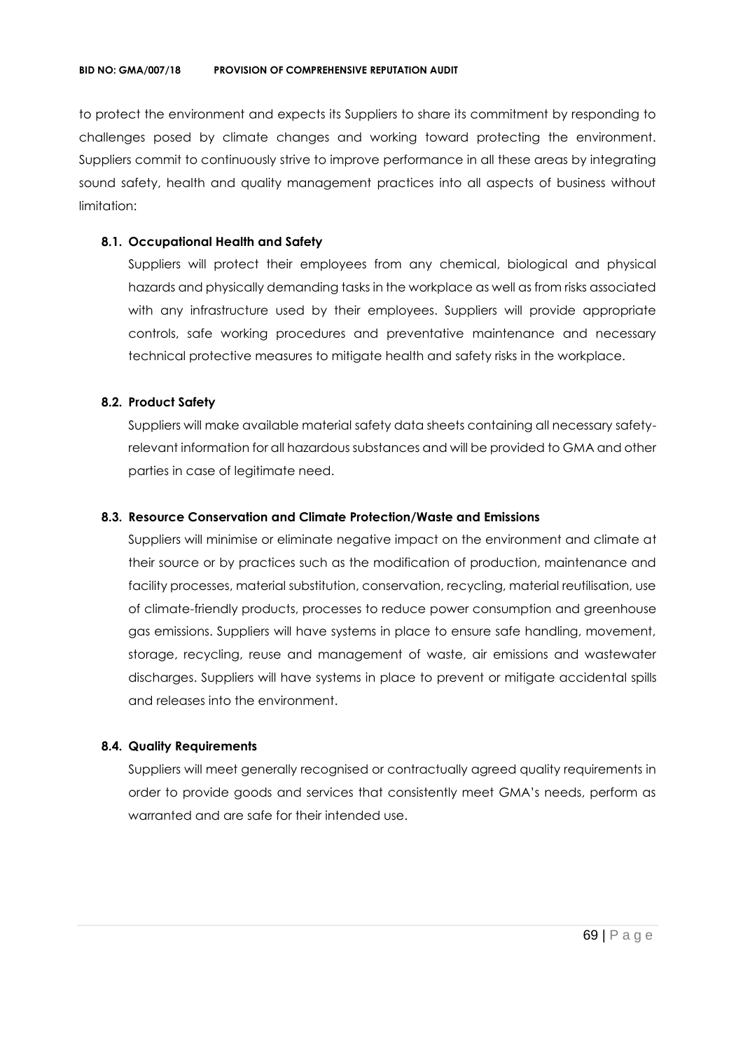to protect the environment and expects its Suppliers to share its commitment by responding to challenges posed by climate changes and working toward protecting the environment. Suppliers commit to continuously strive to improve performance in all these areas by integrating sound safety, health and quality management practices into all aspects of business without limitation:

**8.1. Occupational Health and Safety**

Suppliers will protect their employees from any chemical, biological and physical hazards and physically demanding tasks in the workplace as well as from risks associated with any infrastructure used by their employees. Suppliers will provide appropriate controls, safe working procedures and preventative maintenance and necessary technical protective measures to mitigate health and safety risks in the workplace.

**8.2. Product Safety**

Suppliers will make available material safety data sheets containing all necessary safety-relevant information for all hazardous substances and will be provided to GMA and other parties in case of legitimate need.

**8.3. Resource Conservation and Climate Protection/Waste and Emissions**

Suppliers will minimise or eliminate negative impact on the environment and climate at their source or by practices such as the modification of production, maintenance and facility processes, material substitution, conservation, recycling, material reutilisation, use of climate-friendly products, processes to reduce power consumption and greenhouse gas emissions. Suppliers will have systems in place to ensure safe handling, movement, storage, recycling, reuse and management of waste, air emissions and wastewater discharges. Suppliers will have systems in place to prevent or mitigate accidental spills and releases into the environment.

**8.4. Quality Requirements**

Suppliers will meet generally recognised or contractually agreed quality requirements in order to provide goods and services that consistently meet GMA's needs, perform as warranted and are safe for their intended use.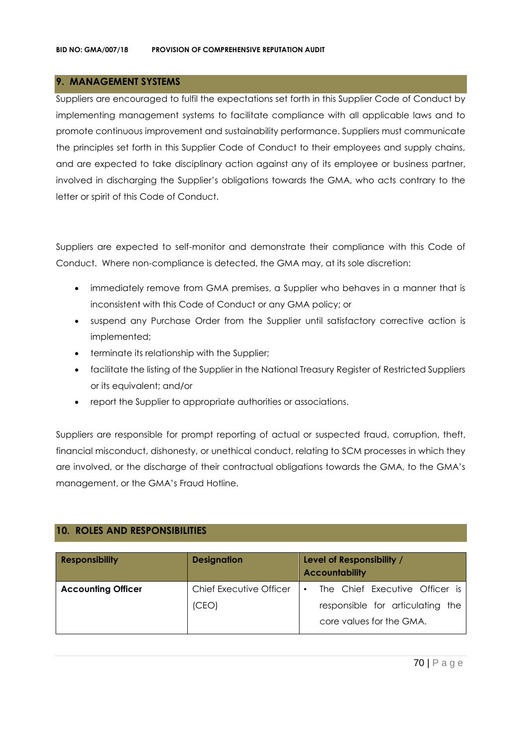## 9. MANAGEMENT SYSTEMS

Suppliers are encouraged to fulfil the expectations set forth in this Supplier Code of Conduct by implementing management systems to facilitate compliance with all applicable laws and to promote continuous improvement and sustainability performance. Suppliers must communicate the principles set forth in this Supplier Code of Conduct to their employees and supply chains, and are expected to take disciplinary action against any of its employee or business partner, involved in discharging the Supplier's obligations towards the GMA, who acts contrary to the letter or spirit of this Code of Conduct.

Suppliers are expected to self-monitor and demonstrate their compliance with this Code of Conduct. Where non-compliance is detected, the GMA may, at its sole discretion:

- immediately remove from GMA premises, a Supplier who behaves in a manner that is inconsistent with this Code of Conduct or any GMA policy; or
- suspend any Purchase Order from the Supplier until satisfactory corrective action is implemented;
- terminate its relationship with the Supplier;
- facilitate the listing of the Supplier in the National Treasury Register of Restricted Suppliers or its equivalent; and/or
- report the Supplier to appropriate authorities or associations.

Suppliers are responsible for prompt reporting of actual or suspected fraud, corruption, theft, financial misconduct, dishonesty, or unethical conduct, relating to SCM processes in which they are involved, or the discharge of their contractual obligations towards the GMA, to the GMA's management, or the GMA's Fraud Hotline.

## 10. ROLES AND RESPONSIBILITIES

| Responsibility | Designation | Level of Responsibility / Accountability |
|---|---|---|
| **Accounting Officer** | Chief Executive Officer (CEO) | • The Chief Executive Officer is responsible for articulating the core values for the GMA. |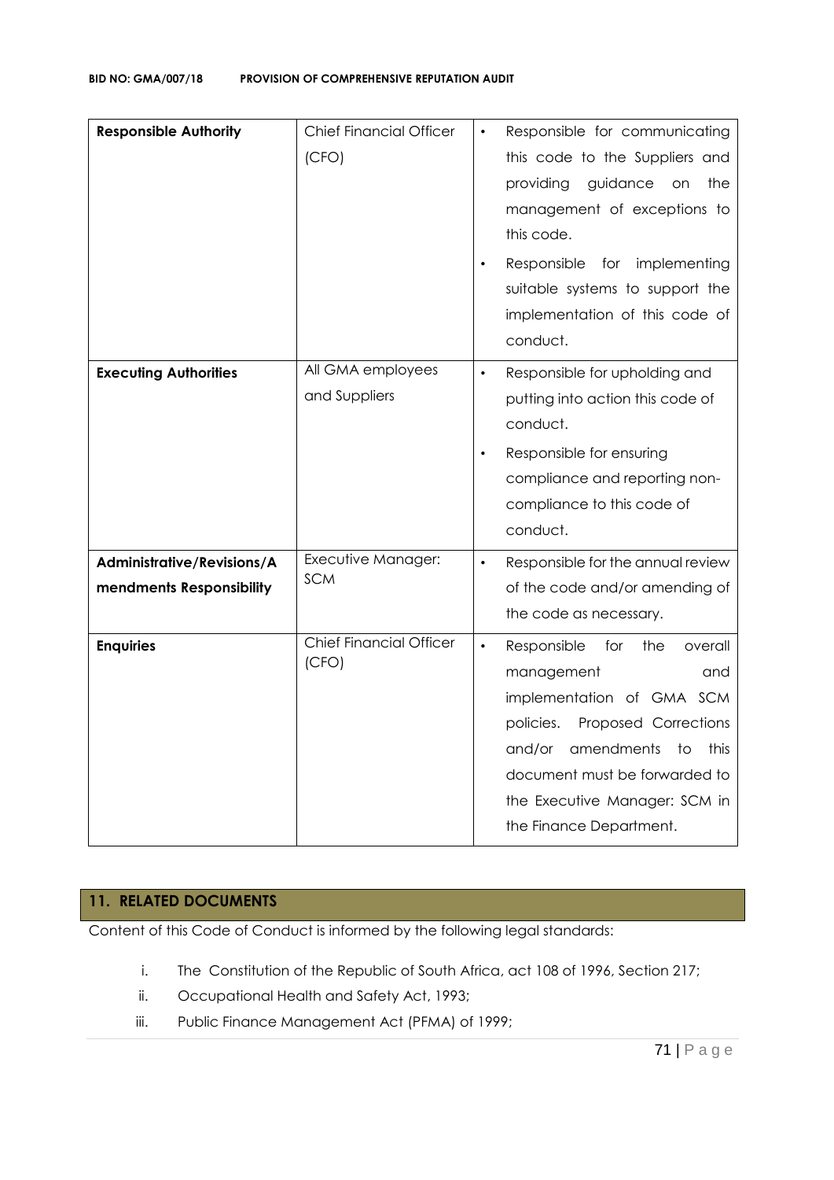| **Responsible Authority** | Chief Financial Officer (CFO) | • Responsible for communicating this code to the Suppliers and providing guidance on the management of exceptions to this code.<br>• Responsible for implementing suitable systems to support the implementation of this code of conduct. |
|---|---|---|
| **Executing Authorities** | All GMA employees and Suppliers | • Responsible for upholding and putting into action this code of conduct.<br>• Responsible for ensuring compliance and reporting non-compliance to this code of conduct. |
| **Administrative/Revisions/Amendments Responsibility** | Executive Manager: SCM | • Responsible for the annual review of the code and/or amending of the code as necessary. |
| **Enquiries** | Chief Financial Officer (CFO) | • Responsible for the overall management and implementation of GMA SCM policies. Proposed Corrections and/or amendments to this document must be forwarded to the Executive Manager: SCM in the Finance Department. |

## 11. RELATED DOCUMENTS

Content of this Code of Conduct is informed by the following legal standards:

i. The Constitution of the Republic of South Africa, act 108 of 1996, Section 217;
ii. Occupational Health and Safety Act, 1993;
iii. Public Finance Management Act (PFMA) of 1999;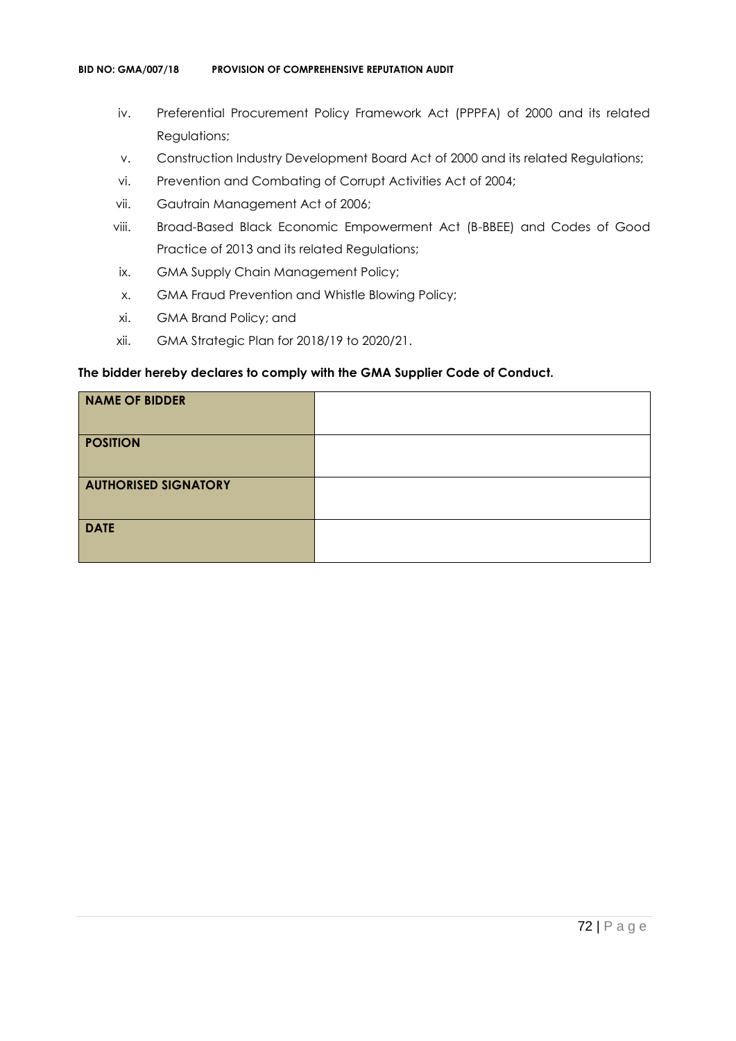iv. Preferential Procurement Policy Framework Act (PPPFA) of 2000 and its related Regulations;
v. Construction Industry Development Board Act of 2000 and its related Regulations;
vi. Prevention and Combating of Corrupt Activities Act of 2004;
vii. Gautrain Management Act of 2006;
viii. Broad-Based Black Economic Empowerment Act (B-BBEE) and Codes of Good Practice of 2013 and its related Regulations;
ix. GMA Supply Chain Management Policy;
x. GMA Fraud Prevention and Whistle Blowing Policy;
xi. GMA Brand Policy; and
xii. GMA Strategic Plan for 2018/19 to 2020/21.

**The bidder hereby declares to comply with the GMA Supplier Code of Conduct.**

| | |
|---|---|
| **NAME OF BIDDER** | |
| **POSITION** | |
| **AUTHORISED SIGNATORY** | |
| **DATE** | |